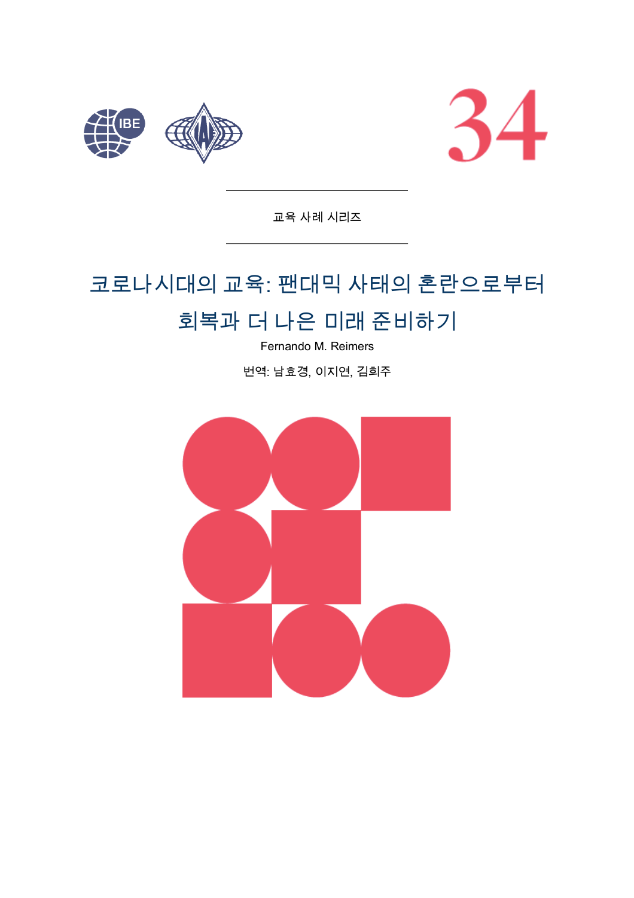34

교육 사례 시리즈

# 코로나시대의 교육: 팬대믹 사태의 혼란으로부터 회복과 더 나은 미래 준비하기

Fernando M. Reimers

번역: 남효경, 이지연, 김희주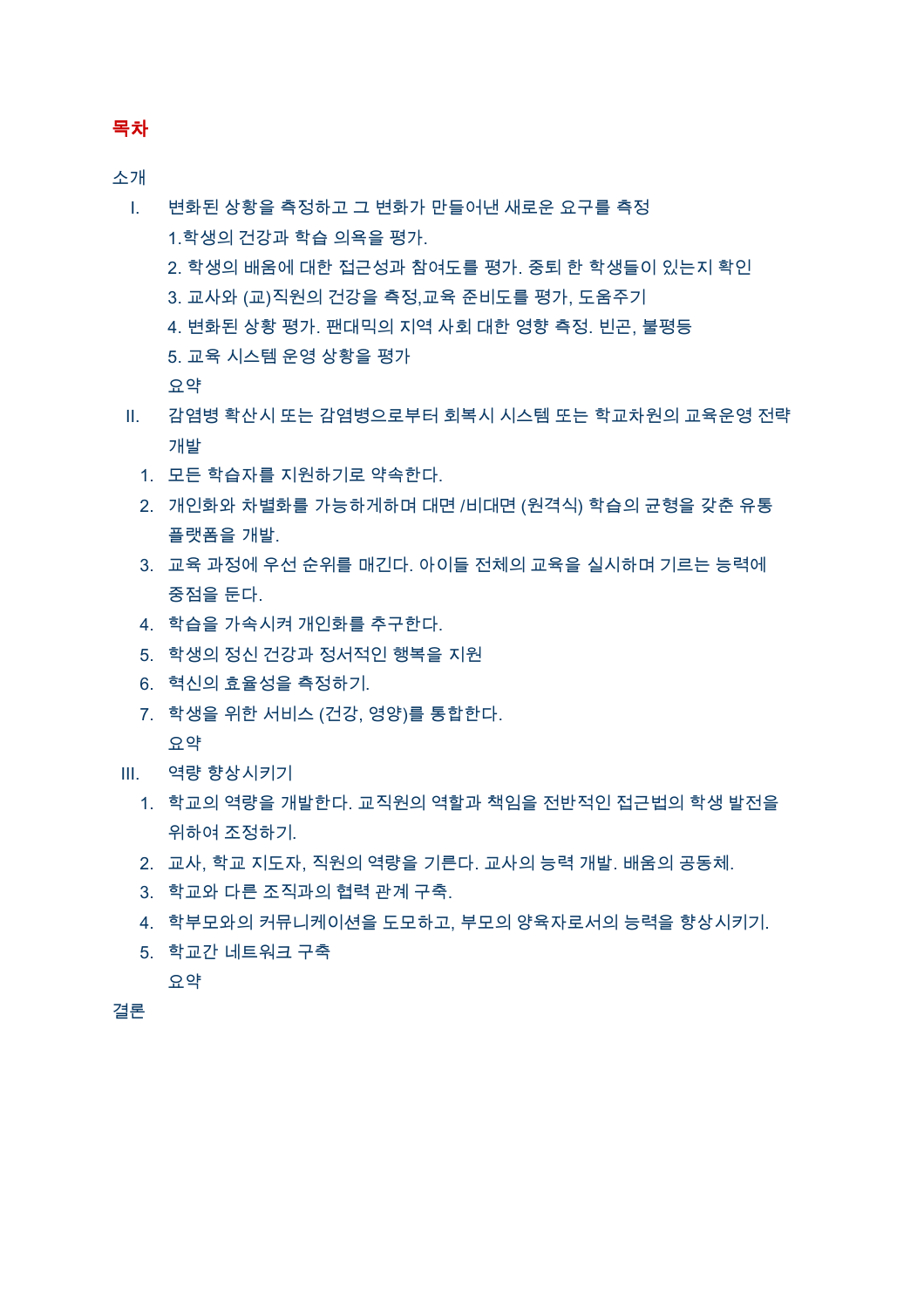## 목차

소개

I. 변화된 상황을 측정하고 그 변화가 만들어낸 새로운 요구를 측정

1.학생의 건강과 학습 의욕을 평가.

2. 학생의 배움에 대한 접근성과 참여도를 평가. 중퇴 한 학생들이 있는지 확인

3. 교사와 (교)직원의 건강을 측정,교육 준비도를 평가, 도움주기

4. 변화된 상황 평가. 팬대믹의 지역 사회 대한 영향 측정. 빈곤, 불평등

5. 교육 시스템 운영 상황을 평가

요약

II. 감염병 확산시 또는 감염병으로부터 회복시 시스템 또는 학교차원의 교육운영 전략 개발

1. 모든 학습자를 지원하기로 약속한다.
2. 개인화와 차별화를 가능하게하며 대면 /비대면 (원격식) 학습의 균형을 갖춘 유통 플랫폼을 개발.
3. 교육 과정에 우선 순위를 매긴다. 아이들 전체의 교육을 실시하며 기르는 능력에 중점을 둔다.
4. 학습을 가속시켜 개인화를 추구한다.
5. 학생의 정신 건강과 정서적인 행복을 지원
6. 혁신의 효율성을 측정하기.
7. 학생을 위한 서비스 (건강, 영양)를 통합한다.

요약

III. 역량 향상시키기

1. 학교의 역량을 개발한다. 교직원의 역할과 책임을 전반적인 접근법의 학생 발전을 위하여 조정하기.
2. 교사, 학교 지도자, 직원의 역량을 기른다. 교사의 능력 개발. 배움의 공동체.
3. 학교와 다른 조직과의 협력 관계 구축.
4. 학부모와의 커뮤니케이션을 도모하고, 부모의 양육자로서의 능력을 향상시키기.
5. 학교간 네트워크 구축

요약

결론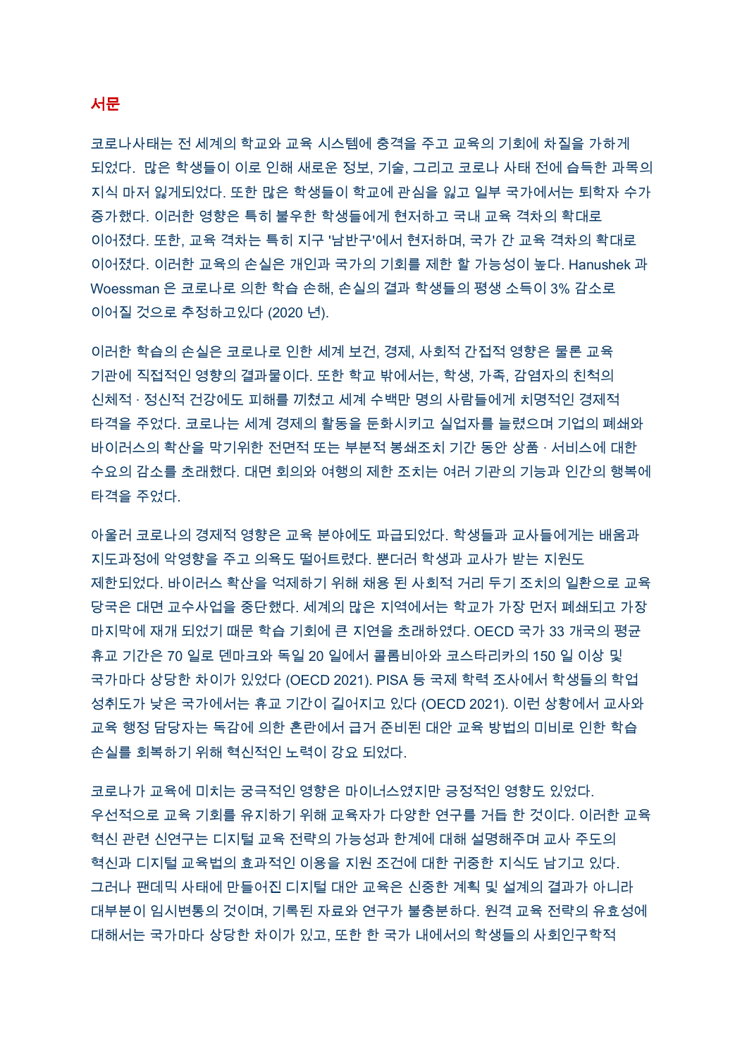## 서문

코로나사태는 전 세계의 학교와 교육 시스템에 충격을 주고 교육의 기회에 차질을 가하게 되었다. 많은 학생들이 이로 인해 새로운 정보, 기술, 그리고 코로나 사태 전에 습득한 과목의 지식 마저 잃게되었다. 또한 많은 학생들이 학교에 관심을 잃고 일부 국가에서는 퇴학자 수가 증가했다. 이러한 영향은 특히 불우한 학생들에게 현저하고 국내 교육 격차의 확대로 이어졌다. 또한, 교육 격차는 특히 지구 '남반구'에서 현저하며, 국가 간 교육 격차의 확대로 이어졌다. 이러한 교육의 손실은 개인과 국가의 기회를 제한 할 가능성이 높다. Hanushek 과 Woessman 은 코로나로 의한 학습 손해, 손실의 결과 학생들의 평생 소득이 3% 감소로 이어질 것으로 추정하고있다 (2020 년).

이러한 학습의 손실은 코로나로 인한 세계 보건, 경제, 사회적 간접적 영향은 물론 교육 기관에 직접적인 영향의 결과물이다. 또한 학교 밖에서는, 학생, 가족, 감염자의 친척의 신체적 · 정신적 건강에도 피해를 끼쳤고 세계 수백만 명의 사람들에게 치명적인 경제적 타격을 주었다. 코로나는 세계 경제의 활동을 둔화시키고 실업자를 늘렸으며 기업의 폐쇄와 바이러스의 확산을 막기위한 전면적 또는 부분적 봉쇄조치 기간 동안 상품 · 서비스에 대한 수요의 감소를 초래했다. 대면 회의와 여행의 제한 조치는 여러 기관의 기능과 인간의 행복에 타격을 주었다.

아울러 코로나의 경제적 영향은 교육 분야에도 파급되었다. 학생들과 교사들에게는 배움과 지도과정에 악영향을 주고 의욕도 떨어트렸다. 뿐더러 학생과 교사가 받는 지원도 제한되었다. 바이러스 확산을 억제하기 위해 채용 된 사회적 거리 두기 조치의 일환으로 교육 당국은 대면 교수사업을 중단했다. 세계의 많은 지역에서는 학교가 가장 먼저 폐쇄되고 가장 마지막에 재개 되었기 때문 학습 기회에 큰 지연을 초래하였다. OECD 국가 33 개국의 평균 휴교 기간은 70 일로 덴마크와 독일 20 일에서 콜롬비아와 코스타리카의 150 일 이상 및 국가마다 상당한 차이가 있었다 (OECD 2021). PISA 등 국제 학력 조사에서 학생들의 학업 성취도가 낮은 국가에서는 휴교 기간이 길어지고 있다 (OECD 2021). 이런 상황에서 교사와 교육 행정 담당자는 독감에 의한 혼란에서 급거 준비된 대안 교육 방법의 미비로 인한 학습 손실를 회복하기 위해 혁신적인 노력이 강요 되었다.

코로나가 교육에 미치는 궁극적인 영향은 마이너스였지만 긍정적인 영향도 있었다. 우선적으로 교육 기회를 유지하기 위해 교육자가 다양한 연구를 거듭 한 것이다. 이러한 교육 혁신 관련 신연구는 디지털 교육 전략의 가능성과 한계에 대해 설명해주며 교사 주도의 혁신과 디지털 교육법의 효과적인 이용을 지원 조건에 대한 귀중한 지식도 남기고 있다. 그러나 팬데믹 사태에 만들어진 디지털 대안 교육은 신중한 계획 및 설계의 결과가 아니라 대부분이 임시변통의 것이며, 기록된 자료와 연구가 불충분하다. 원격 교육 전략의 유효성에 대해서는 국가마다 상당한 차이가 있고, 또한 한 국가 내에서의 학생들의 사회인구학적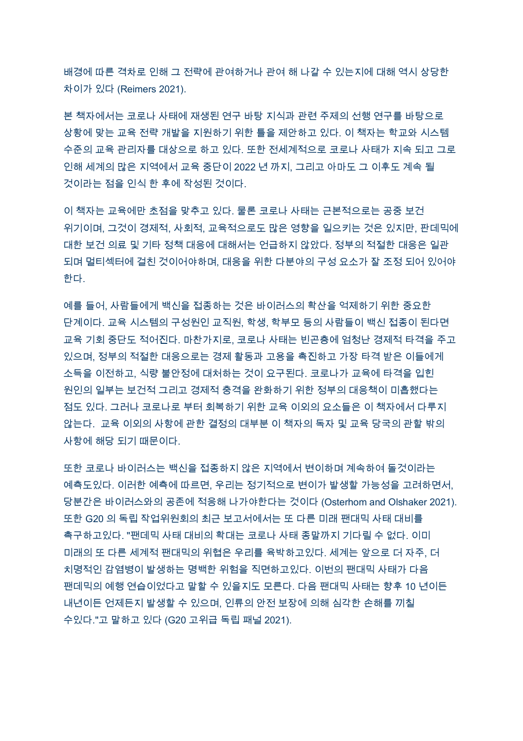배경에 따른 격차로 인해 그 전략에 관여하거나 관여 해 나갈 수 있는지에 대해 역시 상당한 차이가 있다 (Reimers 2021).

본 책자에서는 코로나 사태에 재생된 연구 바탕 지식과 관련 주제의 선행 연구를 바탕으로 상황에 맞는 교육 전략 개발을 지원하기 위한 틀을 제안하고 있다. 이 책자는 학교와 시스템 수준의 교육 관리자를 대상으로 하고 있다. 또한 전세계적으로 코로나 사태가 지속 되고 그로 인해 세계의 많은 지역에서 교육 중단이 2022 년 까지, 그리고 아마도 그 이후도 계속 될 것이라는 점을 인식 한 후에 작성된 것이다.

이 책자는 교육에만 초점을 맞추고 있다. 물론 코로나 사태는 근본적으로는 공중 보건 위기이며, 그것이 경제적, 사회적, 교육적으로도 많은 영향을 일으키는 것은 있지만, 판데믹에 대한 보건 의료 및 기타 정책 대응에 대해서는 언급하지 않았다. 정부의 적절한 대응은 일관 되며 멀티섹터에 걸친 것이어야하며, 대응을 위한 다분야의 구성 요소가 잘 조정 되어 있어야 한다.

예를 들어, 사람들에게 백신을 접종하는 것은 바이러스의 확산을 억제하기 위한 중요한 단계이다. 교육 시스템의 구성원인 교직원, 학생, 학부모 등의 사람들이 백신 접종이 된다면 교육 기회 중단도 적어진다. 마찬가지로, 코로나 사태는 빈곤층에 엄청난 경제적 타격을 주고 있으며, 정부의 적절한 대응으로는 경제 활동과 고용을 촉진하고 가장 타격 받은 이들에게 소득을 이전하고, 식량 불안정에 대처하는 것이 요구된다. 코로나가 교육에 타격을 입힌 원인의 일부는 보건적 그리고 경제적 충격을 완화하기 위한 정부의 대응책이 미흡했다는 점도 있다. 그러나 코로나로 부터 회복하기 위한 교육 이외의 요소들은 이 책자에서 다루지 않는다. 교육 이외의 사항에 관한 결정의 대부분 이 책자의 독자 및 교육 당국의 관할 밖의 사항에 해당 되기 때문이다.

또한 코로나 바이러스는 백신을 접종하지 않은 지역에서 변이하며 계속하여 돌것이라는 예측도있다. 이러한 예측에 따르면, 우리는 정기적으로 변이가 발생할 가능성을 고려하면서, 당분간은 바이러스와의 공존에 적응해 나가야한다는 것이다 (Osterhom and Olshaker 2021). 또한 G20 의 독립 작업위원회의 최근 보고서에서는 또 다른 미래 팬대믹 사태 대비를 촉구하고있다. "팬데믹 사태 대비의 확대는 코로나 사태 종말까지 기다릴 수 없다. 이미 미래의 또 다른 세계적 팬대믹의 위협은 우리를 육박하고있다. 세계는 앞으로 더 자주, 더 치명적인 감염병이 발생하는 명백한 위험을 직면하고있다. 이번의 팬대믹 사태가 다음 팬데믹의 예행 연습이었다고 말할 수 있을지도 모른다. 다음 팬대믹 사태는 향후 10 년이든 내년이든 언제든지 발생할 수 있으며, 인류의 안전 보장에 의해 심각한 손해를 끼칠 수있다."고 말하고 있다 (G20 고위급 독립 패널 2021).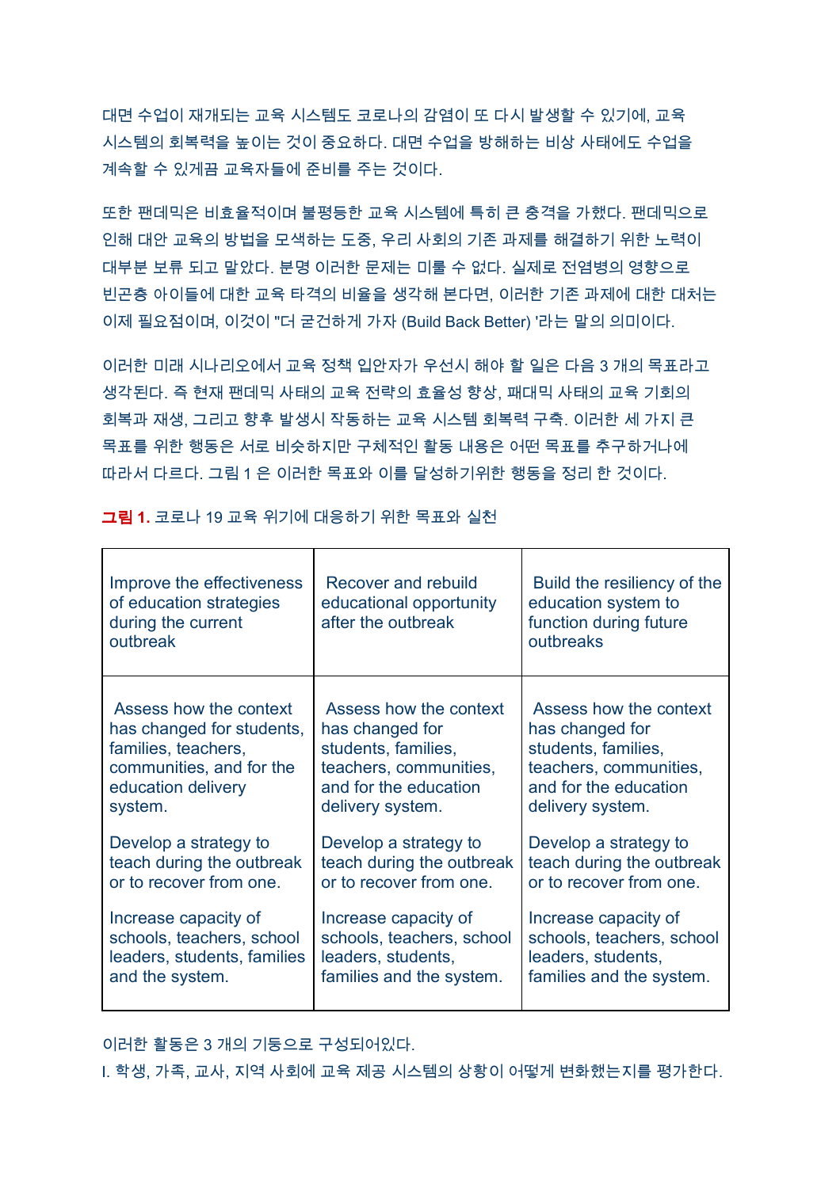대면 수업이 재개되는 교육 시스템도 코로나의 감염이 또 다시 발생할 수 있기에, 교육 시스템의 회복력을 높이는 것이 중요하다. 대면 수업을 방해하는 비상 사태에도 수업을 계속할 수 있게끔 교육자들에 준비를 주는 것이다.

또한 팬데믹은 비효율적이며 불평등한 교육 시스템에 특히 큰 충격을 가했다. 팬데믹으로 인해 대안 교육의 방법을 모색하는 도중, 우리 사회의 기존 과제를 해결하기 위한 노력이 대부분 보류 되고 말았다. 분명 이러한 문제는 미룰 수 없다. 실제로 전염병의 영향으로 빈곤층 아이들에 대한 교육 타격의 비율을 생각해 본다면, 이러한 기존 과제에 대한 대처는 이제 필요점이며, 이것이 "더 굳건하게 가자 (Build Back Better) '라는 말의 의미이다.

이러한 미래 시나리오에서 교육 정책 입안자가 우선시 해야 할 일은 다음 3 개의 목표라고 생각된다. 즉 현재 팬데믹 사태의 교육 전략의 효율성 향상, 패대믹 사태의 교육 기회의 회복과 재생, 그리고 향후 발생시 작동하는 교육 시스템 회복력 구축. 이러한 세 가지 큰 목표를 위한 행동은 서로 비슷하지만 구체적인 활동 내용은 어떤 목표를 추구하거나에 따라서 다르다. 그림 1 은 이러한 목표와 이를 달성하기위한 행동을 정리 한 것이다.

**그림 1.** 코로나 19 교육 위기에 대응하기 위한 목표와 실천

| Improve the effectiveness of education strategies during the current outbreak | Recover and rebuild educational opportunity after the outbreak | Build the resiliency of the education system to function during future outbreaks |
|---|---|---|
| Assess how the context has changed for students, families, teachers, communities, and for the education delivery system.<br><br>Develop a strategy to teach during the outbreak or to recover from one.<br><br>Increase capacity of schools, teachers, school leaders, students, families and the system. | Assess how the context has changed for students, families, teachers, communities, and for the education delivery system.<br><br>Develop a strategy to teach during the outbreak or to recover from one.<br><br>Increase capacity of schools, teachers, school leaders, students, families and the system. | Assess how the context has changed for students, families, teachers, communities, and for the education delivery system.<br><br>Develop a strategy to teach during the outbreak or to recover from one.<br><br>Increase capacity of schools, teachers, school leaders, students, families and the system. |

이러한 활동은 3 개의 기둥으로 구성되어있다.

I. 학생, 가족, 교사, 지역 사회에 교육 제공 시스템의 상황이 어떻게 변화했는지를 평가한다.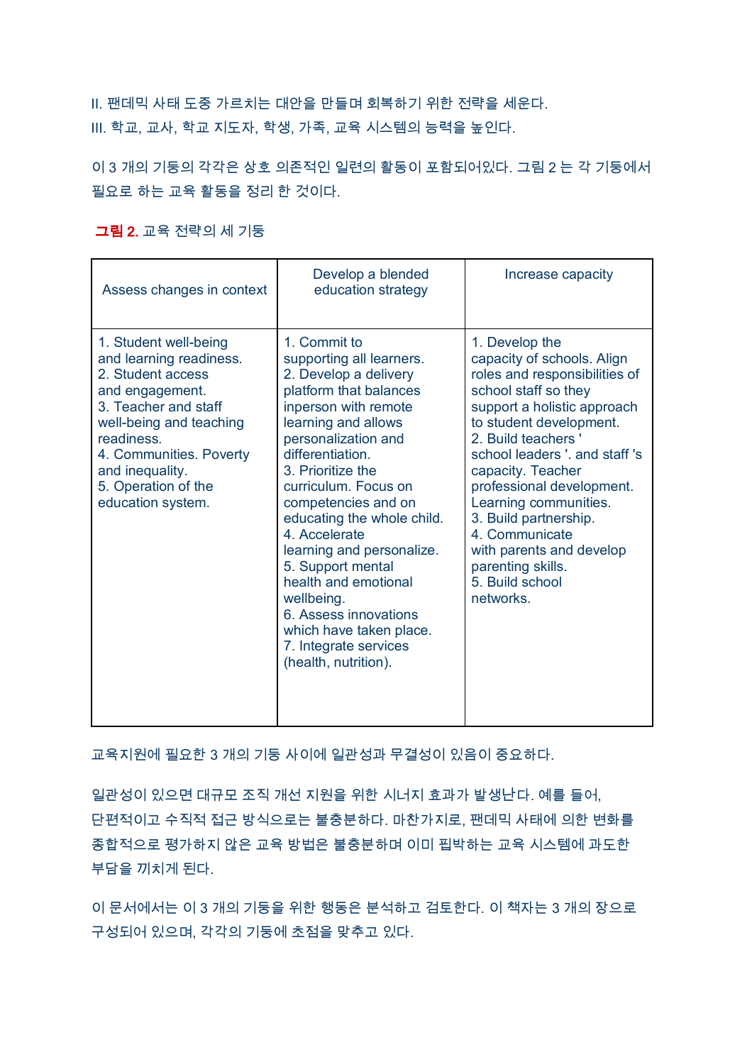II. 팬데믹 사태 도중 가르치는 대안을 만들며 회복하기 위한 전략을 세운다.
III. 학교, 교사, 학교 지도자, 학생, 가족, 교육 시스템의 능력을 높인다.

이 3 개의 기둥의 각각은 상호 의존적인 일련의 활동이 포함되어있다. 그림 2 는 각 기둥에서 필요로 하는 교육 활동을 정리 한 것이다.

**그림 2.** 교육 전략의 세 기둥

| Assess changes in context | Develop a blended education strategy | Increase capacity |
|---|---|---|
| 1. Student well-being and learning readiness.<br>2. Student access and engagement.<br>3. Teacher and staff well-being and teaching readiness.<br>4. Communities. Poverty and inequality.<br>5. Operation of the education system. | 1. Commit to supporting all learners.<br>2. Develop a delivery platform that balances inperson with remote learning and allows personalization and differentiation.<br>3. Prioritize the curriculum. Focus on competencies and on educating the whole child.<br>4. Accelerate learning and personalize.<br>5. Support mental health and emotional wellbeing.<br>6. Assess innovations which have taken place.<br>7. Integrate services (health, nutrition). | 1. Develop the capacity of schools. Align roles and responsibilities of school staff so they support a holistic approach to student development.<br>2. Build teachers ' school leaders '. and staff 's capacity. Teacher professional development. Learning communities.<br>3. Build partnership.<br>4. Communicate with parents and develop parenting skills.<br>5. Build school networks. |

교육지원에 필요한 3 개의 기둥 사이에 일관성과 무결성이 있음이 중요하다.

일관성이 있으면 대규모 조직 개선 지원을 위한 시너지 효과가 발생난다. 예를 들어, 단편적이고 수직적 접근 방식으로는 불충분하다. 마찬가지로, 팬데믹 사태에 의한 변화를 종합적으로 평가하지 않은 교육 방법은 불충분하며 이미 핍박하는 교육 시스템에 과도한 부담을 끼치게 된다.

이 문서에서는 이 3 개의 기둥을 위한 행동은 분석하고 검토한다. 이 책자는 3 개의 장으로 구성되어 있으며, 각각의 기둥에 초점을 맞추고 있다.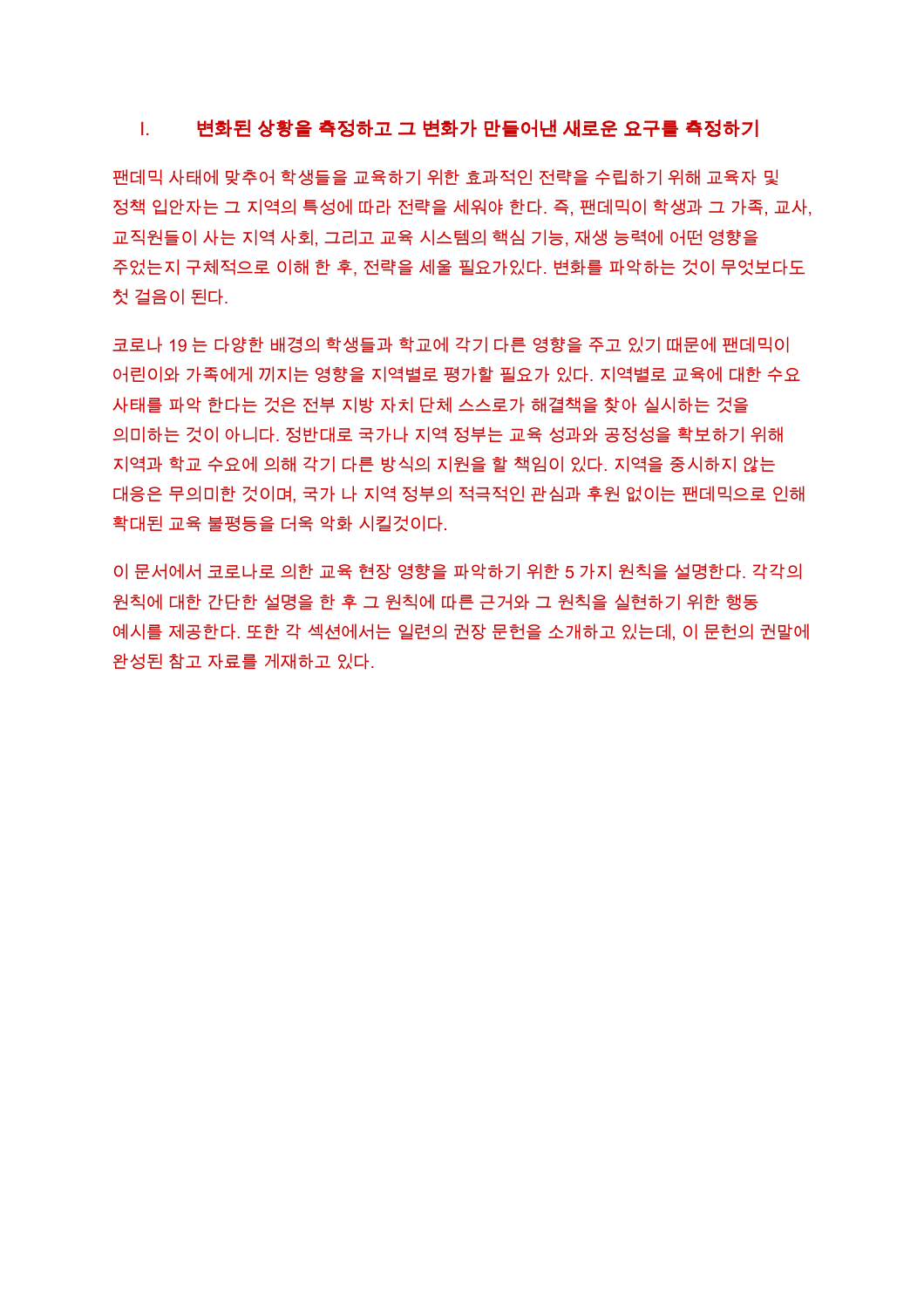## I. 변화된 상황을 측정하고 그 변화가 만들어낸 새로운 요구를 측정하기

팬데믹 사태에 맞추어 학생들을 교육하기 위한 효과적인 전략을 수립하기 위해 교육자 및 정책 입안자는 그 지역의 특성에 따라 전략을 세워야 한다. 즉, 팬데믹이 학생과 그 가족, 교사, 교직원들이 사는 지역 사회, 그리고 교육 시스템의 핵심 기능, 재생 능력에 어떤 영향을 주었는지 구체적으로 이해 한 후, 전략을 세울 필요가있다. 변화를 파악하는 것이 무엇보다도 첫 걸음이 된다.

코로나 19 는 다양한 배경의 학생들과 학교에 각기 다른 영향을 주고 있기 때문에 팬데믹이 어린이와 가족에게 끼지는 영향을 지역별로 평가할 필요가 있다. 지역별로 교육에 대한 수요 사태를 파악 한다는 것은 전부 지방 자치 단체 스스로가 해결책을 찾아 실시하는 것을 의미하는 것이 아니다. 정반대로 국가나 지역 정부는 교육 성과와 공정성을 확보하기 위해 지역과 학교 수요에 의해 각기 다른 방식의 지원을 할 책임이 있다. 지역을 중시하지 않는 대응은 무의미한 것이며, 국가 나 지역 정부의 적극적인 관심과 후원 없이는 팬데믹으로 인해 확대된 교육 불평등을 더욱 악화 시킬것이다.

이 문서에서 코로나로 의한 교육 현장 영향을 파악하기 위한 5 가지 원칙을 설명한다. 각각의 원칙에 대한 간단한 설명을 한 후 그 원칙에 따른 근거와 그 원칙을 실현하기 위한 행동 예시를 제공한다. 또한 각 섹션에서는 일련의 권장 문헌을 소개하고 있는데, 이 문헌의 권말에 완성된 참고 자료를 게재하고 있다.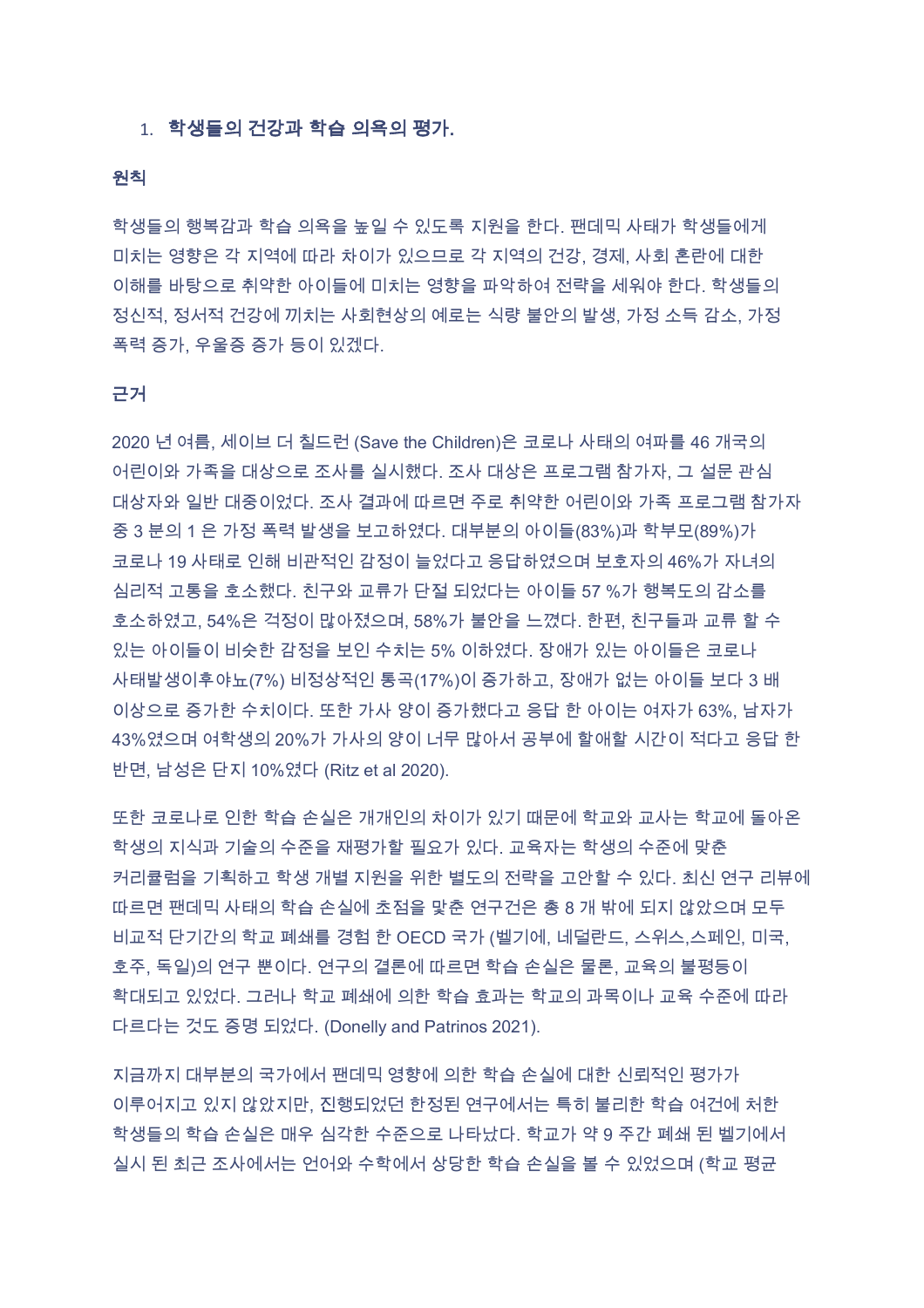1. **학생들의 건강과 학습 의욕의 평가.**

**원칙**

학생들의 행복감과 학습 의욕을 높일 수 있도록 지원을 한다. 팬데믹 사태가 학생들에게 미치는 영향은 각 지역에 따라 차이가 있으므로 각 지역의 건강, 경제, 사회 혼란에 대한 이해를 바탕으로 취약한 아이들에 미치는 영향을 파악하여 전략을 세워야 한다. 학생들의 정신적, 정서적 건강에 끼치는 사회현상의 예로는 식량 불안의 발생, 가정 소득 감소, 가정 폭력 증가, 우울증 증가 등이 있겠다.

**근거**

2020 년 여름, 세이브 더 칠드런 (Save the Children)은 코로나 사태의 여파를 46 개국의 어린이와 가족을 대상으로 조사를 실시했다. 조사 대상은 프로그램 참가자, 그 설문 관심 대상자와 일반 대중이었다. 조사 결과에 따르면 주로 취약한 어린이와 가족 프로그램 참가자 중 3 분의 1 은 가정 폭력 발생을 보고하였다. 대부분의 아이들(83%)과 학부모(89%)가 코로나 19 사태로 인해 비관적인 감정이 늘었다고 응답하였으며 보호자의 46%가 자녀의 심리적 고통을 호소했다. 친구와 교류가 단절 되었다는 아이들 57 %가 행복도의 감소를 호소하였고, 54%은 걱정이 많아졌으며, 58%가 불안을 느꼈다. 한편, 친구들과 교류 할 수 있는 아이들이 비슷한 감정을 보인 수치는 5% 이하였다. 장애가 있는 아이들은 코로나 사태발생이후야뇨(7%) 비정상적인 통곡(17%)이 증가하고, 장애가 없는 아이들 보다 3 배 이상으로 증가한 수치이다. 또한 가사 양이 증가했다고 응답 한 아이는 여자가 63%, 남자가 43%였으며 여학생의 20%가 가사의 양이 너무 많아서 공부에 할애할 시간이 적다고 응답 한 반면, 남성은 단지 10%였다 (Ritz et al 2020).

또한 코로나로 인한 학습 손실은 개개인의 차이가 있기 때문에 학교와 교사는 학교에 돌아온 학생의 지식과 기술의 수준을 재평가할 필요가 있다. 교육자는 학생의 수준에 맞춘 커리큘럼을 기획하고 학생 개별 지원을 위한 별도의 전략을 고안할 수 있다. 최신 연구 리뷰에 따르면 팬데믹 사태의 학습 손실에 초점을 맞춘 연구건은 총 8 개 밖에 되지 않았으며 모두 비교적 단기간의 학교 폐쇄를 경험 한 OECD 국가 (벨기에, 네덜란드, 스위스,스페인, 미국, 호주, 독일)의 연구 뿐이다. 연구의 결론에 따르면 학습 손실은 물론, 교육의 불평등이 확대되고 있었다. 그러나 학교 폐쇄에 의한 학습 효과는 학교의 과목이나 교육 수준에 따라 다르다는 것도 증명 되었다. (Donelly and Patrinos 2021).

지금까지 대부분의 국가에서 팬데믹 영향에 의한 학습 손실에 대한 신뢰적인 평가가 이루어지고 있지 않았지만, 진행되었던 한정된 연구에서는 특히 불리한 학습 여건에 처한 학생들의 학습 손실은 매우 심각한 수준으로 나타났다. 학교가 약 9 주간 폐쇄 된 벨기에서 실시 된 최근 조사에서는 언어와 수학에서 상당한 학습 손실을 볼 수 있었으며 (학교 평균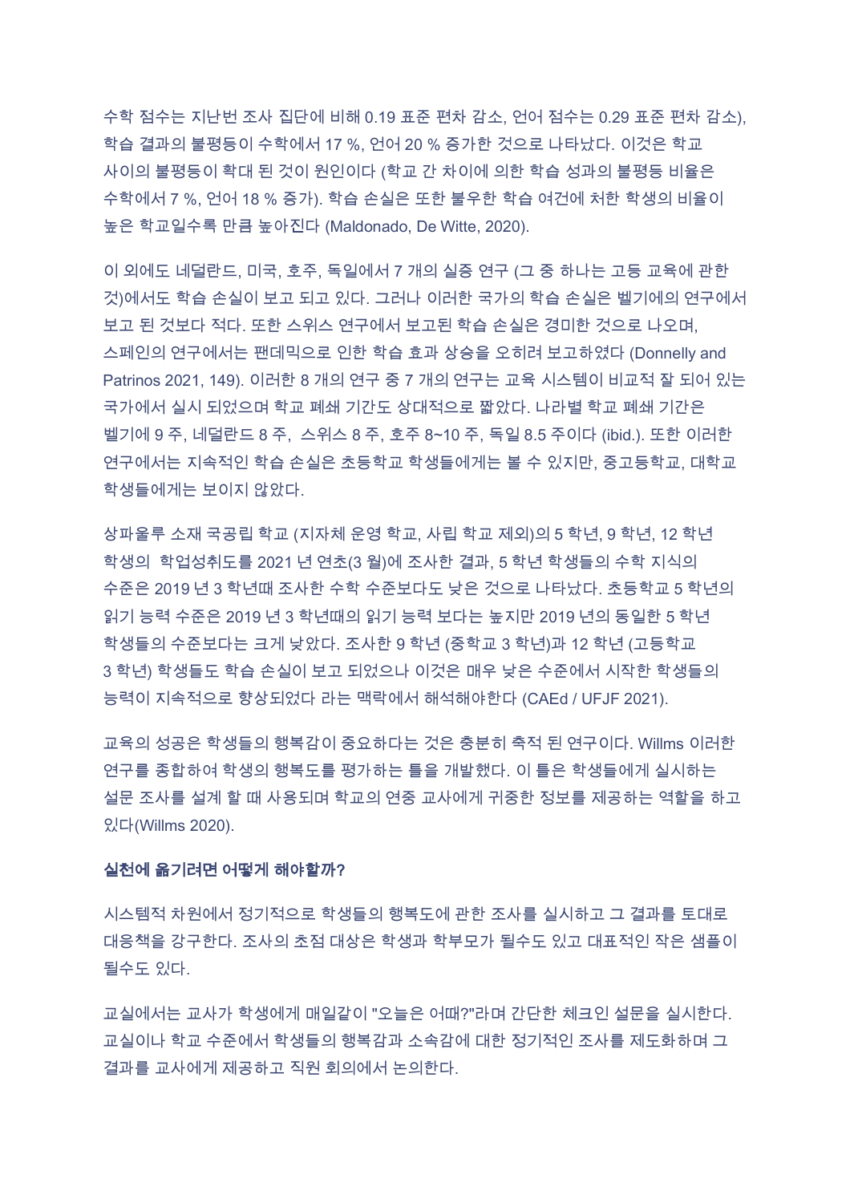수학 점수는 지난번 조사 집단에 비해 0.19 표준 편차 감소, 언어 점수는 0.29 표준 편차 감소), 학습 결과의 불평등이 수학에서 17 %, 언어 20 % 증가한 것으로 나타났다. 이것은 학교 사이의 불평등이 확대 된 것이 원인이다 (학교 간 차이에 의한 학습 성과의 불평등 비율은 수학에서 7 %, 언어 18 % 증가). 학습 손실은 또한 불우한 학습 여건에 처한 학생의 비율이 높은 학교일수록 만큼 높아진다 (Maldonado, De Witte, 2020).

이 외에도 네덜란드, 미국, 호주, 독일에서 7 개의 실증 연구 (그 중 하나는 고등 교육에 관한 것)에서도 학습 손실이 보고 되고 있다. 그러나 이러한 국가의 학습 손실은 벨기에의 연구에서 보고 된 것보다 적다. 또한 스위스 연구에서 보고된 학습 손실은 경미한 것으로 나오며, 스페인의 연구에서는 팬데믹으로 인한 학습 효과 상승을 오히려 보고하였다 (Donnelly and Patrinos 2021, 149). 이러한 8 개의 연구 중 7 개의 연구는 교육 시스템이 비교적 잘 되어 있는 국가에서 실시 되었으며 학교 폐쇄 기간도 상대적으로 짧았다. 나라별 학교 폐쇄 기간은 벨기에 9 주, 네덜란드 8 주, 스위스 8 주, 호주 8~10 주, 독일 8.5 주이다 (ibid.). 또한 이러한 연구에서는 지속적인 학습 손실은 초등학교 학생들에게는 볼 수 있지만, 중고등학교, 대학교 학생들에게는 보이지 않았다.

상파울루 소재 국공립 학교 (지자체 운영 학교, 사립 학교 제외)의 5 학년, 9 학년, 12 학년 학생의 학업성취도를 2021 년 연초(3 월)에 조사한 결과, 5 학년 학생들의 수학 지식의 수준은 2019 년 3 학년때 조사한 수학 수준보다도 낮은 것으로 나타났다. 초등학교 5 학년의 읽기 능력 수준은 2019 년 3 학년때의 읽기 능력 보다는 높지만 2019 년의 동일한 5 학년 학생들의 수준보다는 크게 낮았다. 조사한 9 학년 (중학교 3 학년)과 12 학년 (고등학교 3 학년) 학생들도 학습 손실이 보고 되었으나 이것은 매우 낮은 수준에서 시작한 학생들의 능력이 지속적으로 향상되었다 라는 맥락에서 해석해야한다 (CAEd / UFJF 2021).

교육의 성공은 학생들의 행복감이 중요하다는 것은 충분히 축적 된 연구이다. Willms 이러한 연구를 종합하여 학생의 행복도를 평가하는 틀을 개발했다. 이 틀은 학생들에게 실시하는 설문 조사를 설계 할 때 사용되며 학교의 연중 교사에게 귀중한 정보를 제공하는 역할을 하고 있다(Willms 2020).

**실천에 옮기려면 어떻게 해야할까?**

시스템적 차원에서 정기적으로 학생들의 행복도에 관한 조사를 실시하고 그 결과를 토대로 대응책을 강구한다. 조사의 초점 대상은 학생과 학부모가 될수도 있고 대표적인 작은 샘플이 될수도 있다.

교실에서는 교사가 학생에게 매일같이 "오늘은 어때?"라며 간단한 체크인 설문을 실시한다. 교실이나 학교 수준에서 학생들의 행복감과 소속감에 대한 정기적인 조사를 제도화하며 그 결과를 교사에게 제공하고 직원 회의에서 논의한다.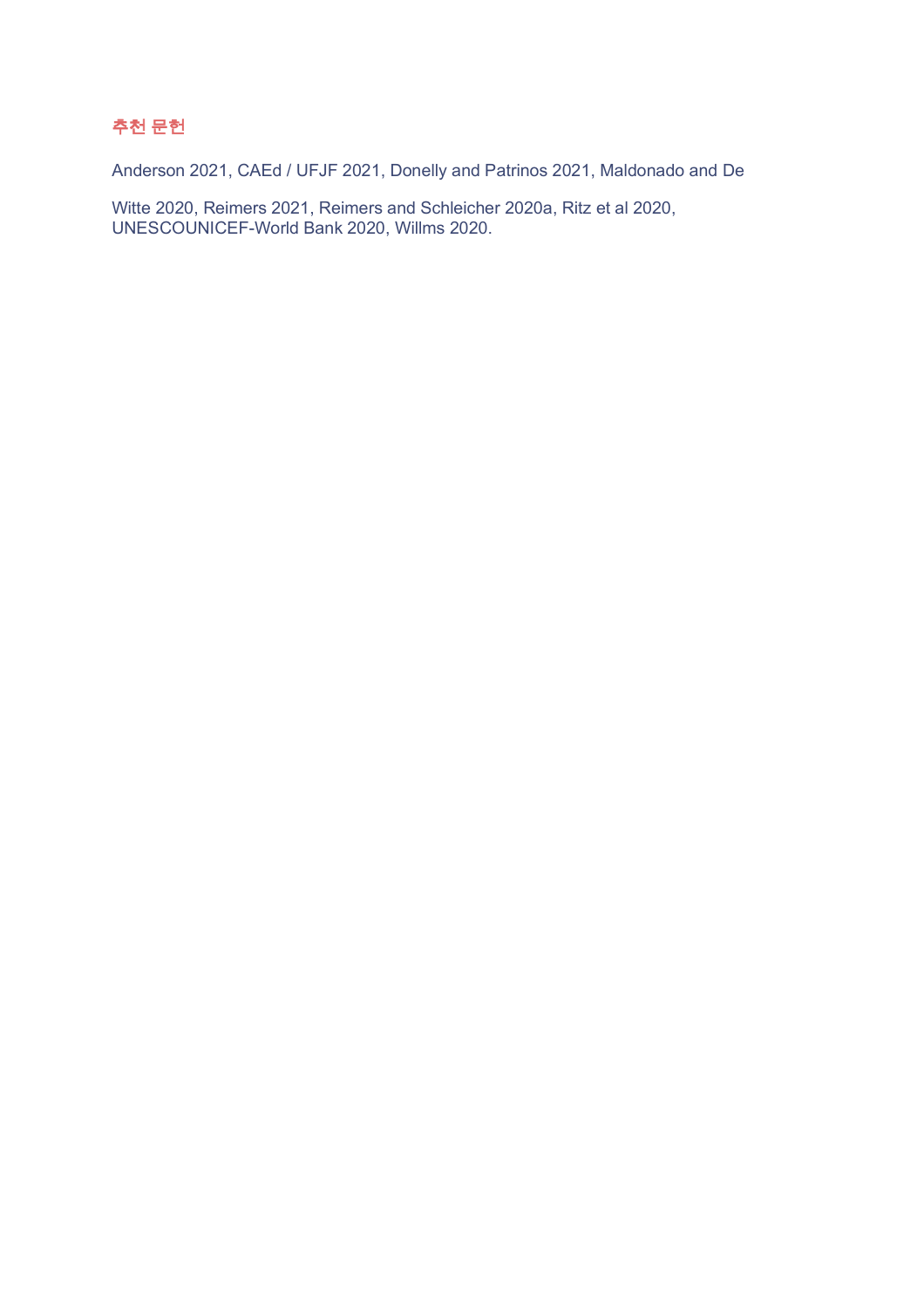### 추천 문헌

Anderson 2021, CAEd / UFJF 2021, Donelly and Patrinos 2021, Maldonado and De

Witte 2020, Reimers 2021, Reimers and Schleicher 2020a, Ritz et al 2020, UNESCOUNICEF-World Bank 2020, Willms 2020.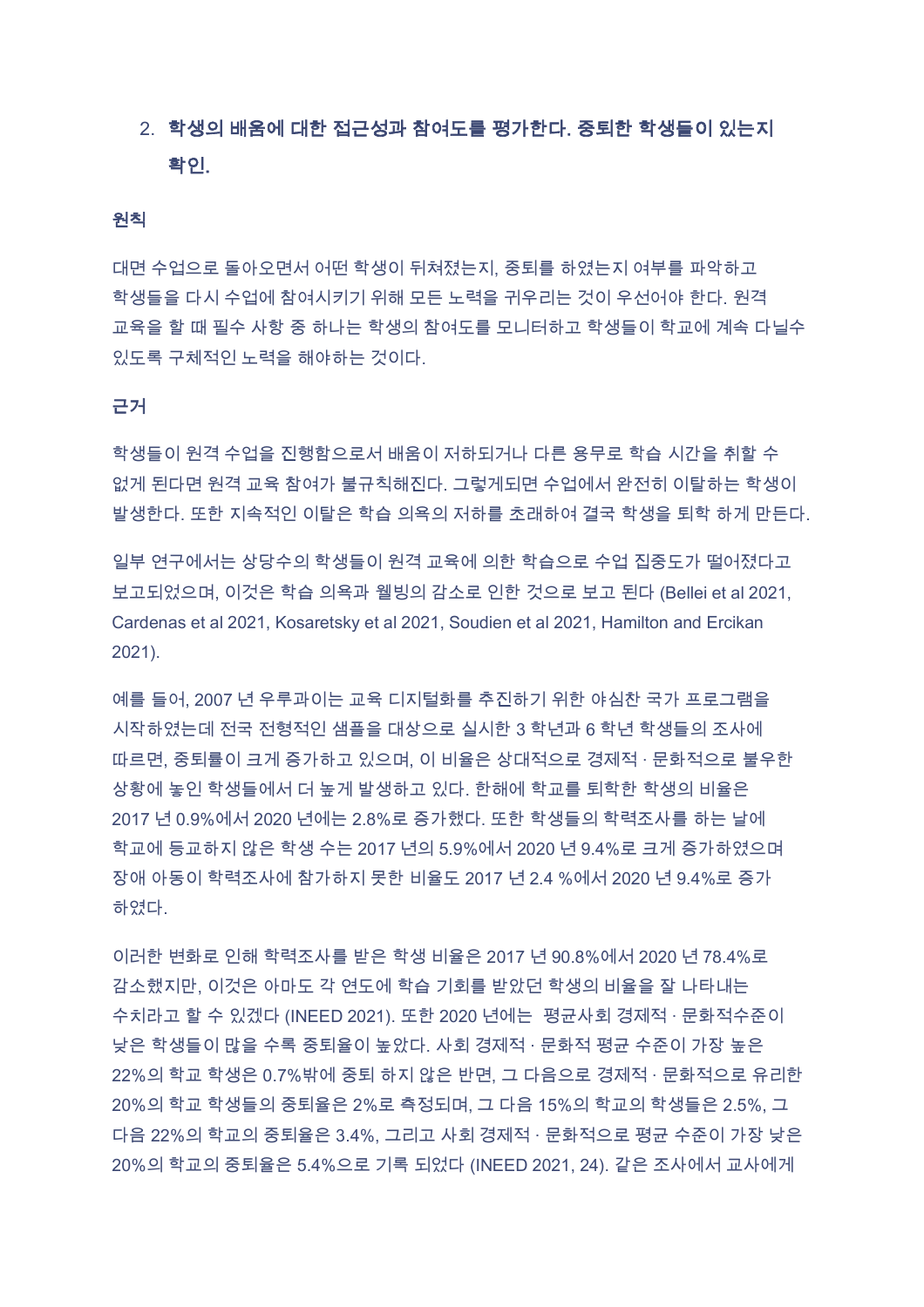2. **학생의 배움에 대한 접근성과 참여도를 평가한다. 중퇴한 학생들이 있는지 확인.**

**원칙**

대면 수업으로 돌아오면서 어떤 학생이 뒤쳐졌는지, 중퇴를 하였는지 여부를 파악하고 학생들을 다시 수업에 참여시키기 위해 모든 노력을 귀우리는 것이 우선어야 한다. 원격 교육을 할 때 필수 사항 중 하나는 학생의 참여도를 모니터하고 학생들이 학교에 계속 다닐수 있도록 구체적인 노력을 해야하는 것이다.

**근거**

학생들이 원격 수업을 진행함으로서 배움이 저하되거나 다른 용무로 학습 시간을 취할 수 없게 된다면 원격 교육 참여가 불규칙해진다. 그렇게되면 수업에서 완전히 이탈하는 학생이 발생한다. 또한 지속적인 이탈은 학습 의욕의 저하를 초래하여 결국 학생을 퇴학 하게 만든다.

일부 연구에서는 상당수의 학생들이 원격 교육에 의한 학습으로 수업 집중도가 떨어졌다고 보고되었으며, 이것은 학습 의욕과 웰빙의 감소로 인한 것으로 보고 된다 (Bellei et al 2021, Cardenas et al 2021, Kosaretsky et al 2021, Soudien et al 2021, Hamilton and Ercikan 2021).

예를 들어, 2007 년 우루과이는 교육 디지털화를 추진하기 위한 야심찬 국가 프로그램을 시작하였는데 전국 전형적인 샘플을 대상으로 실시한 3 학년과 6 학년 학생들의 조사에 따르면, 중퇴률이 크게 증가하고 있으며, 이 비율은 상대적으로 경제적 · 문화적으로 불우한 상황에 놓인 학생들에서 더 높게 발생하고 있다. 한해에 학교를 퇴학한 학생의 비율은 2017 년 0.9%에서 2020 년에는 2.8%로 증가했다. 또한 학생들의 학력조사를 하는 날에 학교에 등교하지 않은 학생 수는 2017 년의 5.9%에서 2020 년 9.4%로 크게 증가하였으며 장애 아동이 학력조사에 참가하지 못한 비율도 2017 년 2.4 %에서 2020 년 9.4%로 증가 하였다.

이러한 변화로 인해 학력조사를 받은 학생 비율은 2017 년 90.8%에서 2020 년 78.4%로 감소했지만, 이것은 아마도 각 연도에 학습 기회를 받았던 학생의 비율을 잘 나타내는 수치라고 할 수 있겠다 (INEED 2021). 또한 2020 년에는 평균사회 경제적 · 문화적수준이 낮은 학생들이 많을 수록 중퇴율이 높았다. 사회 경제적 · 문화적 평균 수준이 가장 높은 22%의 학교 학생은 0.7%밖에 중퇴 하지 않은 반면, 그 다음으로 경제적 · 문화적으로 유리한 20%의 학교 학생들의 중퇴율은 2%로 측정되며, 그 다음 15%의 학교의 학생들은 2.5%, 그 다음 22%의 학교의 중퇴율은 3.4%, 그리고 사회 경제적 · 문화적으로 평균 수준이 가장 낮은 20%의 학교의 중퇴율은 5.4%으로 기록 되었다 (INEED 2021, 24). 같은 조사에서 교사에게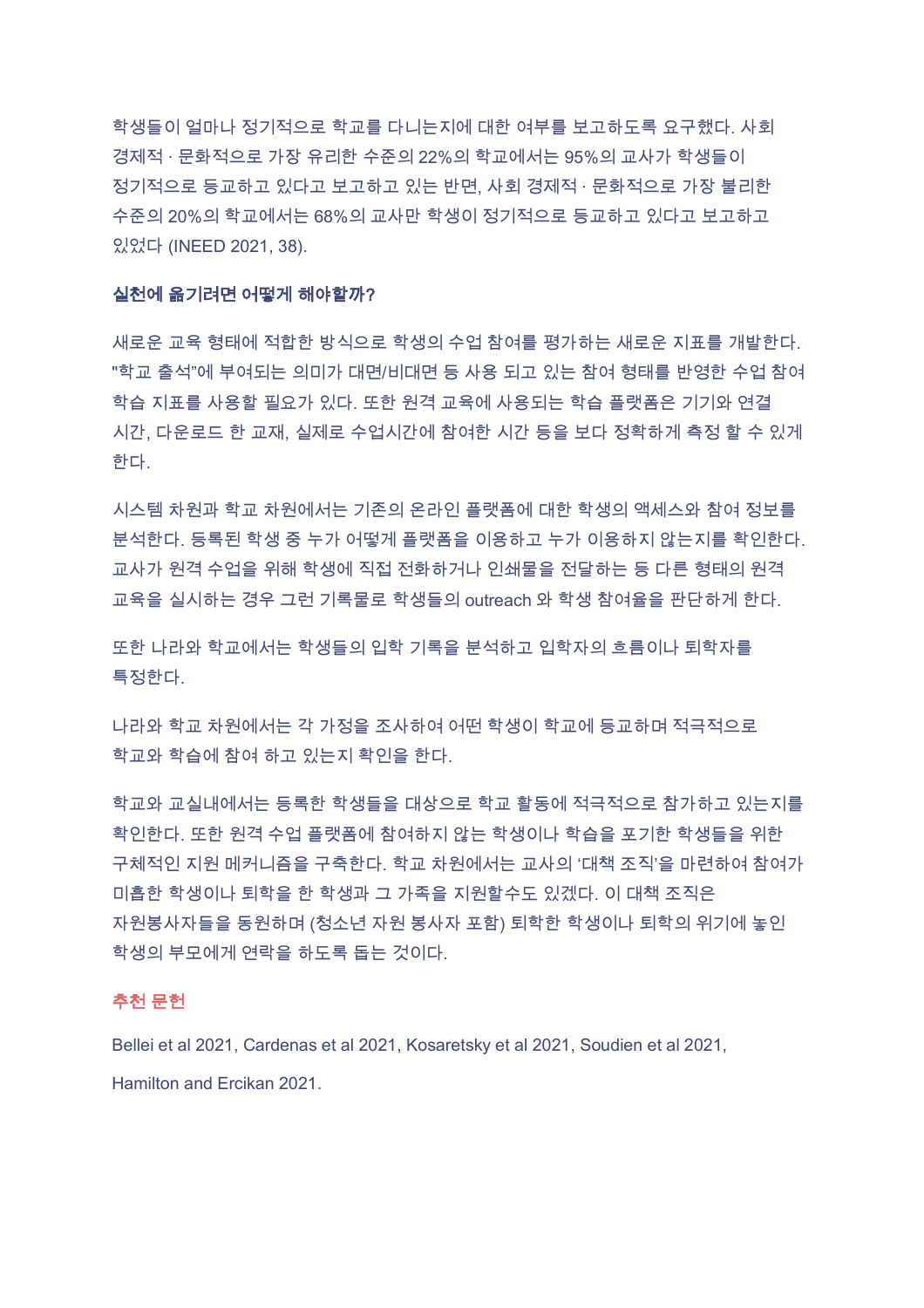학생들이 얼마나 정기적으로 학교를 다니는지에 대한 여부를 보고하도록 요구했다. 사회 경제적 · 문화적으로 가장 유리한 수준의 22%의 학교에서는 95%의 교사가 학생들이 정기적으로 등교하고 있다고 보고하고 있는 반면, 사회 경제적 · 문화적으로 가장 불리한 수준의 20%의 학교에서는 68%의 교사만 학생이 정기적으로 등교하고 있다고 보고하고 있었다 (INEED 2021, 38).

### 실천에 옮기려면 어떻게 해야할까?

새로운 교육 형태에 적합한 방식으로 학생의 수업 참여를 평가하는 새로운 지표를 개발한다. "학교 출석"에 부여되는 의미가 대면/비대면 등 사용 되고 있는 참여 형태를 반영한 수업 참여 학습 지표를 사용할 필요가 있다. 또한 원격 교육에 사용되는 학습 플랫폼은 기기와 연결 시간, 다운로드 한 교재, 실제로 수업시간에 참여한 시간 등을 보다 정확하게 측정 할 수 있게 한다.

시스템 차원과 학교 차원에서는 기존의 온라인 플랫폼에 대한 학생의 액세스와 참여 정보를 분석한다. 등록된 학생 중 누가 어떻게 플랫폼을 이용하고 누가 이용하지 않는지를 확인한다. 교사가 원격 수업을 위해 학생에 직접 전화하거나 인쇄물을 전달하는 등 다른 형태의 원격 교육을 실시하는 경우 그런 기록물로 학생들의 outreach 와 학생 참여율을 판단하게 한다.

또한 나라와 학교에서는 학생들의 입학 기록을 분석하고 입학자의 흐름이나 퇴학자를 특정한다.

나라와 학교 차원에서는 각 가정을 조사하여 어떤 학생이 학교에 등교하며 적극적으로 학교와 학습에 참여 하고 있는지 확인을 한다.

학교와 교실내에서는 등록한 학생들을 대상으로 학교 활동에 적극적으로 참가하고 있는지를 확인한다. 또한 원격 수업 플랫폼에 참여하지 않는 학생이나 학습을 포기한 학생들을 위한 구체적인 지원 메커니즘을 구축한다. 학교 차원에서는 교사의 '대책 조직'을 마련하여 참여가 미흡한 학생이나 퇴학을 한 학생과 그 가족을 지원할수도 있겠다. 이 대책 조직은 자원봉사자들을 동원하며 (청소년 자원 봉사자 포함) 퇴학한 학생이나 퇴학의 위기에 놓인 학생의 부모에게 연락을 하도록 돕는 것이다.

### 추천 문헌

Bellei et al 2021, Cardenas et al 2021, Kosaretsky et al 2021, Soudien et al 2021, Hamilton and Ercikan 2021.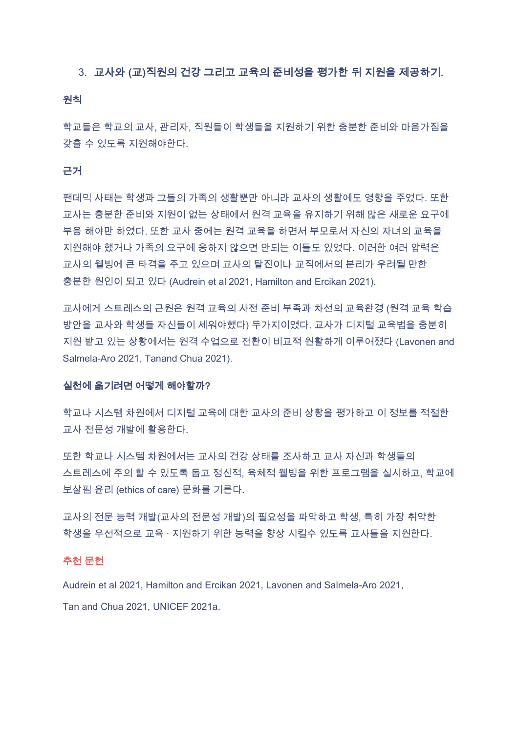### 3. 교사와 (교)직원의 건강 그리고 교육의 준비성을 평가한 뒤 지원을 제공하기.

**원칙**

학교들은 학교의 교사, 관리자, 직원들이 학생들을 지원하기 위한 충분한 준비와 마음가짐을 갖출 수 있도록 지원해야한다.

**근거**

팬데믹 사태는 학생과 그들의 가족의 생활뿐만 아니라 교사의 생활에도 영향을 주었다. 또한 교사는 충분한 준비와 지원이 없는 상태에서 원격 교육을 유지하기 위해 많은 새로운 요구에 부응 해야만 하였다. 또한 교사 중에는 원격 교육을 하면서 부모로서 자신의 자녀의 교육을 지원해야 했거나 가족의 요구에 응하지 않으면 안되는 이들도 있었다. 이러한 여러 압력은 교사의 웰빙에 큰 타격을 주고 있으며 교사의 탈진이나 교직에서의 분리가 우려될 만한 충분한 원인이 되고 있다 (Audrein et al 2021, Hamilton and Ercikan 2021).

교사에게 스트레스의 근원은 원격 교육의 사전 준비 부족과 차선의 교육환경 (원격 교육 학습 방안을 교사와 학생들 자신들이 세워야했다) 두가지이였다. 교사가 디지털 교육법을 충분히 지원 받고 있는 상황에서는 원격 수업으로 전환이 비교적 원활하게 이루어졌다 (Lavonen and Salmela-Aro 2021, Tanand Chua 2021).

**실천에 옮기려면 어떻게 해야할까?**

학교나 시스템 차원에서 디지털 교육에 대한 교사의 준비 상황을 평가하고 이 정보를 적절한 교사 전문성 개발에 활용한다.

또한 학교나 시스템 차원에서는 교사의 건강 상태를 조사하고 교사 자신과 학생들의 스트레스에 주의 할 수 있도록 돕고 정신적, 육체적 웰빙을 위한 프로그램을 실시하고, 학교에 보살핌 윤리 (ethics of care) 문화를 기른다.

교사의 전문 능력 개발(교사의 전문성 개발)의 필요성을 파악하고 학생, 특히 가장 취약한 학생을 우선적으로 교육 · 지원하기 위한 능력을 향상 시킬수 있도록 교사들을 지원한다.

**추천 문헌**

Audrein et al 2021, Hamilton and Ercikan 2021, Lavonen and Salmela-Aro 2021,

Tan and Chua 2021, UNICEF 2021a.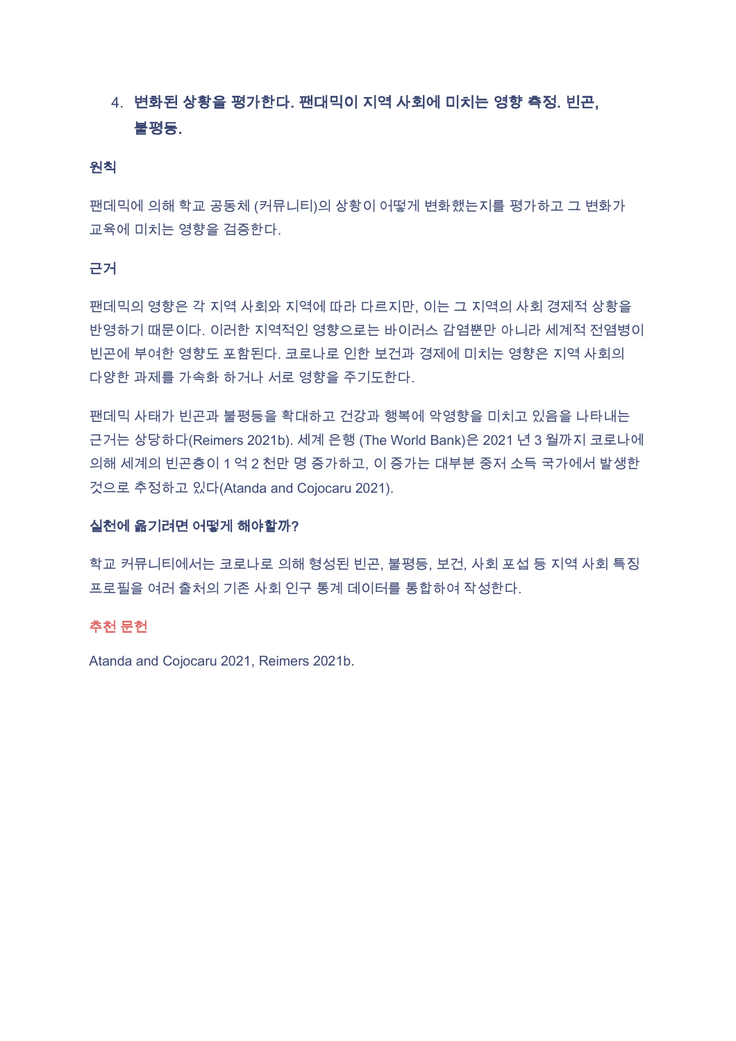4. **변화된 상황을 평가한다. 팬대믹이 지역 사회에 미치는 영향 측정. 빈곤, 불평등.**

### 원칙

팬데믹에 의해 학교 공동체 (커뮤니티)의 상황이 어떻게 변화했는지를 평가하고 그 변화가 교육에 미치는 영향을 검증한다.

### 근거

팬데믹의 영향은 각 지역 사회와 지역에 따라 다르지만, 이는 그 지역의 사회 경제적 상황을 반영하기 때문이다. 이러한 지역적인 영향으로는 바이러스 감염뿐만 아니라 세계적 전염병이 빈곤에 부여한 영향도 포함된다. 코로나로 인한 보건과 경제에 미치는 영향은 지역 사회의 다양한 과제를 가속화 하거나 서로 영향을 주기도한다.

팬데믹 사태가 빈곤과 불평등을 확대하고 건강과 행복에 악영향을 미치고 있음을 나타내는 근거는 상당하다(Reimers 2021b). 세계 은행 (The World Bank)은 2021 년 3 월까지 코로나에 의해 세계의 빈곤층이 1 억 2 천만 명 증가하고, 이 증가는 대부분 중저 소득 국가에서 발생한 것으로 추정하고 있다(Atanda and Cojocaru 2021).

### 실천에 옮기려면 어떻게 해야할까?

학교 커뮤니티에서는 코로나로 의해 형성된 빈곤, 불평등, 보건, 사회 포섭 등 지역 사회 특징 프로필을 여러 출처의 기존 사회 인구 통계 데이터를 통합하여 작성한다.

### 추천 문헌

Atanda and Cojocaru 2021, Reimers 2021b.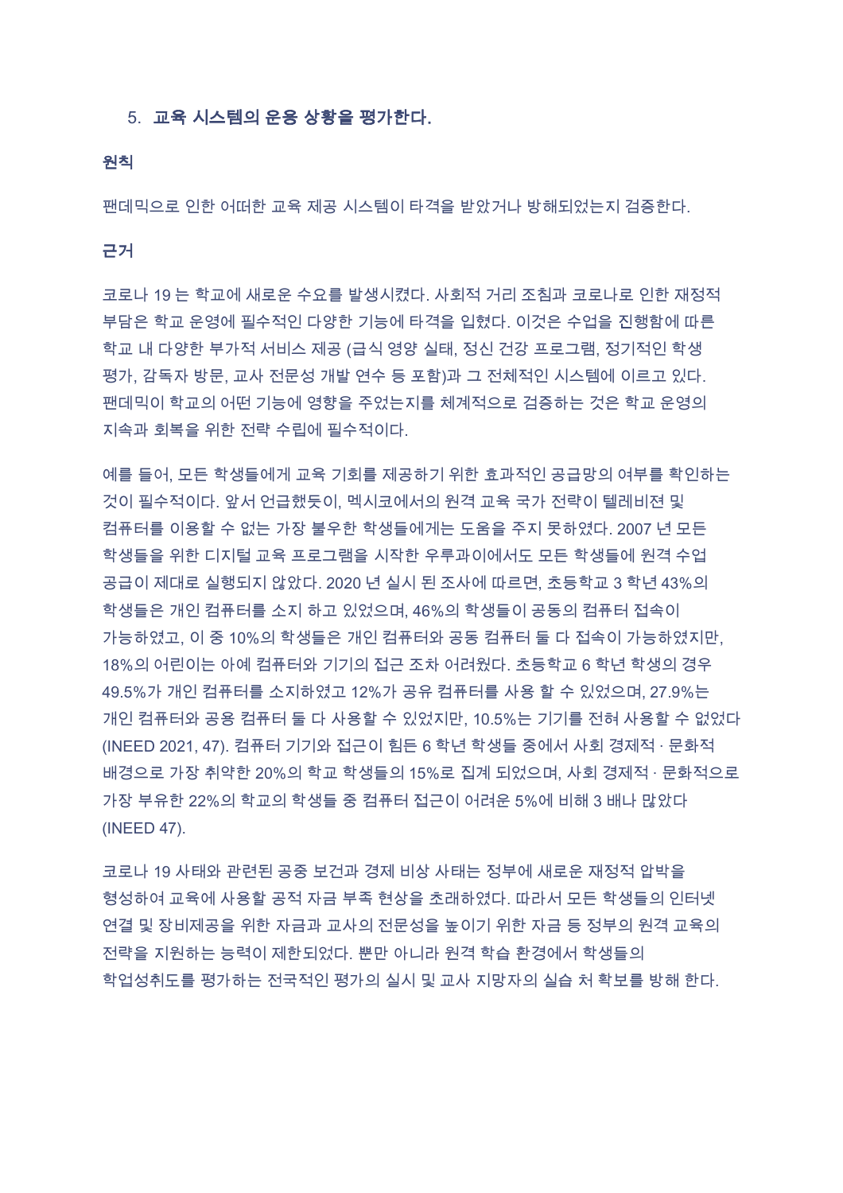5. **교육 시스템의 운용 상황을 평가한다.**

**원칙**

팬데믹으로 인한 어떠한 교육 제공 시스템이 타격을 받았거나 방해되었는지 검증한다.

**근거**

코로나 19 는 학교에 새로운 수요를 발생시켰다. 사회적 거리 조침과 코로나로 인한 재정적 부담은 학교 운영에 필수적인 다양한 기능에 타격을 입혔다. 이것은 수업을 진행함에 따른 학교 내 다양한 부가적 서비스 제공 (급식 영양 실태, 정신 건강 프로그램, 정기적인 학생 평가, 감독자 방문, 교사 전문성 개발 연수 등 포함)과 그 전체적인 시스템에 이르고 있다. 팬데믹이 학교의 어떤 기능에 영향을 주었는지를 체계적으로 검증하는 것은 학교 운영의 지속과 회복을 위한 전략 수립에 필수적이다.

예를 들어, 모든 학생들에게 교육 기회를 제공하기 위한 효과적인 공급망의 여부를 확인하는 것이 필수적이다. 앞서 언급했듯이, 멕시코에서의 원격 교육 국가 전략이 텔레비전 및 컴퓨터를 이용할 수 없는 가장 불우한 학생들에게는 도움을 주지 못하였다. 2007 년 모든 학생들을 위한 디지털 교육 프로그램을 시작한 우루과이에서도 모든 학생들에 원격 수업 공급이 제대로 실행되지 않았다. 2020 년 실시 된 조사에 따르면, 초등학교 3 학년 43%의 학생들은 개인 컴퓨터를 소지 하고 있었으며, 46%의 학생들이 공동의 컴퓨터 접속이 가능하였고, 이 중 10%의 학생들은 개인 컴퓨터와 공동 컴퓨터 둘 다 접속이 가능하였지만, 18%의 어린이는 아예 컴퓨터와 기기의 접근 조차 어려웠다. 초등학교 6 학년 학생의 경우 49.5%가 개인 컴퓨터를 소지하였고 12%가 공유 컴퓨터를 사용 할 수 있었으며, 27.9%는 개인 컴퓨터와 공용 컴퓨터 둘 다 사용할 수 있었지만, 10.5%는 기기를 전혀 사용할 수 없었다 (INEED 2021, 47). 컴퓨터 기기와 접근이 힘든 6 학년 학생들 중에서 사회 경제적 · 문화적 배경으로 가장 취약한 20%의 학교 학생들의 15%로 집계 되었으며, 사회 경제적 · 문화적으로 가장 부유한 22%의 학교의 학생들 중 컴퓨터 접근이 어려운 5%에 비해 3 배나 많았다 (INEED 47).

코로나 19 사태와 관련된 공중 보건과 경제 비상 사태는 정부에 새로운 재정적 압박을 형성하여 교육에 사용할 공적 자금 부족 현상을 초래하였다. 따라서 모든 학생들의 인터넷 연결 및 장비제공을 위한 자금과 교사의 전문성을 높이기 위한 자금 등 정부의 원격 교육의 전략을 지원하는 능력이 제한되었다. 뿐만 아니라 원격 학습 환경에서 학생들의 학업성취도를 평가하는 전국적인 평가의 실시 및 교사 지망자의 실습 처 확보를 방해 한다.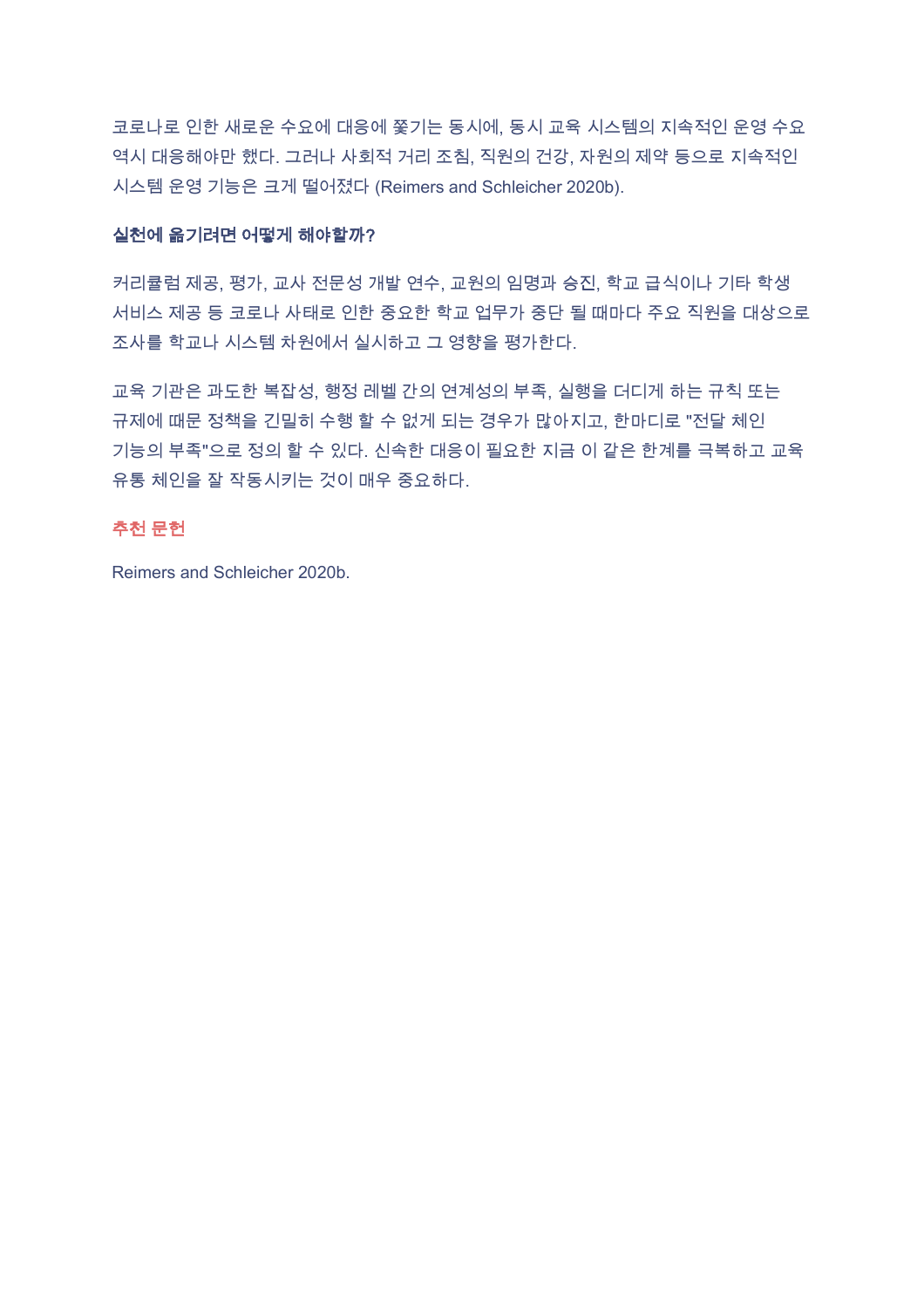코로나로 인한 새로운 수요에 대응에 쫓기는 동시에, 동시 교육 시스템의 지속적인 운영 수요 역시 대응해야만 했다. 그러나 사회적 거리 조침, 직원의 건강, 자원의 제약 등으로 지속적인 시스템 운영 기능은 크게 떨어졌다 (Reimers and Schleicher 2020b).

**실천에 옮기려면 어떻게 해야할까?**

커리큘럼 제공, 평가, 교사 전문성 개발 연수, 교원의 임명과 승진, 학교 급식이나 기타 학생 서비스 제공 등 코로나 사태로 인한 중요한 학교 업무가 중단 될 때마다 주요 직원을 대상으로 조사를 학교나 시스템 차원에서 실시하고 그 영향을 평가한다.

교육 기관은 과도한 복잡성, 행정 레벨 간의 연계성의 부족, 실행을 더디게 하는 규칙 또는 규제에 때문 정책을 긴밀히 수행 할 수 없게 되는 경우가 많아지고, 한마디로 "전달 체인 기능의 부족"으로 정의 할 수 있다. 신속한 대응이 필요한 지금 이 같은 한계를 극복하고 교육 유통 체인을 잘 작동시키는 것이 매우 중요하다.

**추천 문헌**

Reimers and Schleicher 2020b.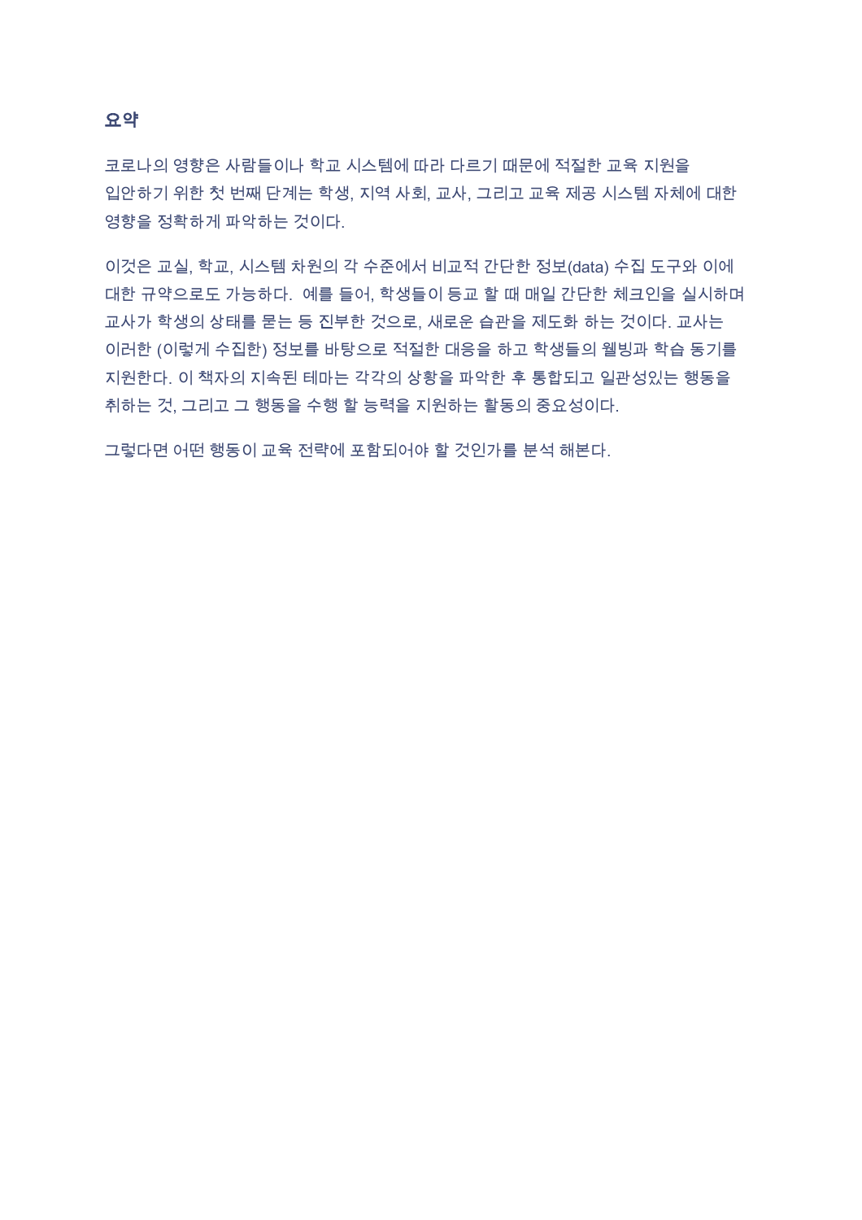## 요약

코로나의 영향은 사람들이나 학교 시스템에 따라 다르기 때문에 적절한 교육 지원을 입안하기 위한 첫 번째 단계는 학생, 지역 사회, 교사, 그리고 교육 제공 시스템 자체에 대한 영향을 정확하게 파악하는 것이다.

이것은 교실, 학교, 시스템 차원의 각 수준에서 비교적 간단한 정보(data) 수집 도구와 이에 대한 규약으로도 가능하다. 예를 들어, 학생들이 등교 할 때 매일 간단한 체크인을 실시하며 교사가 학생의 상태를 묻는 등 진부한 것으로, 새로운 습관을 제도화 하는 것이다. 교사는 이러한 (이렇게 수집한) 정보를 바탕으로 적절한 대응을 하고 학생들의 웰빙과 학습 동기를 지원한다. 이 책자의 지속된 테마는 각각의 상황을 파악한 후 통합되고 일관성있는 행동을 취하는 것, 그리고 그 행동을 수행 할 능력을 지원하는 활동의 중요성이다.

그렇다면 어떤 행동이 교육 전략에 포함되어야 할 것인가를 분석 해본다.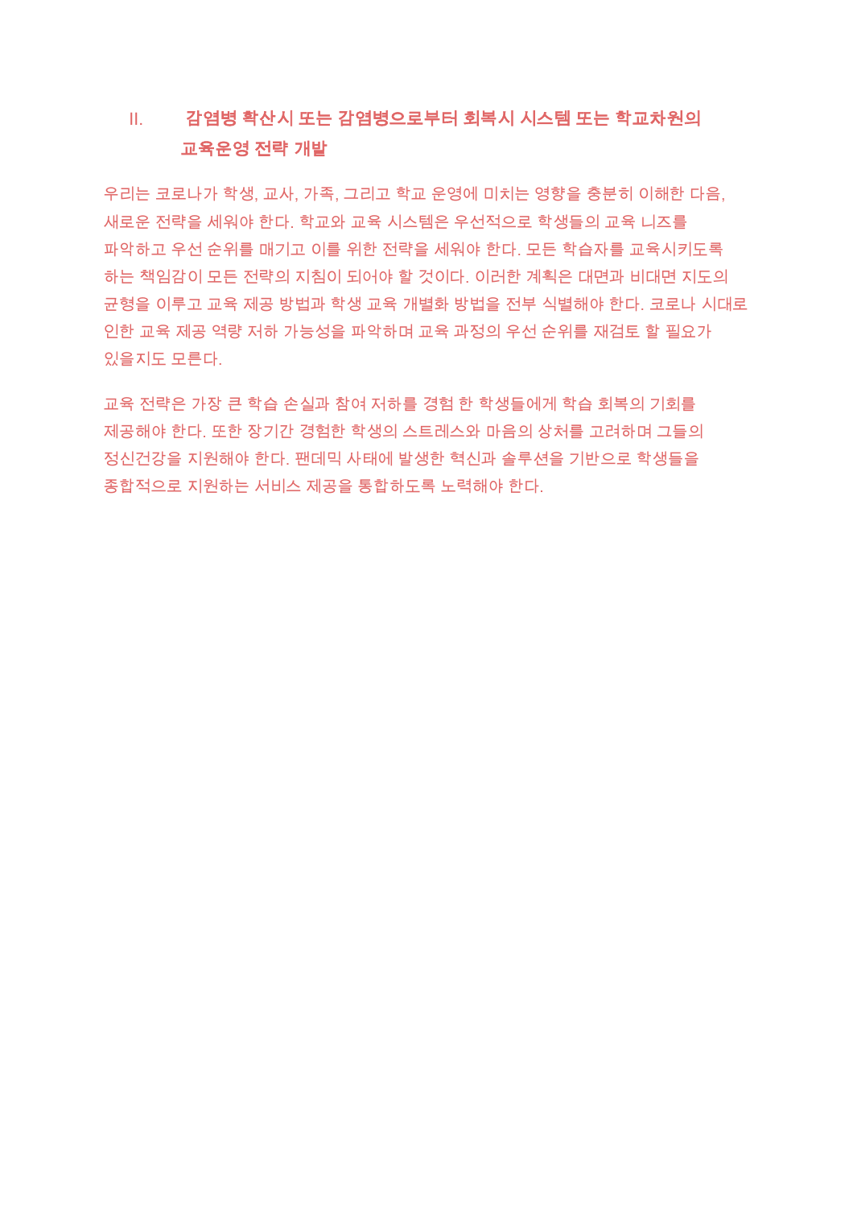## II. 감염병 확산시 또는 감염병으로부터 회복시 시스템 또는 학교차원의 교육운영 전략 개발

우리는 코로나가 학생, 교사, 가족, 그리고 학교 운영에 미치는 영향을 충분히 이해한 다음, 새로운 전략을 세워야 한다. 학교와 교육 시스템은 우선적으로 학생들의 교육 니즈를 파악하고 우선 순위를 매기고 이를 위한 전략을 세워야 한다. 모든 학습자를 교육시키도록 하는 책임감이 모든 전략의 지침이 되어야 할 것이다. 이러한 계획은 대면과 비대면 지도의 균형을 이루고 교육 제공 방법과 학생 교육 개별화 방법을 전부 식별해야 한다. 코로나 시대로 인한 교육 제공 역량 저하 가능성을 파악하며 교육 과정의 우선 순위를 재검토 할 필요가 있을지도 모른다.

교육 전략은 가장 큰 학습 손실과 참여 저하를 경험 한 학생들에게 학습 회복의 기회를 제공해야 한다. 또한 장기간 경험한 학생의 스트레스와 마음의 상처를 고려하며 그들의 정신건강을 지원해야 한다. 팬데믹 사태에 발생한 혁신과 솔루션을 기반으로 학생들을 종합적으로 지원하는 서비스 제공을 통합하도록 노력해야 한다.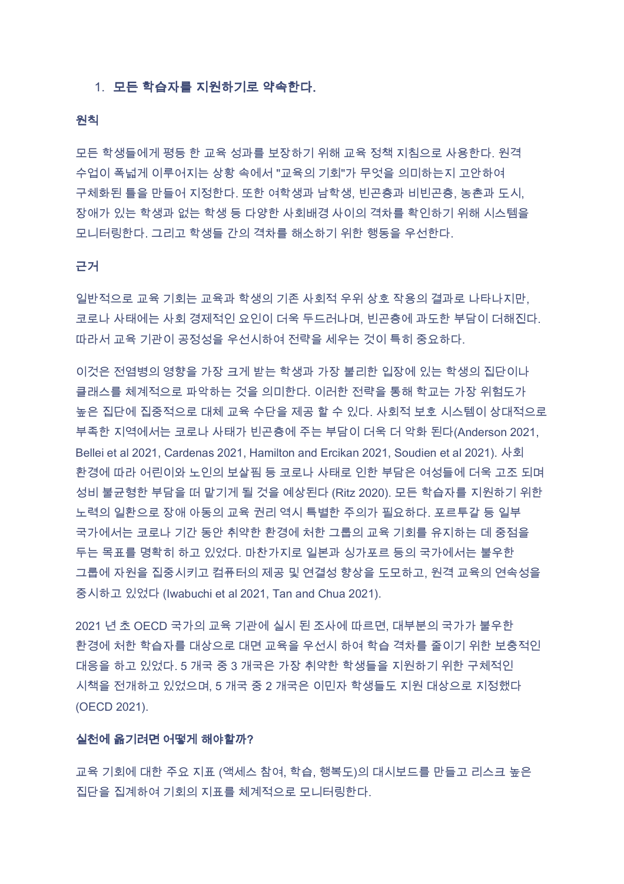1. **모든 학습자를 지원하기로 약속한다.**

### 원칙

모든 학생들에게 평등 한 교육 성과를 보장하기 위해 교육 정책 지침으로 사용한다. 원격 수업이 폭넓게 이루어지는 상황 속에서 "교육의 기회"가 무엇을 의미하는지 고안하여 구체화된 틀을 만들어 지정한다. 또한 여학생과 남학생, 빈곤층과 비빈곤층, 농촌과 도시, 장애가 있는 학생과 없는 학생 등 다양한 사회배경 사이의 격차를 확인하기 위해 시스템을 모니터링한다. 그리고 학생들 간의 격차를 해소하기 위한 행동을 우선한다.

### 근거

일반적으로 교육 기회는 교육과 학생의 기존 사회적 우위 상호 작용의 결과로 나타나지만, 코로나 사태에는 사회 경제적인 요인이 더욱 두드러나며, 빈곤층에 과도한 부담이 더해진다. 따라서 교육 기관이 공정성을 우선시하여 전략을 세우는 것이 특히 중요하다.

이것은 전염병의 영향을 가장 크게 받는 학생과 가장 불리한 입장에 있는 학생의 집단이나 클래스를 체계적으로 파악하는 것을 의미한다. 이러한 전략을 통해 학교는 가장 위험도가 높은 집단에 집중적으로 대체 교육 수단을 제공 할 수 있다. 사회적 보호 시스템이 상대적으로 부족한 지역에서는 코로나 사태가 빈곤층에 주는 부담이 더욱 더 악화 된다(Anderson 2021, Bellei et al 2021, Cardenas 2021, Hamilton and Ercikan 2021, Soudien et al 2021). 사회 환경에 따라 어린이와 노인의 보살핌 등 코로나 사태로 인한 부담은 여성들에 더욱 고조 되며 성비 불균형한 부담을 떠 맡기게 될 것을 예상된다 (Ritz 2020). 모든 학습자를 지원하기 위한 노력의 일환으로 장애 아동의 교육 권리 역시 특별한 주의가 필요하다. 포르투갈 등 일부 국가에서는 코로나 기간 동안 취약한 환경에 처한 그룹의 교육 기회를 유지하는 데 중점을 두는 목표를 명확히 하고 있었다. 마찬가지로 일본과 싱가포르 등의 국가에서는 불우한 그룹에 자원을 집중시키고 컴퓨터의 제공 및 연결성 향상을 도모하고, 원격 교육의 연속성을 중시하고 있었다 (Iwabuchi et al 2021, Tan and Chua 2021).

2021 년 초 OECD 국가의 교육 기관에 실시 된 조사에 따르면, 대부분의 국가가 불우한 환경에 처한 학습자를 대상으로 대면 교육을 우선시 하여 학습 격차를 줄이기 위한 보충적인 대응을 하고 있었다. 5 개국 중 3 개국은 가장 취약한 학생들을 지원하기 위한 구체적인 시책을 전개하고 있었으며, 5 개국 중 2 개국은 이민자 학생들도 지원 대상으로 지정했다 (OECD 2021).

### 실천에 옮기려면 어떻게 해야할까?

교육 기회에 대한 주요 지표 (액세스 참여, 학습, 행복도)의 대시보드를 만들고 리스크 높은 집단을 집계하여 기회의 지표를 체계적으로 모니터링한다.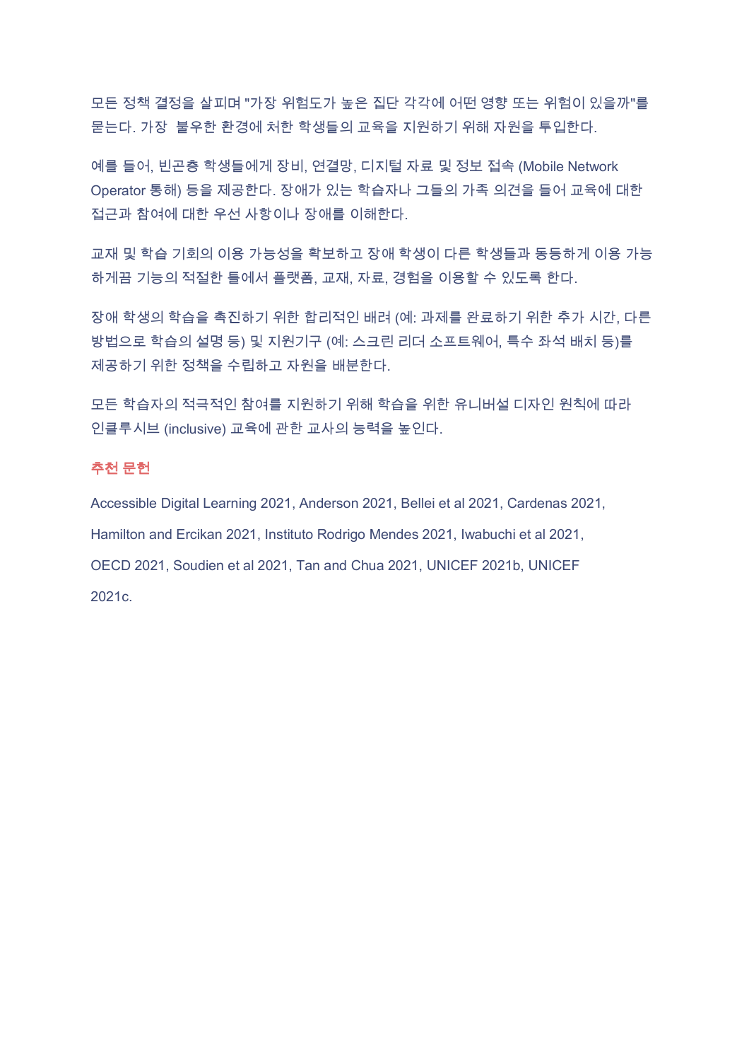모든 정책 결정을 살피며 "가장 위험도가 높은 집단 각각에 어떤 영향 또는 위험이 있을까"를 묻는다. 가장 불우한 환경에 처한 학생들의 교육을 지원하기 위해 자원을 투입한다.

예를 들어, 빈곤층 학생들에게 장비, 연결망, 디지털 자료 및 정보 접속 (Mobile Network Operator 통해) 등을 제공한다. 장애가 있는 학습자나 그들의 가족 의견을 들어 교육에 대한 접근과 참여에 대한 우선 사항이나 장애를 이해한다.

교재 및 학습 기회의 이용 가능성을 확보하고 장애 학생이 다른 학생들과 동등하게 이용 가능하게끔 기능의 적절한 틀에서 플랫폼, 교재, 자료, 경험을 이용할 수 있도록 한다.

장애 학생의 학습을 촉진하기 위한 합리적인 배려 (예: 과제를 완료하기 위한 추가 시간, 다른 방법으로 학습의 설명 등) 및 지원기구 (예: 스크린 리더 소프트웨어, 특수 좌석 배치 등)를 제공하기 위한 정책을 수립하고 자원을 배분한다.

모든 학습자의 적극적인 참여를 지원하기 위해 학습을 위한 유니버설 디자인 원칙에 따라 인클루시브 (inclusive) 교육에 관한 교사의 능력을 높인다.

**추천 문헌**

Accessible Digital Learning 2021, Anderson 2021, Bellei et al 2021, Cardenas 2021, Hamilton and Ercikan 2021, Instituto Rodrigo Mendes 2021, Iwabuchi et al 2021, OECD 2021, Soudien et al 2021, Tan and Chua 2021, UNICEF 2021b, UNICEF 2021c.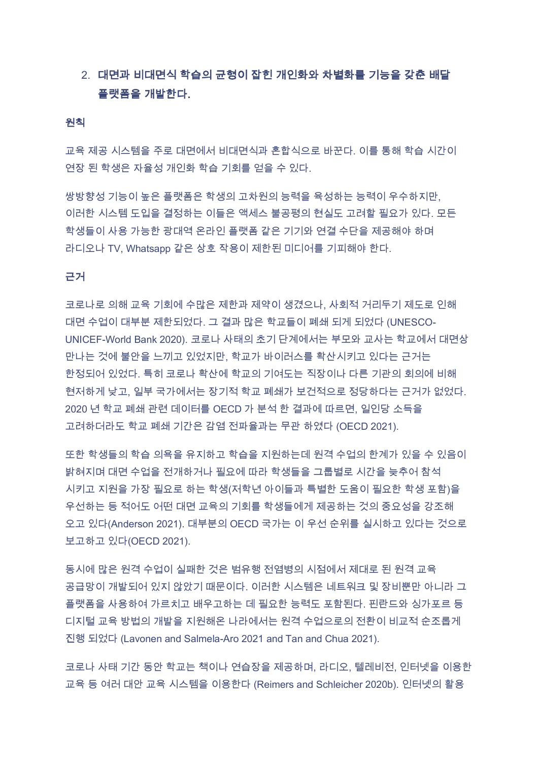2. **대면과 비대면식 학습의 균형이 잡힌 개인화와 차별화를 기능을 갖춘 배달 플랫폼을 개발한다.**

**원칙**

교육 제공 시스템을 주로 대면에서 비대면식과 혼합식으로 바꾼다. 이를 통해 학습 시간이 연장 된 학생은 자율성 개인화 학습 기회를 얻을 수 있다.

쌍방향성 기능이 높은 플랫폼은 학생의 고차원의 능력을 육성하는 능력이 우수하지만, 이러한 시스템 도입을 결정하는 이들은 액세스 불공평의 현실도 고려할 필요가 있다. 모든 학생들이 사용 가능한 광대역 온라인 플랫폼 같은 기기와 연결 수단을 제공해야 하며 라디오나 TV, Whatsapp 같은 상호 작용이 제한된 미디어를 기피해야 한다.

**근거**

코로나로 의해 교육 기회에 수많은 제한과 제약이 생겼으나, 사회적 거리두기 제도로 인해 대면 수업이 대부분 제한되었다. 그 결과 많은 학교들이 폐쇄 되게 되었다 (UNESCO-UNICEF-World Bank 2020). 코로나 사태의 초기 단계에서는 부모와 교사는 학교에서 대면상 만나는 것에 불안을 느끼고 있었지만, 학교가 바이러스를 확산시키고 있다는 근거는 한정되어 있었다. 특히 코로나 확산에 학교의 기여도는 직장이나 다른 기관의 회의에 비해 현저하게 낮고, 일부 국가에서는 장기적 학교 폐쇄가 보건적으로 정당하다는 근거가 없었다. 2020 년 학교 폐쇄 관련 데이터를 OECD 가 분석 한 결과에 따르면, 일인당 소득을 고려하더라도 학교 폐쇄 기간은 감염 전파율과는 무관 하였다 (OECD 2021).

또한 학생들의 학습 의욕을 유지하고 학습을 지원하는데 원격 수업의 한계가 있을 수 있음이 밝혀지며 대면 수업을 전개하거나 필요에 따라 학생들을 그룹별로 시간을 늦추어 참석 시키고 지원을 가장 필요로 하는 학생(저학년 아이들과 특별한 도움이 필요한 학생 포함)을 우선하는 등 적어도 어떤 대면 교육의 기회를 학생들에게 제공하는 것의 중요성을 강조해 오고 있다(Anderson 2021). 대부분의 OECD 국가는 이 우선 순위를 실시하고 있다는 것으로 보고하고 있다(OECD 2021).

동시에 많은 원격 수업이 실패한 것은 범유행 전염병의 시점에서 제대로 된 원격 교육 공급망이 개발되어 있지 않았기 때문이다. 이러한 시스템은 네트워크 및 장비뿐만 아니라 그 플랫폼을 사용하여 가르치고 배우고하는 데 필요한 능력도 포함된다. 핀란드와 싱가포르 등 디지털 교육 방법의 개발을 지원해온 나라에서는 원격 수업으로의 전환이 비교적 순조롭게 진행 되었다 (Lavonen and Salmela-Aro 2021 and Tan and Chua 2021).

코로나 사태 기간 동안 학교는 책이나 연습장을 제공하며, 라디오, 텔레비전, 인터넷을 이용한 교육 등 여러 대안 교육 시스템을 이용한다 (Reimers and Schleicher 2020b). 인터넷의 활용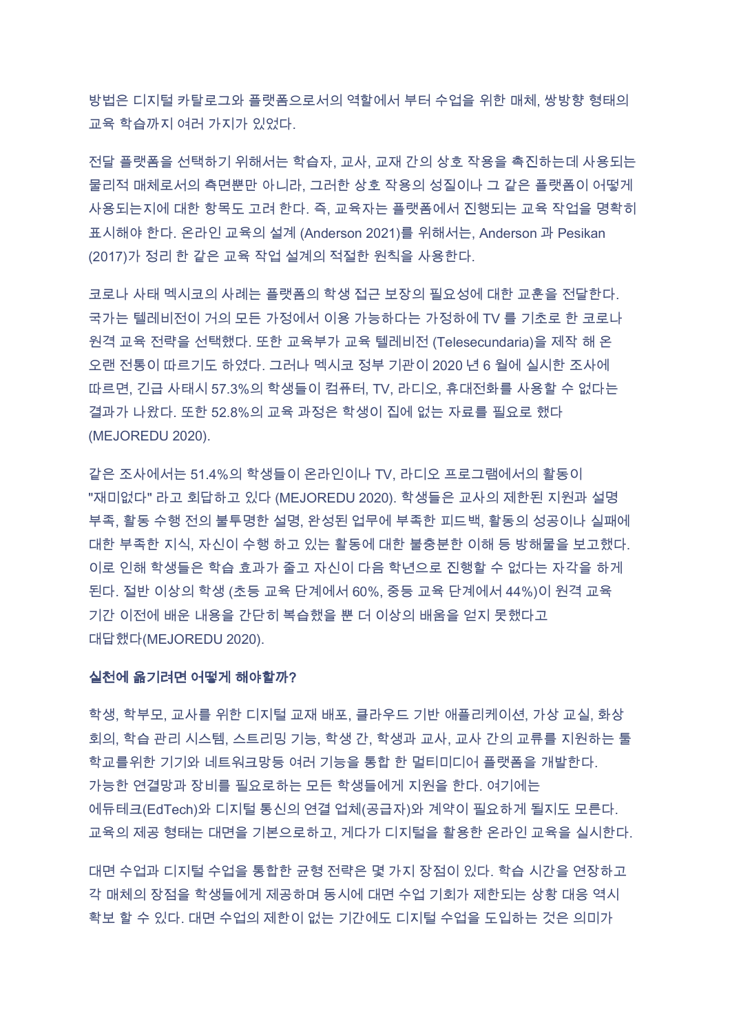방법은 디지털 카탈로그와 플랫폼으로서의 역할에서 부터 수업을 위한 매체, 쌍방향 형태의 교육 학습까지 여러 가지가 있었다.

전달 플랫폼을 선택하기 위해서는 학습자, 교사, 교재 간의 상호 작용을 촉진하는데 사용되는 물리적 매체로서의 측면뿐만 아니라, 그러한 상호 작용의 성질이나 그 같은 플랫폼이 어떻게 사용되는지에 대한 항목도 고려 한다. 즉, 교육자는 플랫폼에서 진행되는 교육 작업을 명확히 표시해야 한다. 온라인 교육의 설계 (Anderson 2021)를 위해서는, Anderson 과 Pesikan (2017)가 정리 한 같은 교육 작업 설계의 적절한 원칙을 사용한다.

코로나 사태 멕시코의 사례는 플랫폼의 학생 접근 보장의 필요성에 대한 교훈을 전달한다. 국가는 텔레비전이 거의 모든 가정에서 이용 가능하다는 가정하에 TV 를 기초로 한 코로나 원격 교육 전략을 선택했다. 또한 교육부가 교육 텔레비전 (Telesecundaria)을 제작 해 온 오랜 전통이 따르기도 하였다. 그러나 멕시코 정부 기관이 2020 년 6 월에 실시한 조사에 따르면, 긴급 사태시 57.3%의 학생들이 컴퓨터, TV, 라디오, 휴대전화를 사용할 수 없다는 결과가 나왔다. 또한 52.8%의 교육 과정은 학생이 집에 없는 자료를 필요로 했다 (MEJOREDU 2020).

같은 조사에서는 51.4%의 학생들이 온라인이나 TV, 라디오 프로그램에서의 활동이 "재미없다" 라고 회답하고 있다 (MEJOREDU 2020). 학생들은 교사의 제한된 지원과 설명 부족, 활동 수행 전의 불투명한 설명, 완성된 업무에 부족한 피드백, 활동의 성공이나 실패에 대한 부족한 지식, 자신이 수행 하고 있는 활동에 대한 불충분한 이해 등 방해물을 보고했다. 이로 인해 학생들은 학습 효과가 줄고 자신이 다음 학년으로 진행할 수 없다는 자각을 하게 된다. 절반 이상의 학생 (초등 교육 단계에서 60%, 중등 교육 단계에서 44%)이 원격 교육 기간 이전에 배운 내용을 간단히 복습했을 뿐 더 이상의 배움을 얻지 못했다고 대답했다(MEJOREDU 2020).

### 실천에 옮기려면 어떻게 해야할까?

학생, 학부모, 교사를 위한 디지털 교재 배포, 클라우드 기반 애플리케이션, 가상 교실, 화상 회의, 학습 관리 시스템, 스트리밍 기능, 학생 간, 학생과 교사, 교사 간의 교류를 지원하는 툴 학교를위한 기기와 네트워크망등 여러 기능을 통합 한 멀티미디어 플랫폼을 개발한다. 가능한 연결망과 장비를 필요로하는 모든 학생들에게 지원을 한다. 여기에는 에듀테크(EdTech)와 디지털 통신의 연결 업체(공급자)와 계약이 필요하게 될지도 모른다. 교육의 제공 형태는 대면을 기본으로하고, 게다가 디지털을 활용한 온라인 교육을 실시한다.

대면 수업과 디지털 수업을 통합한 균형 전략은 몇 가지 장점이 있다. 학습 시간을 연장하고 각 매체의 장점을 학생들에게 제공하며 동시에 대면 수업 기회가 제한되는 상황 대응 역시 확보 할 수 있다. 대면 수업의 제한이 없는 기간에도 디지털 수업을 도입하는 것은 의미가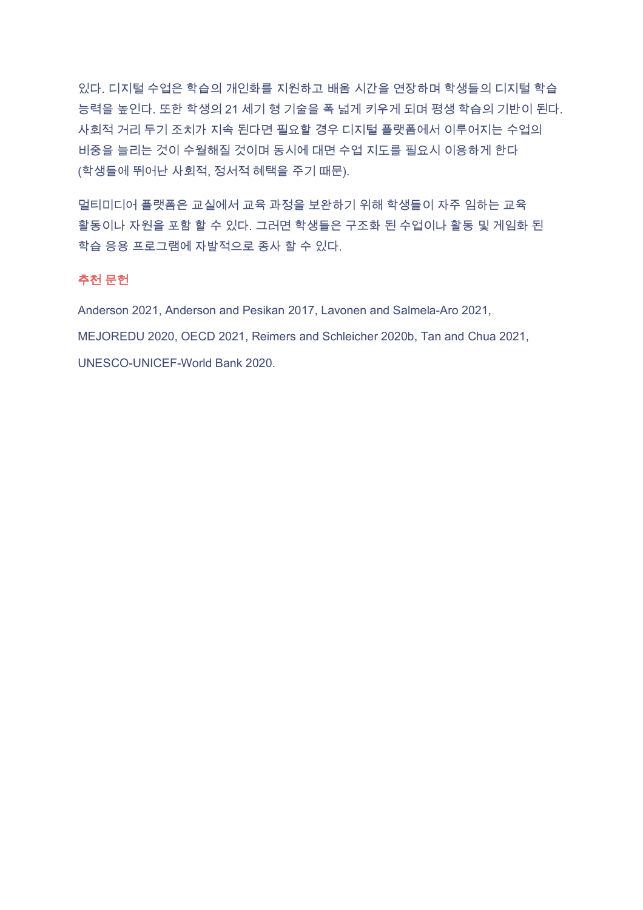있다. 디지털 수업은 학습의 개인화를 지원하고 배움 시간을 연장하며 학생들의 디지털 학습 능력을 높인다. 또한 학생의 21 세기 형 기술을 폭 넓게 키우게 되며 평생 학습의 기반이 된다. 사회적 거리 두기 조치가 지속 된다면 필요할 경우 디지털 플랫폼에서 이루어지는 수업의 비중을 늘리는 것이 수월해질 것이며 동시에 대면 수업 지도를 필요시 이용하게 한다 (학생들에 뛰어난 사회적, 정서적 혜택을 주기 때문).

멀티미디어 플랫폼은 교실에서 교육 과정을 보완하기 위해 학생들이 자주 임하는 교육 활동이나 자원을 포함 할 수 있다. 그러면 학생들은 구조화 된 수업이나 활동 및 게임화 된 학습 응용 프로그램에 자발적으로 종사 할 수 있다.

### 추천 문헌

Anderson 2021, Anderson and Pesikan 2017, Lavonen and Salmela-Aro 2021, MEJOREDU 2020, OECD 2021, Reimers and Schleicher 2020b, Tan and Chua 2021, UNESCO-UNICEF-World Bank 2020.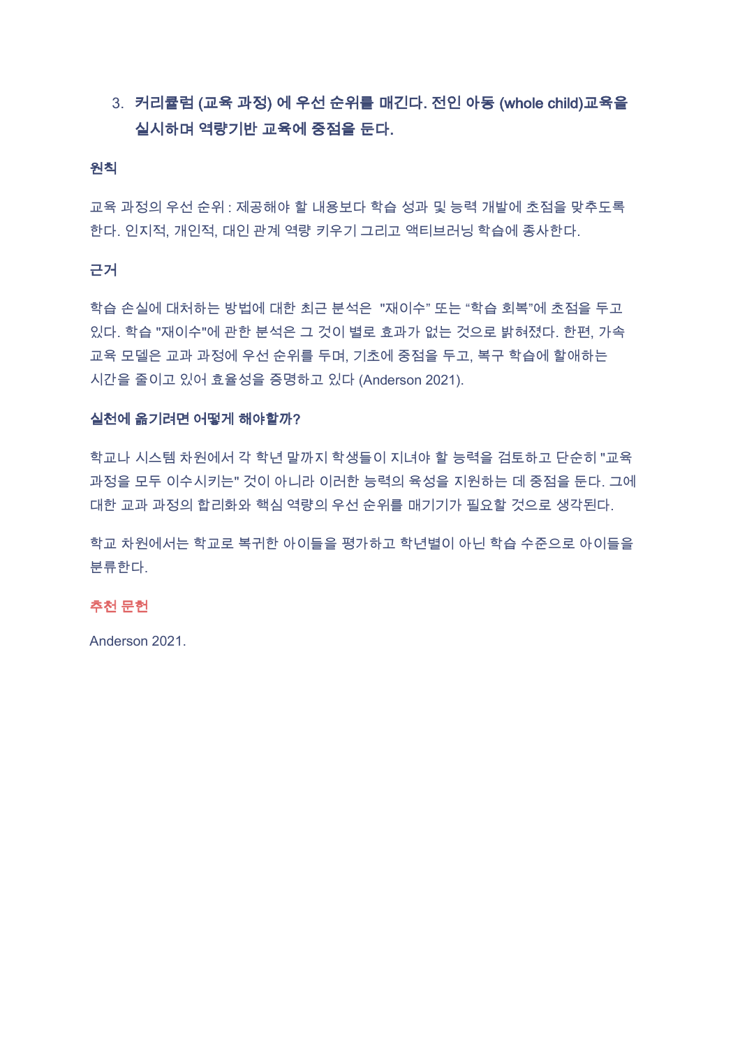3. **커리큘럼 (교육 과정) 에 우선 순위를 매긴다. 전인 아동 (whole child)교육을 실시하며 역량기반 교육에 중점을 둔다.**

**원칙**

교육 과정의 우선 순위 : 제공해야 할 내용보다 학습 성과 및 능력 개발에 초점을 맞추도록 한다. 인지적, 개인적, 대인 관계 역량 키우기 그리고 액티브러닝 학습에 종사한다.

**근거**

학습 손실에 대처하는 방법에 대한 최근 분석은 "재이수" 또는 "학습 회복"에 초점을 두고 있다. 학습 "재이수"에 관한 분석은 그 것이 별로 효과가 없는 것으로 밝혀졌다. 한편, 가속 교육 모델은 교과 과정에 우선 순위를 두며, 기초에 중점을 두고, 복구 학습에 할애하는 시간을 줄이고 있어 효율성을 증명하고 있다 (Anderson 2021).

**실천에 옮기려면 어떻게 해야할까?**

학교나 시스템 차원에서 각 학년 말까지 학생들이 지녀야 할 능력을 검토하고 단순히 "교육 과정을 모두 이수시키는" 것이 아니라 이러한 능력의 육성을 지원하는 데 중점을 둔다. 그에 대한 교과 과정의 합리화와 핵심 역량의 우선 순위를 매기기가 필요할 것으로 생각된다.

학교 차원에서는 학교로 복귀한 아이들을 평가하고 학년별이 아닌 학습 수준으로 아이들을 분류한다.

**추천 문헌**

Anderson 2021.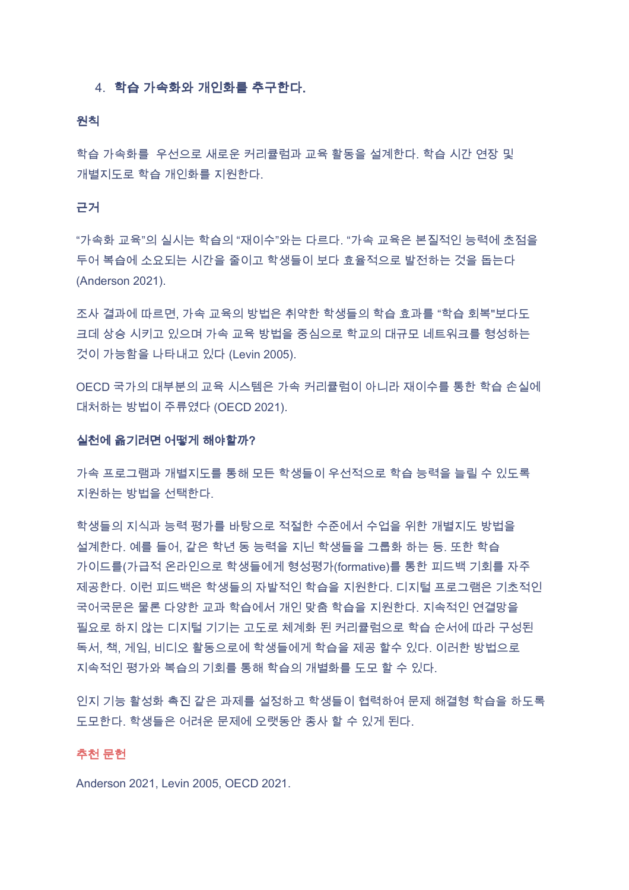4. **학습 가속화와 개인화를 추구한다.**

**원칙**

학습 가속화를 우선으로 새로운 커리큘럼과 교육 활동을 설계한다. 학습 시간 연장 및 개별지도로 학습 개인화를 지원한다.

**근거**

"가속화 교육"의 실시는 학습의 "재이수"와는 다르다. "가속 교육은 본질적인 능력에 초점을 두어 복습에 소요되는 시간을 줄이고 학생들이 보다 효율적으로 발전하는 것을 돕는다 (Anderson 2021).

조사 결과에 따르면, 가속 교육의 방법은 취약한 학생들의 학습 효과를 "학습 회복"보다도 크데 상승 시키고 있으며 가속 교육 방법을 중심으로 학교의 대규모 네트워크를 형성하는 것이 가능함을 나타내고 있다 (Levin 2005).

OECD 국가의 대부분의 교육 시스템은 가속 커리큘럼이 아니라 재이수를 통한 학습 손실에 대처하는 방법이 주류였다 (OECD 2021).

**실천에 옮기려면 어떻게 해야할까?**

가속 프로그램과 개별지도를 통해 모든 학생들이 우선적으로 학습 능력을 늘릴 수 있도록 지원하는 방법을 선택한다.

학생들의 지식과 능력 평가를 바탕으로 적절한 수준에서 수업을 위한 개별지도 방법을 설계한다. 예를 들어, 같은 학년 동 능력을 지닌 학생들을 그룹화 하는 등. 또한 학습 가이드를(가급적 온라인으로 학생들에게 형성평가(formative)를 통한 피드백 기회를 자주 제공한다. 이런 피드백은 학생들의 자발적인 학습을 지원한다. 디지털 프로그램은 기초적인 국어국문은 물론 다양한 교과 학습에서 개인 맞춤 학습을 지원한다. 지속적인 연결망을 필요로 하지 않는 디지털 기기는 고도로 체계화 된 커리큘럼으로 학습 순서에 따라 구성된 독서, 책, 게임, 비디오 활동으로에 학생들에게 학습을 제공 할수 있다. 이러한 방법으로 지속적인 평가와 복습의 기회를 통해 학습의 개별화를 도모 할 수 있다.

인지 기능 활성화 촉진 같은 과제를 설정하고 학생들이 협력하여 문제 해결형 학습을 하도록 도모한다. 학생들은 어려운 문제에 오랫동안 종사 할 수 있게 된다.

**추천 문헌**

Anderson 2021, Levin 2005, OECD 2021.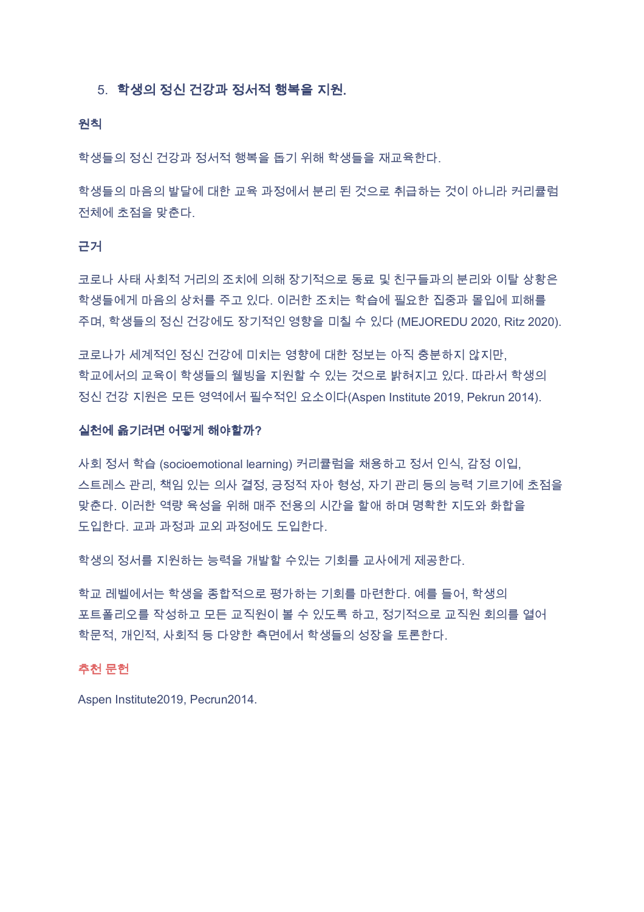5. **학생의 정신 건강과 정서적 행복을 지원.**

**원칙**

학생들의 정신 건강과 정서적 행복을 돕기 위해 학생들을 재교육한다.

학생들의 마음의 발달에 대한 교육 과정에서 분리 된 것으로 취급하는 것이 아니라 커리큘럼 전체에 초점을 맞춘다.

**근거**

코로나 사태 사회적 거리의 조치에 의해 장기적으로 동료 및 친구들과의 분리와 이탈 상황은 학생들에게 마음의 상처를 주고 있다. 이러한 조치는 학습에 필요한 집중과 몰입에 피해를 주며, 학생들의 정신 건강에도 장기적인 영향을 미칠 수 있다 (MEJOREDU 2020, Ritz 2020).

코로나가 세계적인 정신 건강에 미치는 영향에 대한 정보는 아직 충분하지 않지만, 학교에서의 교육이 학생들의 웰빙을 지원할 수 있는 것으로 밝혀지고 있다. 따라서 학생의 정신 건강 지원은 모든 영역에서 필수적인 요소이다(Aspen Institute 2019, Pekrun 2014).

**실천에 옮기려면 어떻게 해야할까?**

사회 정서 학습 (socioemotional learning) 커리큘럼을 채용하고 정서 인식, 감정 이입, 스트레스 관리, 책임 있는 의사 결정, 긍정적 자아 형성, 자기 관리 등의 능력 기르기에 초점을 맞춘다. 이러한 역량 육성을 위해 매주 전용의 시간을 할애 하며 명확한 지도와 화합을 도입한다. 교과 과정과 교외 과정에도 도입한다.

학생의 정서를 지원하는 능력을 개발할 수있는 기회를 교사에게 제공한다.

학교 레벨에서는 학생을 종합적으로 평가하는 기회를 마련한다. 예를 들어, 학생의 포트폴리오를 작성하고 모든 교직원이 볼 수 있도록 하고, 정기적으로 교직원 회의를 열어 학문적, 개인적, 사회적 등 다양한 측면에서 학생들의 성장을 토론한다.

**추천 문헌**

Aspen Institute2019, Pecrun2014.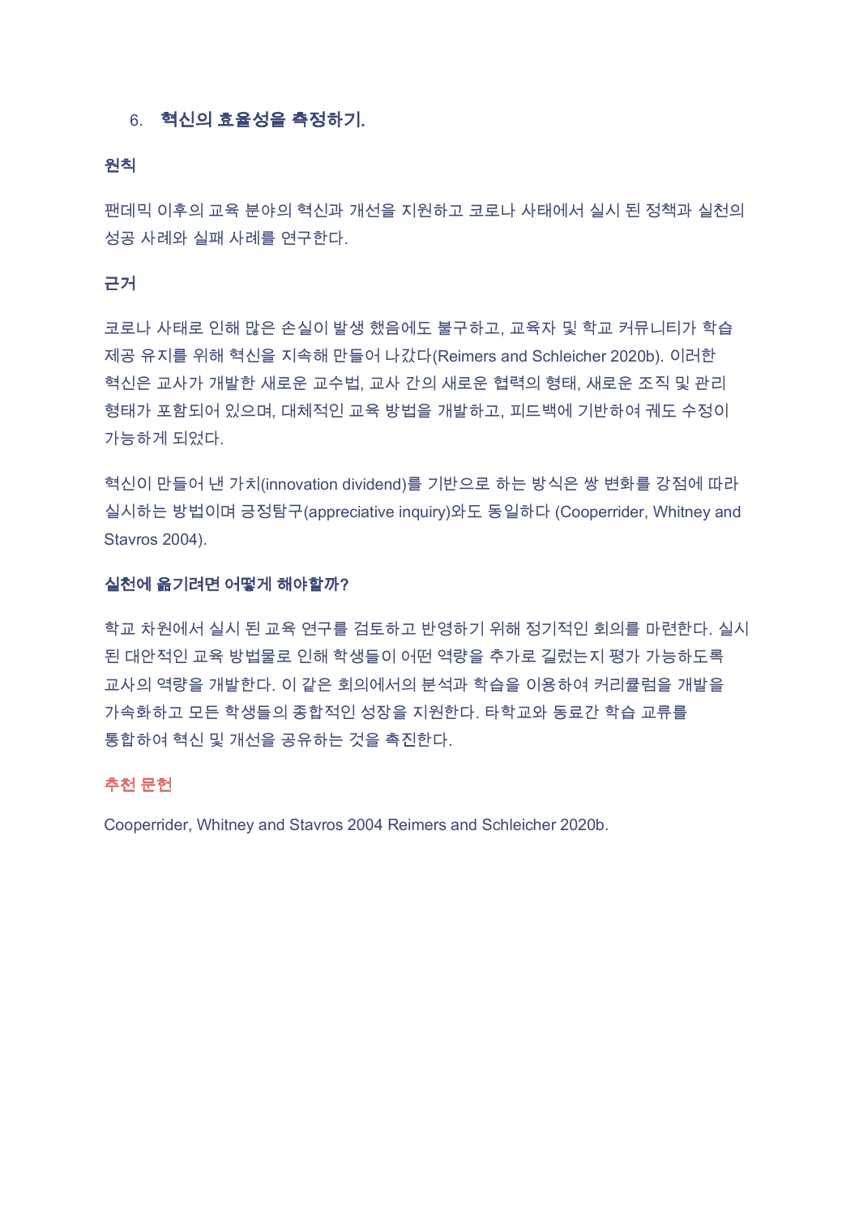6. **혁신의 효율성을 측정하기.**

**원칙**

팬데믹 이후의 교육 분야의 혁신과 개선을 지원하고 코로나 사태에서 실시 된 정책과 실천의 성공 사례와 실패 사례를 연구한다.

**근거**

코로나 사태로 인해 많은 손실이 발생 했음에도 불구하고, 교육자 및 학교 커뮤니티가 학습 제공 유지를 위해 혁신을 지속해 만들어 나갔다(Reimers and Schleicher 2020b). 이러한 혁신은 교사가 개발한 새로운 교수법, 교사 간의 새로운 협력의 형태, 새로운 조직 및 관리 형태가 포함되어 있으며, 대체적인 교육 방법을 개발하고, 피드백에 기반하여 궤도 수정이 가능하게 되었다.

혁신이 만들어 낸 가치(innovation dividend)를 기반으로 하는 방식은 쌍 변화를 강점에 따라 실시하는 방법이며 긍정탐구(appreciative inquiry)와도 동일하다 (Cooperrider, Whitney and Stavros 2004).

**실천에 옮기려면 어떻게 해야할까?**

학교 차원에서 실시 된 교육 연구를 검토하고 반영하기 위해 정기적인 회의를 마련한다. 실시 된 대안적인 교육 방법물로 인해 학생들이 어떤 역량을 추가로 길렀는지 평가 가능하도록 교사의 역량을 개발한다. 이 같은 회의에서의 분석과 학습을 이용하여 커리큘럼을 개발을 가속화하고 모든 학생들의 종합적인 성장을 지원한다. 타학교와 동료간 학습 교류를 통합하여 혁신 및 개선을 공유하는 것을 촉진한다.

**추천 문헌**

Cooperrider, Whitney and Stavros 2004 Reimers and Schleicher 2020b.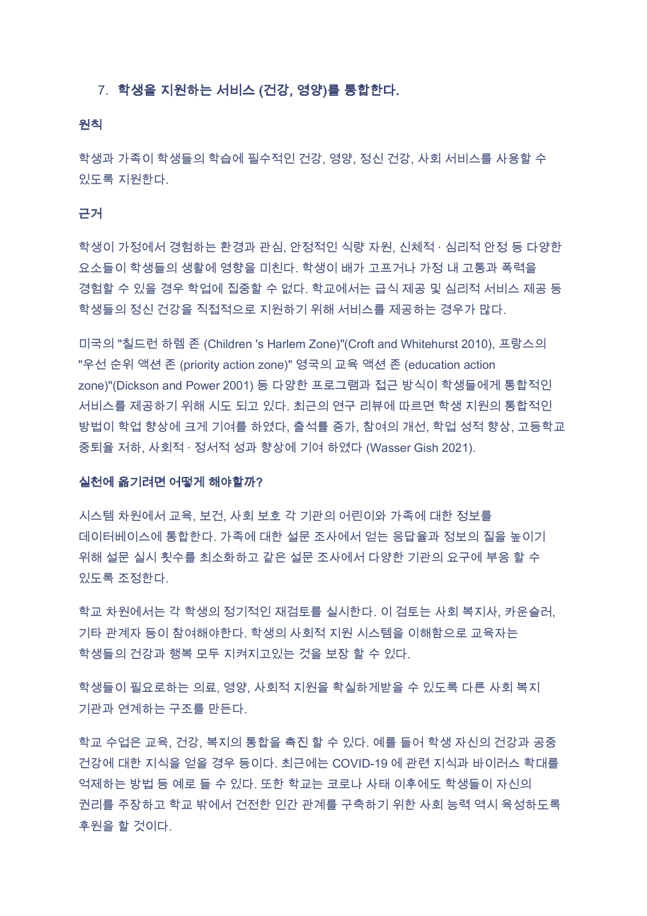7. **학생을 지원하는 서비스 (건강, 영양)를 통합한다.**

**원칙**

학생과 가족이 학생들의 학습에 필수적인 건강, 영양, 정신 건강, 사회 서비스를 사용할 수 있도록 지원한다.

**근거**

학생이 가정에서 경험하는 환경과 관심, 안정적인 식량 자원, 신체적 · 심리적 안정 등 다양한 요소들이 학생들의 생활에 영향을 미친다. 학생이 배가 고프거나 가정 내 고통과 폭력을 경험할 수 있을 경우 학업에 집중할 수 없다. 학교에서는 급식 제공 및 심리적 서비스 제공 등 학생들의 정신 건강을 직접적으로 지원하기 위해 서비스를 제공하는 경우가 많다.

미국의 "칠드런 하렘 존 (Children 's Harlem Zone)"(Croft and Whitehurst 2010), 프랑스의 "우선 순위 액션 존 (priority action zone)" 영국의 교육 액션 존 (education action zone)"(Dickson and Power 2001) 등 다양한 프로그램과 접근 방식이 학생들에게 통합적인 서비스를 제공하기 위해 시도 되고 있다. 최근의 연구 리뷰에 따르면 학생 지원의 통합적인 방법이 학업 향상에 크게 기여를 하였다, 출석률 증가, 참여의 개선, 학업 성적 향상, 고등학교 중퇴율 저하, 사회적 · 정서적 성과 향상에 기여 하였다 (Wasser Gish 2021).

**실천에 옮기려면 어떻게 해야할까?**

시스템 차원에서 교육, 보건, 사회 보호 각 기관의 어린이와 가족에 대한 정보를 데이터베이스에 통합한다. 가족에 대한 설문 조사에서 얻는 응답율과 정보의 질을 높이기 위해 설문 실시 횟수를 최소화하고 같은 설문 조사에서 다양한 기관의 요구에 부응 할 수 있도록 조정한다.

학교 차원에서는 각 학생의 정기적인 재검토를 실시한다. 이 검토는 사회 복지사, 카운슬러, 기타 관계자 등이 참여해야한다. 학생의 사회적 지원 시스템을 이해함으로 교육자는 학생들의 건강과 행복 모두 지켜지고있는 것을 보장 할 수 있다.

학생들이 필요로하는 의료, 영양, 사회적 지원을 확실하게받을 수 있도록 다른 사회 복지 기관과 연계하는 구조를 만든다.

학교 수업은 교육, 건강, 복지의 통합을 촉진 할 수 있다. 예를 들어 학생 자신의 건강과 공중 건강에 대한 지식을 얻을 경우 등이다. 최근에는 COVID-19 에 관련 지식과 바이러스 확대를 억제하는 방법 등 예로 들 수 있다. 또한 학교는 코로나 사태 이후에도 학생들이 자신의 권리를 주장하고 학교 밖에서 건전한 인간 관계를 구축하기 위한 사회 능력 역시 육성하도록 후원을 할 것이다.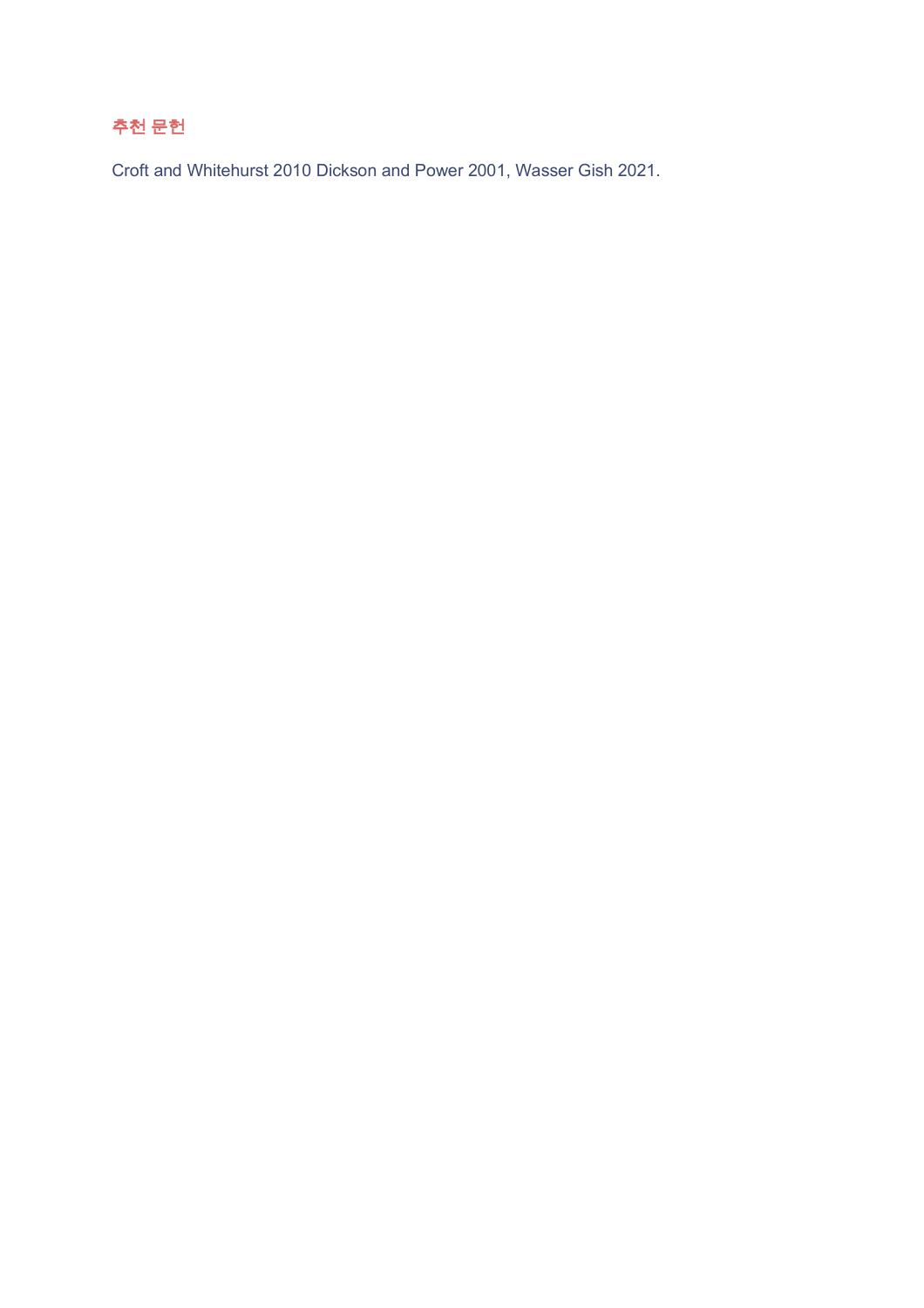### 추천 문헌

Croft and Whitehurst 2010 Dickson and Power 2001, Wasser Gish 2021.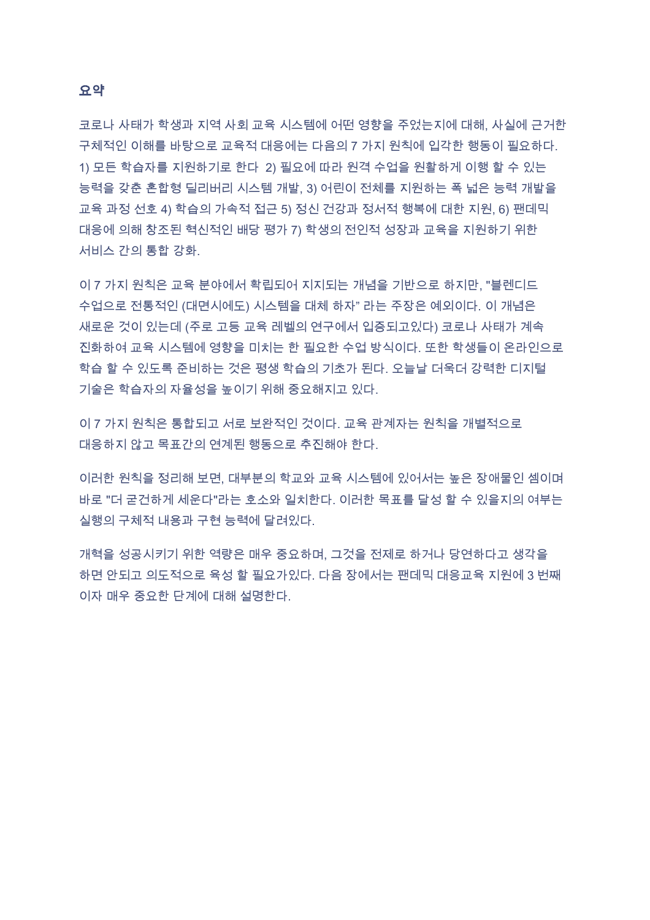## 요약

코로나 사태가 학생과 지역 사회 교육 시스템에 어떤 영향을 주었는지에 대해, 사실에 근거한 구체적인 이해를 바탕으로 교육적 대응에는 다음의 7 가지 원칙에 입각한 행동이 필요하다. 1) 모든 학습자를 지원하기로 한다 2) 필요에 따라 원격 수업을 원활하게 이행 할 수 있는 능력을 갖춘 혼합형 딜리버리 시스템 개발, 3) 어린이 전체를 지원하는 폭 넓은 능력 개발을 교육 과정 선호 4) 학습의 가속적 접근 5) 정신 건강과 정서적 행복에 대한 지원, 6) 팬데믹 대응에 의해 창조된 혁신적인 배당 평가 7) 학생의 전인적 성장과 교육을 지원하기 위한 서비스 간의 통합 강화.

이 7 가지 원칙은 교육 분야에서 확립되어 지지되는 개념을 기반으로 하지만, "블렌디드 수업으로 전통적인 (대면시에도) 시스템을 대체 하자" 라는 주장은 예외이다. 이 개념은 새로운 것이 있는데 (주로 고등 교육 레벨의 연구에서 입증되고있다) 코로나 사태가 계속 진화하여 교육 시스템에 영향을 미치는 한 필요한 수업 방식이다. 또한 학생들이 온라인으로 학습 할 수 있도록 준비하는 것은 평생 학습의 기초가 된다. 오늘날 더욱더 강력한 디지털 기술은 학습자의 자율성을 높이기 위해 중요해지고 있다.

이 7 가지 원칙은 통합되고 서로 보완적인 것이다. 교육 관계자는 원칙을 개별적으로 대응하지 않고 목표간의 연계된 행동으로 추진해야 한다.

이러한 원칙을 정리해 보면, 대부분의 학교와 교육 시스템에 있어서는 높은 장애물인 셈이며 바로 "더 굳건하게 세운다"라는 호소와 일치한다. 이러한 목표를 달성 할 수 있을지의 여부는 실행의 구체적 내용과 구현 능력에 달려있다.

개혁을 성공시키기 위한 역량은 매우 중요하며, 그것을 전제로 하거나 당연하다고 생각을 하면 안되고 의도적으로 육성 할 필요가있다. 다음 장에서는 팬데믹 대응교육 지원에 3 번째 이자 매우 중요한 단계에 대해 설명한다.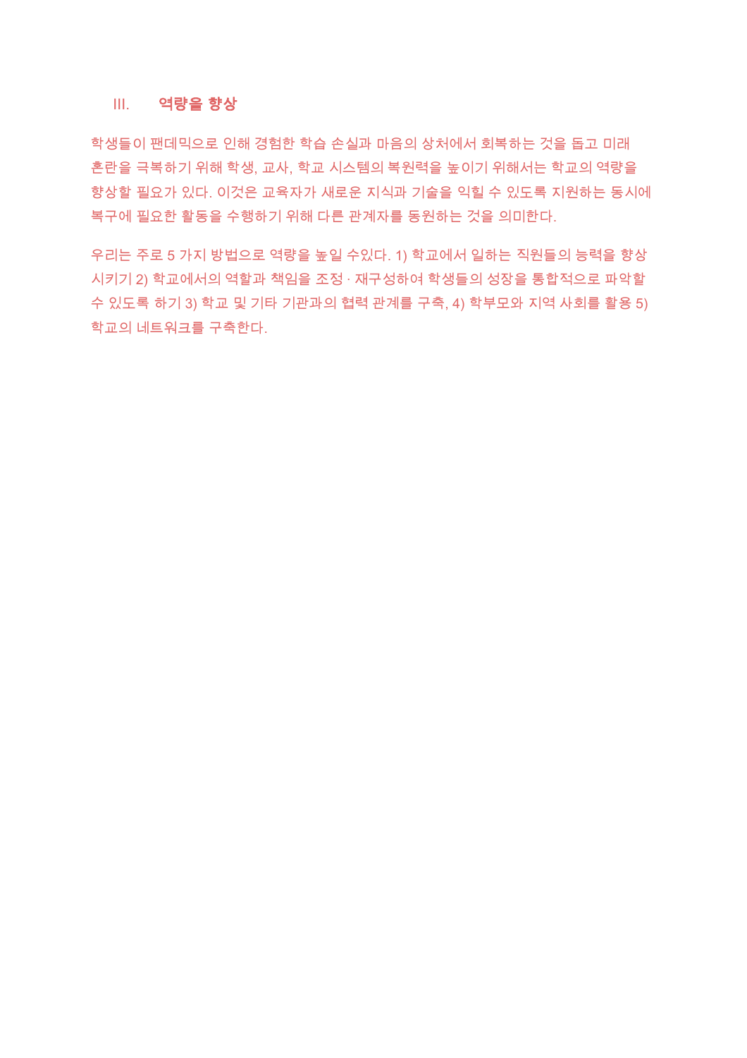## III. 역량을 향상

학생들이 팬데믹으로 인해 경험한 학습 손실과 마음의 상처에서 회복하는 것을 돕고 미래 혼란을 극복하기 위해 학생, 교사, 학교 시스템의 복원력을 높이기 위해서는 학교의 역량을 향상할 필요가 있다. 이것은 교육자가 새로운 지식과 기술을 익힐 수 있도록 지원하는 동시에 복구에 필요한 활동을 수행하기 위해 다른 관계자를 동원하는 것을 의미한다.

우리는 주로 5 가지 방법으로 역량을 높일 수있다. 1) 학교에서 일하는 직원들의 능력을 향상 시키기 2) 학교에서의 역할과 책임을 조정 · 재구성하여 학생들의 성장을 통합적으로 파악할 수 있도록 하기 3) 학교 및 기타 기관과의 협력 관계를 구축, 4) 학부모와 지역 사회를 활용 5) 학교의 네트워크를 구축한다.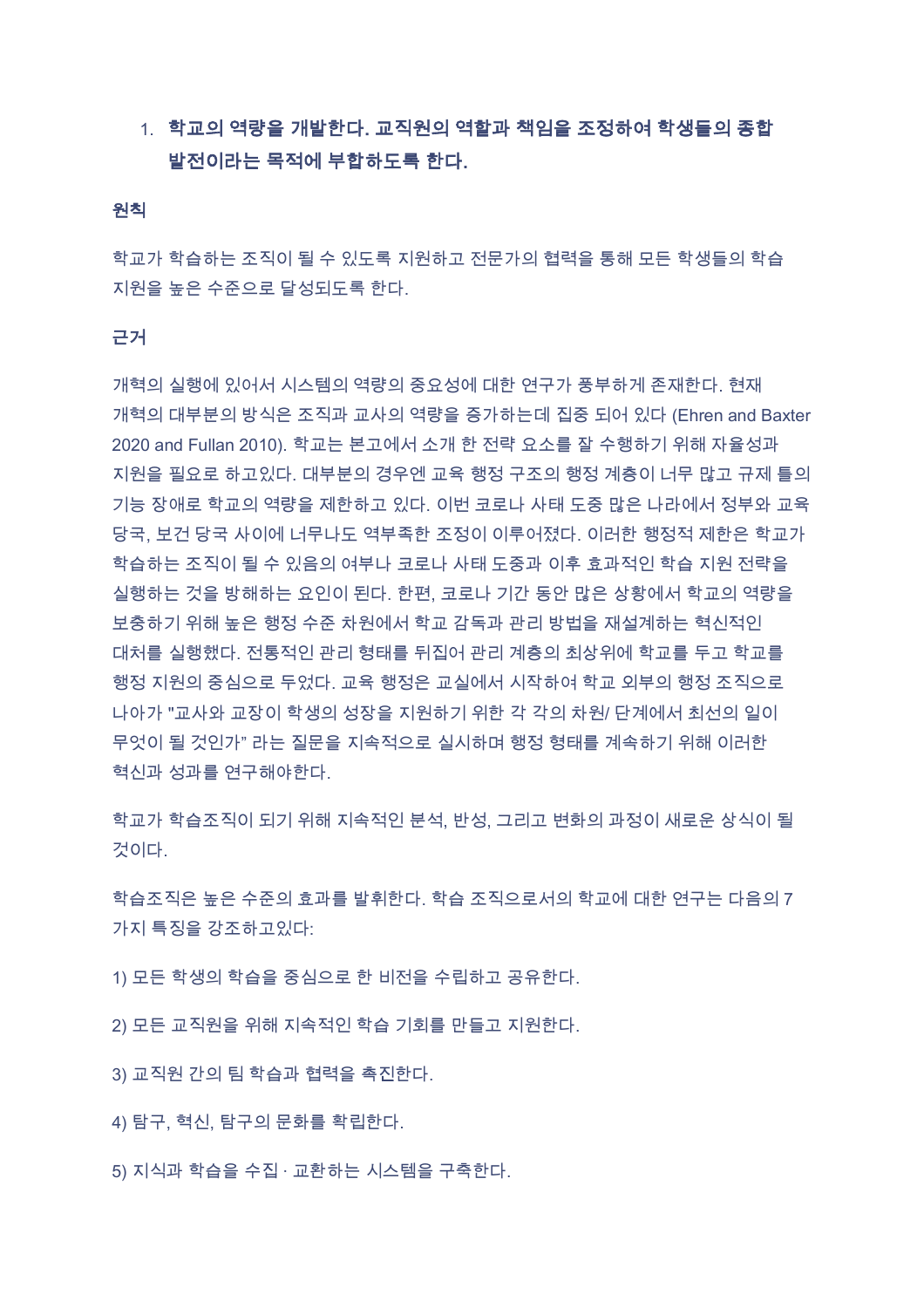1. **학교의 역량을 개발한다. 교직원의 역할과 책임을 조정하여 학생들의 종합 발전이라는 목적에 부합하도록 한다.**

**원칙**

학교가 학습하는 조직이 될 수 있도록 지원하고 전문가의 협력을 통해 모든 학생들의 학습 지원을 높은 수준으로 달성되도록 한다.

**근거**

개혁의 실행에 있어서 시스템의 역량의 중요성에 대한 연구가 풍부하게 존재한다. 현재 개혁의 대부분의 방식은 조직과 교사의 역량을 증가하는데 집중 되어 있다 (Ehren and Baxter 2020 and Fullan 2010). 학교는 본고에서 소개 한 전략 요소를 잘 수행하기 위해 자율성과 지원을 필요로 하고있다. 대부분의 경우엔 교육 행정 구조의 행정 계층이 너무 많고 규제 틀의 기능 장애로 학교의 역량을 제한하고 있다. 이번 코로나 사태 도중 많은 나라에서 정부와 교육 당국, 보건 당국 사이에 너무나도 역부족한 조정이 이루어졌다. 이러한 행정적 제한은 학교가 학습하는 조직이 될 수 있음의 여부나 코로나 사태 도중과 이후 효과적인 학습 지원 전략을 실행하는 것을 방해하는 요인이 된다. 한편, 코로나 기간 동안 많은 상황에서 학교의 역량을 보충하기 위해 높은 행정 수준 차원에서 학교 감독과 관리 방법을 재설계하는 혁신적인 대처를 실행했다. 전통적인 관리 형태를 뒤집어 관리 계층의 최상위에 학교를 두고 학교를 행정 지원의 중심으로 두었다. 교육 행정은 교실에서 시작하여 학교 외부의 행정 조직으로 나아가 "교사와 교장이 학생의 성장을 지원하기 위한 각 각의 차원/ 단계에서 최선의 일이 무엇이 될 것인가" 라는 질문을 지속적으로 실시하며 행정 형태를 계속하기 위해 이러한 혁신과 성과를 연구해야한다.

학교가 학습조직이 되기 위해 지속적인 분석, 반성, 그리고 변화의 과정이 새로운 상식이 될 것이다.

학습조직은 높은 수준의 효과를 발휘한다. 학습 조직으로서의 학교에 대한 연구는 다음의 7 가지 특징을 강조하고있다:

1) 모든 학생의 학습을 중심으로 한 비전을 수립하고 공유한다.

2) 모든 교직원을 위해 지속적인 학습 기회를 만들고 지원한다.

3) 교직원 간의 팀 학습과 협력을 촉진한다.

4) 탐구, 혁신, 탐구의 문화를 확립한다.

5) 지식과 학습을 수집 · 교환하는 시스템을 구축한다.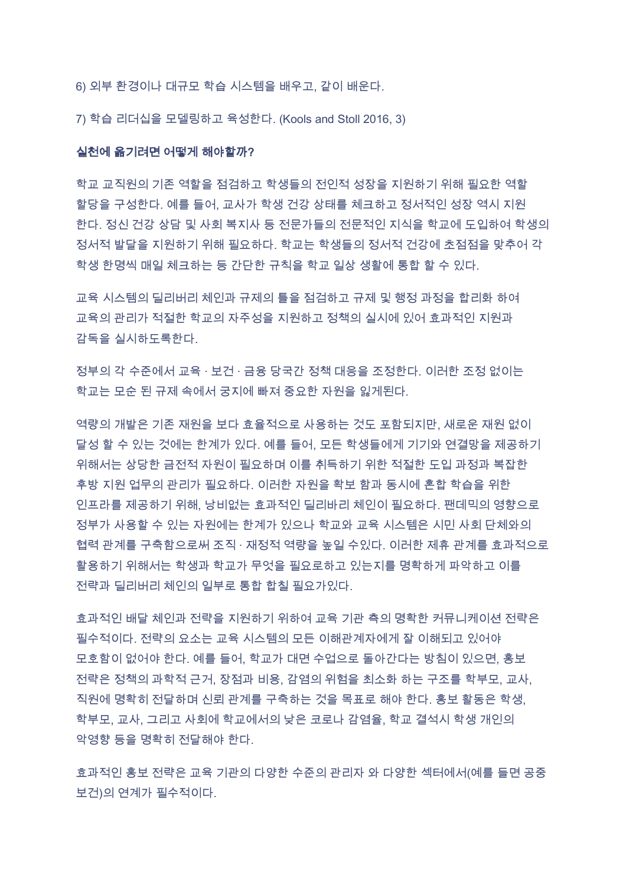6) 외부 환경이나 대규모 학습 시스템을 배우고, 같이 배운다.

7) 학습 리더십을 모델링하고 육성한다. (Kools and Stoll 2016, 3)

### 실천에 옮기려면 어떻게 해야할까?

학교 교직원의 기존 역할을 점검하고 학생들의 전인적 성장을 지원하기 위해 필요한 역할 할당을 구성한다. 예를 들어, 교사가 학생 건강 상태를 체크하고 정서적인 성장 역시 지원 한다. 정신 건강 상담 및 사회 복지사 등 전문가들의 전문적인 지식을 학교에 도입하여 학생의 정서적 발달을 지원하기 위해 필요하다. 학교는 학생들의 정서적 건강에 초점점을 맞추어 각 학생 한명씩 매일 체크하는 등 간단한 규칙을 학교 일상 생활에 통합 할 수 있다.

교육 시스템의 딜리버리 체인과 규제의 틀을 점검하고 규제 및 행정 과정을 합리화 하여 교육의 관리가 적절한 학교의 자주성을 지원하고 정책의 실시에 있어 효과적인 지원과 감독을 실시하도록한다.

정부의 각 수준에서 교육 · 보건 · 금융 당국간 정책 대응을 조정한다. 이러한 조정 없이는 학교는 모순 된 규제 속에서 궁지에 빠져 중요한 자원을 잃게된다.

역량의 개발은 기존 재원을 보다 효율적으로 사용하는 것도 포함되지만, 새로운 재원 없이 달성 할 수 있는 것에는 한계가 있다. 예를 들어, 모든 학생들에게 기기와 연결망을 제공하기 위해서는 상당한 금전적 자원이 필요하며 이를 취득하기 위한 적절한 도입 과정과 복잡한 후방 지원 업무의 관리가 필요하다. 이러한 자원을 확보 함과 동시에 혼합 학습을 위한 인프라를 제공하기 위해, 낭비없는 효과적인 딜리바리 체인이 필요하다. 팬데믹의 영향으로 정부가 사용할 수 있는 자원에는 한계가 있으나 학교와 교육 시스템은 시민 사회 단체와의 협력 관계를 구축함으로써 조직 · 재정적 역량을 높일 수있다. 이러한 제휴 관계를 효과적으로 활용하기 위해서는 학생과 학교가 무엇을 필요로하고 있는지를 명확하게 파악하고 이를 전략과 딜리버리 체인의 일부로 통합 합칠 필요가있다.

효과적인 배달 체인과 전략을 지원하기 위하여 교육 기관 측의 명확한 커뮤니케이션 전략은 필수적이다. 전략의 요소는 교육 시스템의 모든 이해관계자에게 잘 이해되고 있어야 모호함이 없어야 한다. 예를 들어, 학교가 대면 수업으로 돌아간다는 방침이 있으면, 홍보 전략은 정책의 과학적 근거, 장점과 비용, 감염의 위험을 최소화 하는 구조를 학부모, 교사, 직원에 명확히 전달하며 신뢰 관계를 구축하는 것을 목표로 해야 한다. 홍보 활동은 학생, 학부모, 교사, 그리고 사회에 학교에서의 낮은 코로나 감염율, 학교 결석시 학생 개인의 악영향 등을 명확히 전달해야 한다.

효과적인 홍보 전략은 교육 기관의 다양한 수준의 관리자 와 다양한 섹터에서(예를 들면 공중 보건)의 연계가 필수적이다.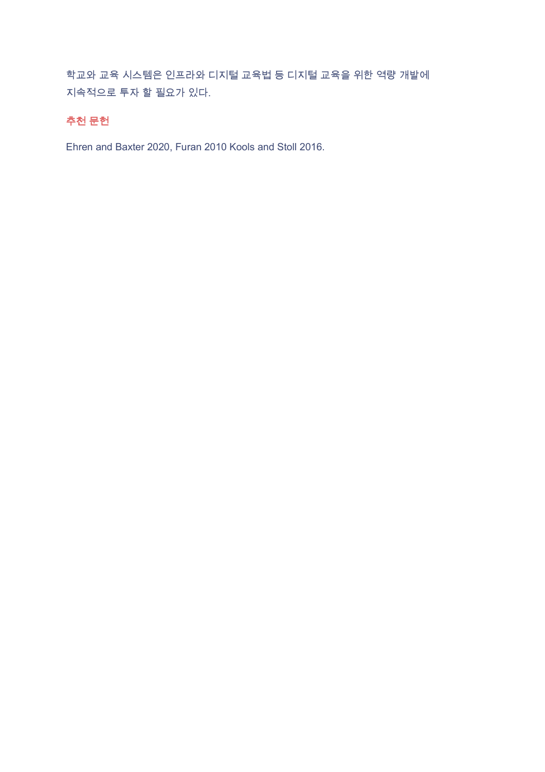학교와 교육 시스템은 인프라와 디지털 교육법 등 디지털 교육을 위한 역량 개발에 지속적으로 투자 할 필요가 있다.

### 추천 문헌

Ehren and Baxter 2020, Furan 2010 Kools and Stoll 2016.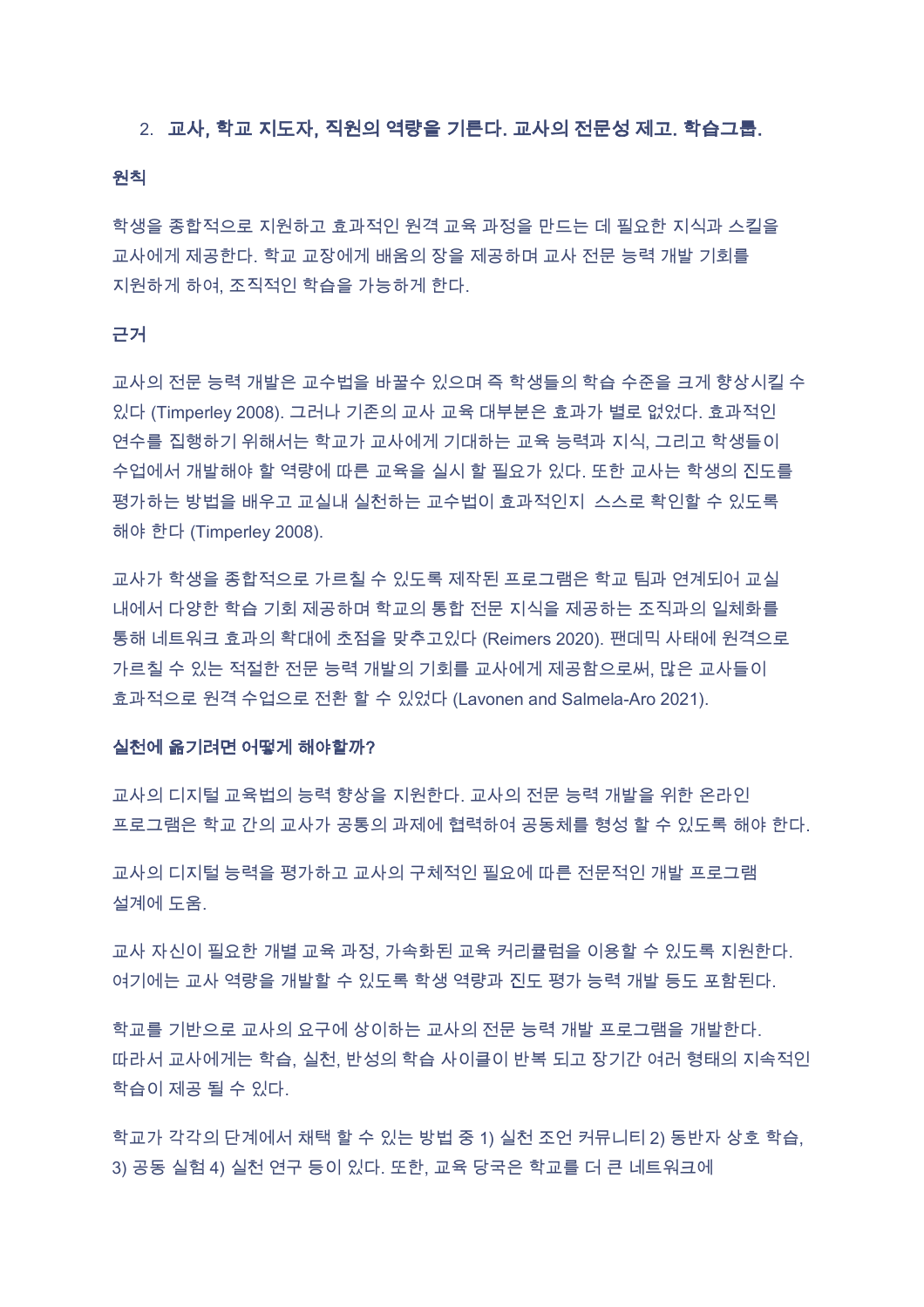2. **교사, 학교 지도자, 직원의 역량을 기른다. 교사의 전문성 제고. 학습그룹.**

**원칙**

학생을 종합적으로 지원하고 효과적인 원격 교육 과정을 만드는 데 필요한 지식과 스킬을 교사에게 제공한다. 학교 교장에게 배움의 장을 제공하며 교사 전문 능력 개발 기회를 지원하게 하여, 조직적인 학습을 가능하게 한다.

**근거**

교사의 전문 능력 개발은 교수법을 바꿀수 있으며 즉 학생들의 학습 수준을 크게 향상시킬 수 있다 (Timperley 2008). 그러나 기존의 교사 교육 대부분은 효과가 별로 없었다. 효과적인 연수를 집행하기 위해서는 학교가 교사에게 기대하는 교육 능력과 지식, 그리고 학생들이 수업에서 개발해야 할 역량에 따른 교육을 실시 할 필요가 있다. 또한 교사는 학생의 진도를 평가하는 방법을 배우고 교실내 실천하는 교수법이 효과적인지 스스로 확인할 수 있도록 해야 한다 (Timperley 2008).

교사가 학생을 종합적으로 가르칠 수 있도록 제작된 프로그램은 학교 팀과 연계되어 교실 내에서 다양한 학습 기회 제공하며 학교의 통합 전문 지식을 제공하는 조직과의 일체화를 통해 네트워크 효과의 확대에 초점을 맞추고있다 (Reimers 2020). 팬데믹 사태에 원격으로 가르칠 수 있는 적절한 전문 능력 개발의 기회를 교사에게 제공함으로써, 많은 교사들이 효과적으로 원격 수업으로 전환 할 수 있었다 (Lavonen and Salmela-Aro 2021).

**실천에 옮기려면 어떻게 해야할까?**

교사의 디지털 교육법의 능력 향상을 지원한다. 교사의 전문 능력 개발을 위한 온라인 프로그램은 학교 간의 교사가 공통의 과제에 협력하여 공동체를 형성 할 수 있도록 해야 한다.

교사의 디지털 능력을 평가하고 교사의 구체적인 필요에 따른 전문적인 개발 프로그램 설계에 도움.

교사 자신이 필요한 개별 교육 과정, 가속화된 교육 커리큘럼을 이용할 수 있도록 지원한다. 여기에는 교사 역량을 개발할 수 있도록 학생 역량과 진도 평가 능력 개발 등도 포함된다.

학교를 기반으로 교사의 요구에 상이하는 교사의 전문 능력 개발 프로그램을 개발한다. 따라서 교사에게는 학습, 실천, 반성의 학습 사이클이 반복 되고 장기간 여러 형태의 지속적인 학습이 제공 될 수 있다.

학교가 각각의 단계에서 채택 할 수 있는 방법 중 1) 실천 조언 커뮤니티 2) 동반자 상호 학습, 3) 공동 실험 4) 실천 연구 등이 있다. 또한, 교육 당국은 학교를 더 큰 네트워크에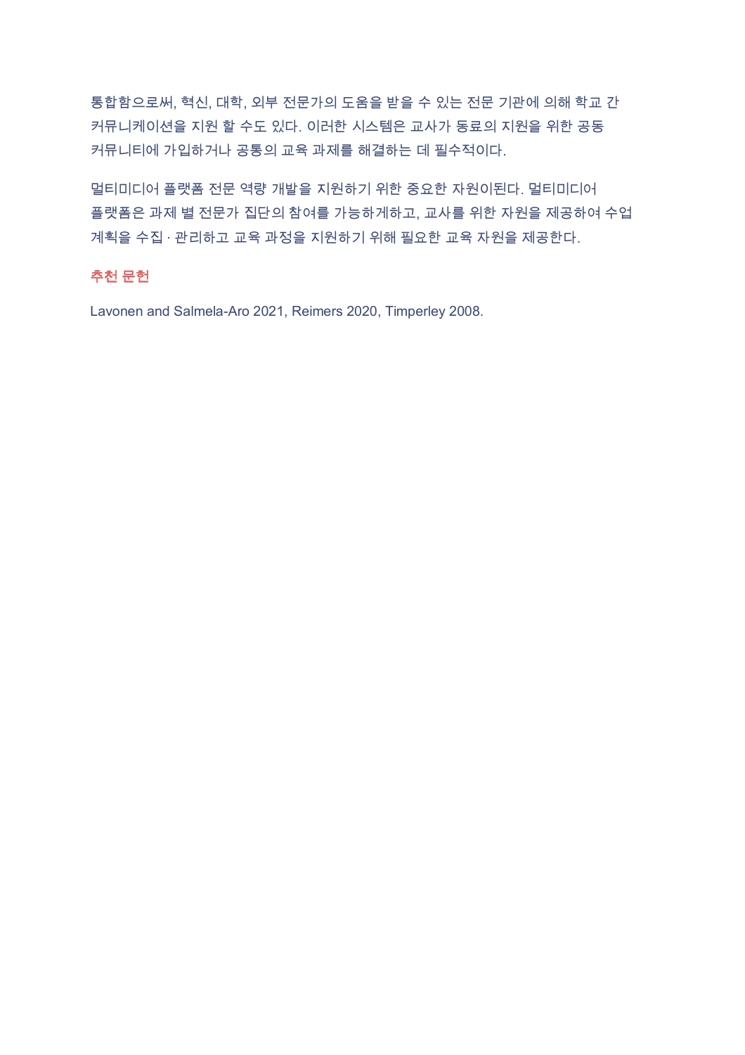통합함으로써, 혁신, 대학, 외부 전문가의 도움을 받을 수 있는 전문 기관에 의해 학교 간 커뮤니케이션을 지원 할 수도 있다. 이러한 시스템은 교사가 동료의 지원을 위한 공동 커뮤니티에 가입하거나 공통의 교육 과제를 해결하는 데 필수적이다.

멀티미디어 플랫폼 전문 역량 개발을 지원하기 위한 중요한 자원이된다. 멀티미디어 플랫폼은 과제 별 전문가 집단의 참여를 가능하게하고, 교사를 위한 자원을 제공하여 수업 계획을 수집 · 관리하고 교육 과정을 지원하기 위해 필요한 교육 자원을 제공한다.

**추천 문헌**

Lavonen and Salmela-Aro 2021, Reimers 2020, Timperley 2008.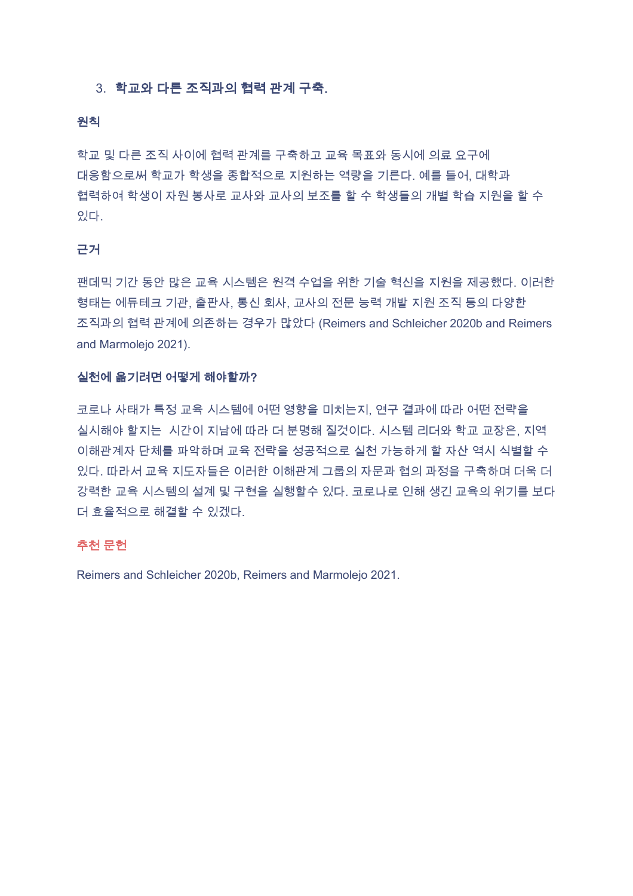3. **학교와 다른 조직과의 협력 관계 구축.**

**원칙**

학교 및 다른 조직 사이에 협력 관계를 구축하고 교육 목표와 동시에 의료 요구에 대응함으로써 학교가 학생을 종합적으로 지원하는 역량을 기른다. 예를 들어, 대학과 협력하여 학생이 자원 봉사로 교사와 교사의 보조를 할 수 학생들의 개별 학습 지원을 할 수 있다.

**근거**

팬데믹 기간 동안 많은 교육 시스템은 원격 수업을 위한 기술 혁신을 지원을 제공했다. 이러한 형태는 에듀테크 기관, 출판사, 통신 회사, 교사의 전문 능력 개발 지원 조직 등의 다양한 조직과의 협력 관계에 의존하는 경우가 많았다 (Reimers and Schleicher 2020b and Reimers and Marmolejo 2021).

**실천에 옮기려면 어떻게 해야할까?**

코로나 사태가 특정 교육 시스템에 어떤 영향을 미치는지, 연구 결과에 따라 어떤 전략을 실시해야 할지는 시간이 지남에 따라 더 분명해 질것이다. 시스템 리더와 학교 교장은, 지역 이해관계자 단체를 파악하며 교육 전략을 성공적으로 실천 가능하게 할 자산 역시 식별할 수 있다. 따라서 교육 지도자들은 이러한 이해관계 그룹의 자문과 협의 과정을 구축하며 더욱 더 강력한 교육 시스템의 설계 및 구현을 실행할수 있다. 코로나로 인해 생긴 교육의 위기를 보다 더 효율적으로 해결할 수 있겠다.

**추천 문헌**

Reimers and Schleicher 2020b, Reimers and Marmolejo 2021.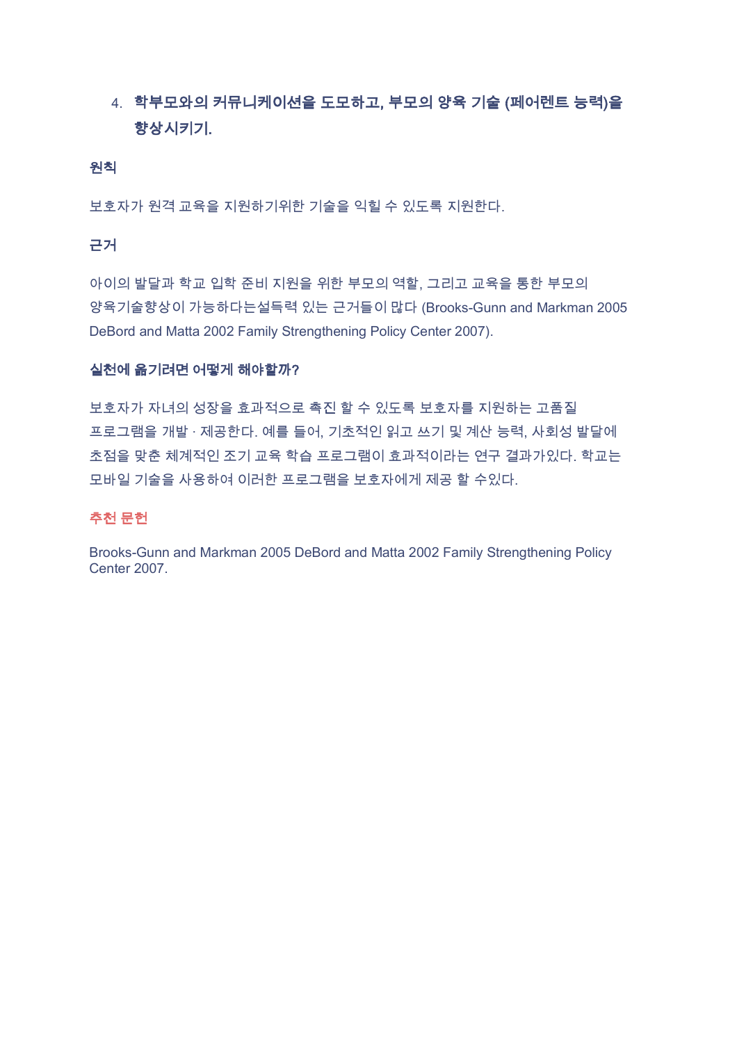4. **학부모와의 커뮤니케이션을 도모하고, 부모의 양육 기술 (페어렌트 능력)을 향상시키기.**

**원칙**

보호자가 원격 교육을 지원하기위한 기술을 익힐 수 있도록 지원한다.

**근거**

아이의 발달과 학교 입학 준비 지원을 위한 부모의 역할, 그리고 교육을 통한 부모의 양육기술향상이 가능하다는설득력 있는 근거들이 많다 (Brooks-Gunn and Markman 2005 DeBord and Matta 2002 Family Strengthening Policy Center 2007).

**실천에 옮기려면 어떻게 해야할까?**

보호자가 자녀의 성장을 효과적으로 촉진 할 수 있도록 보호자를 지원하는 고품질 프로그램을 개발 · 제공한다. 예를 들어, 기초적인 읽고 쓰기 및 계산 능력, 사회성 발달에 초점을 맞춘 체계적인 조기 교육 학습 프로그램이 효과적이라는 연구 결과가있다. 학교는 모바일 기술을 사용하여 이러한 프로그램을 보호자에게 제공 할 수있다.

**추천 문헌**

Brooks-Gunn and Markman 2005 DeBord and Matta 2002 Family Strengthening Policy Center 2007.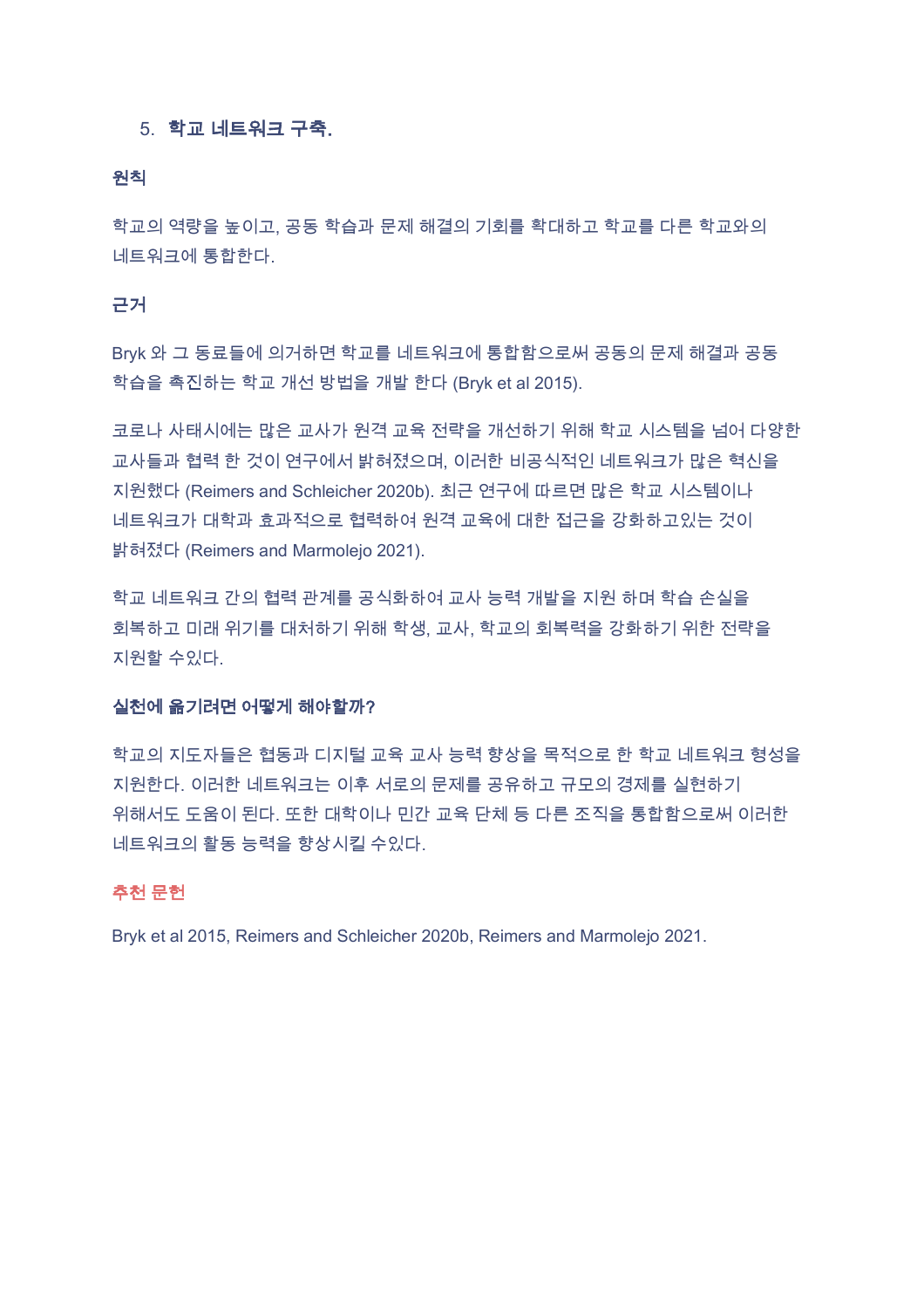## 5. 학교 네트워크 구축.

### 원칙

학교의 역량을 높이고, 공동 학습과 문제 해결의 기회를 확대하고 학교를 다른 학교와의 네트워크에 통합한다.

### 근거

Bryk 와 그 동료들에 의거하면 학교를 네트워크에 통합함으로써 공동의 문제 해결과 공동 학습을 촉진하는 학교 개선 방법을 개발 한다 (Bryk et al 2015).

코로나 사태시에는 많은 교사가 원격 교육 전략을 개선하기 위해 학교 시스템을 넘어 다양한 교사들과 협력 한 것이 연구에서 밝혀졌으며, 이러한 비공식적인 네트워크가 많은 혁신을 지원했다 (Reimers and Schleicher 2020b). 최근 연구에 따르면 많은 학교 시스템이나 네트워크가 대학과 효과적으로 협력하여 원격 교육에 대한 접근을 강화하고있는 것이 밝혀졌다 (Reimers and Marmolejo 2021).

학교 네트워크 간의 협력 관계를 공식화하여 교사 능력 개발을 지원 하며 학습 손실을 회복하고 미래 위기를 대처하기 위해 학생, 교사, 학교의 회복력을 강화하기 위한 전략을 지원할 수있다.

### 실천에 옮기려면 어떻게 해야할까?

학교의 지도자들은 협동과 디지털 교육 교사 능력 향상을 목적으로 한 학교 네트워크 형성을 지원한다. 이러한 네트워크는 이후 서로의 문제를 공유하고 규모의 경제를 실현하기 위해서도 도움이 된다. 또한 대학이나 민간 교육 단체 등 다른 조직을 통합함으로써 이러한 네트워크의 활동 능력을 향상시킬 수있다.

### 추천 문헌

Bryk et al 2015, Reimers and Schleicher 2020b, Reimers and Marmolejo 2021.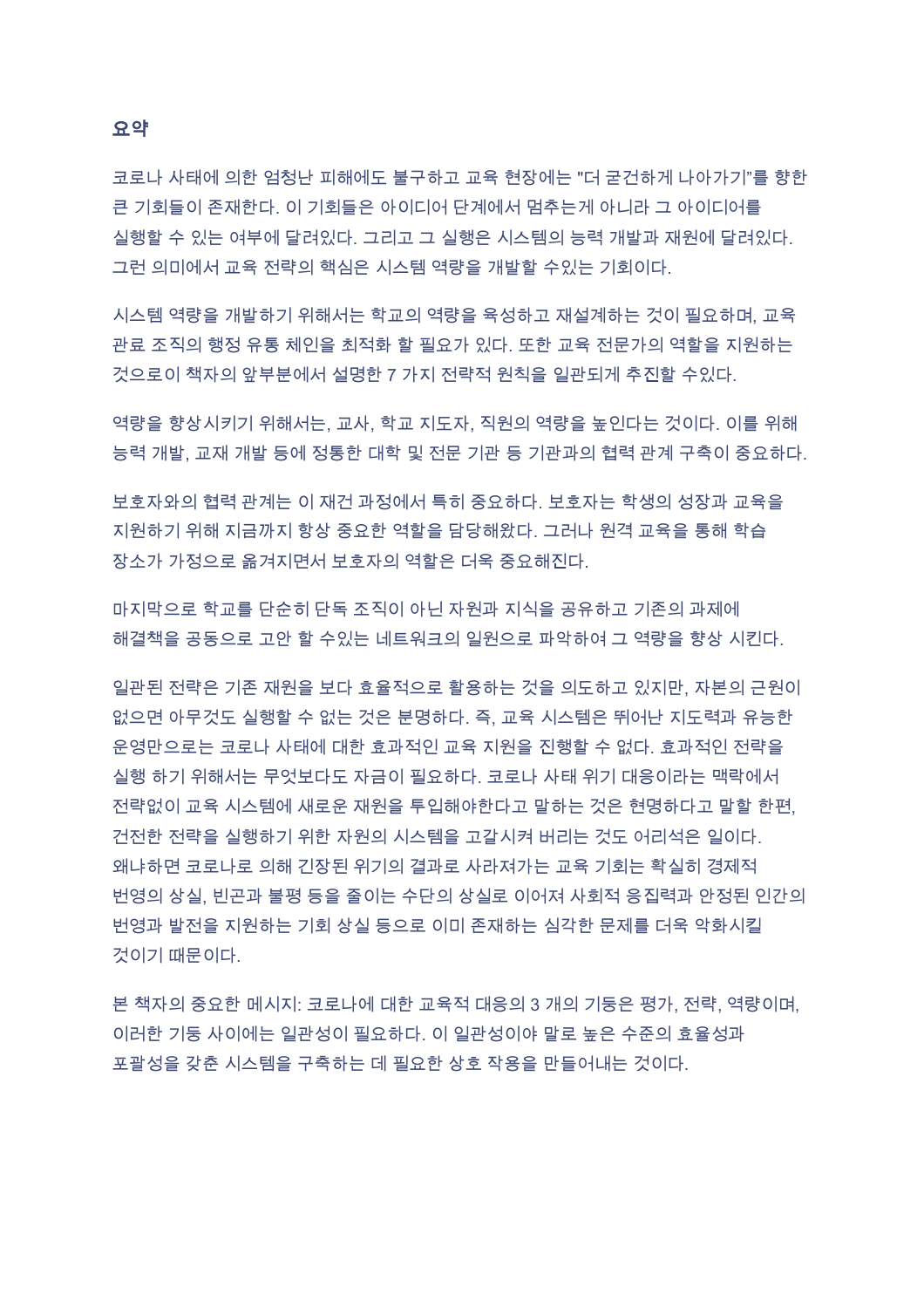## 요약

코로나 사태에 의한 엄청난 피해에도 불구하고 교육 현장에는 "더 굳건하게 나아가기"를 향한 큰 기회들이 존재한다. 이 기회들은 아이디어 단계에서 멈추는게 아니라 그 아이디어를 실행할 수 있는 여부에 달려있다. 그리고 그 실행은 시스템의 능력 개발과 재원에 달려있다. 그런 의미에서 교육 전략의 핵심은 시스템 역량을 개발할 수있는 기회이다.

시스템 역량을 개발하기 위해서는 학교의 역량을 육성하고 재설계하는 것이 필요하며, 교육 관료 조직의 행정 유통 체인을 최적화 할 필요가 있다. 또한 교육 전문가의 역할을 지원하는 것으로이 책자의 앞부분에서 설명한 7 가지 전략적 원칙을 일관되게 추진할 수있다.

역량을 향상시키기 위해서는, 교사, 학교 지도자, 직원의 역량을 높인다는 것이다. 이를 위해 능력 개발, 교재 개발 등에 정통한 대학 및 전문 기관 등 기관과의 협력 관계 구축이 중요하다.

보호자와의 협력 관계는 이 재건 과정에서 특히 중요하다. 보호자는 학생의 성장과 교육을 지원하기 위해 지금까지 항상 중요한 역할을 담당해왔다. 그러나 원격 교육을 통해 학습 장소가 가정으로 옮겨지면서 보호자의 역할은 더욱 중요해진다.

마지막으로 학교를 단순히 단독 조직이 아닌 자원과 지식을 공유하고 기존의 과제에 해결책을 공동으로 고안 할 수있는 네트워크의 일원으로 파악하여 그 역량을 향상 시킨다.

일관된 전략은 기존 재원을 보다 효율적으로 활용하는 것을 의도하고 있지만, 자본의 근원이 없으면 아무것도 실행할 수 없는 것은 분명하다. 즉, 교육 시스템은 뛰어난 지도력과 유능한 운영만으로는 코로나 사태에 대한 효과적인 교육 지원을 진행할 수 없다. 효과적인 전략을 실행 하기 위해서는 무엇보다도 자금이 필요하다. 코로나 사태 위기 대응이라는 맥락에서 전략없이 교육 시스템에 새로운 재원을 투입해야한다고 말하는 것은 현명하다고 말할 한편, 건전한 전략을 실행하기 위한 자원의 시스템을 고갈시켜 버리는 것도 어리석은 일이다. 왜냐하면 코로나로 의해 긴장된 위기의 결과로 사라져가는 교육 기회는 확실히 경제적 번영의 상실, 빈곤과 불평 등을 줄이는 수단의 상실로 이어져 사회적 응집력과 안정된 인간의 번영과 발전을 지원하는 기회 상실 등으로 이미 존재하는 심각한 문제를 더욱 악화시킬 것이기 때문이다.

본 책자의 중요한 메시지: 코로나에 대한 교육적 대응의 3 개의 기둥은 평가, 전략, 역량이며, 이러한 기둥 사이에는 일관성이 필요하다. 이 일관성이야 말로 높은 수준의 효율성과 포괄성을 갖춘 시스템을 구축하는 데 필요한 상호 작용을 만들어내는 것이다.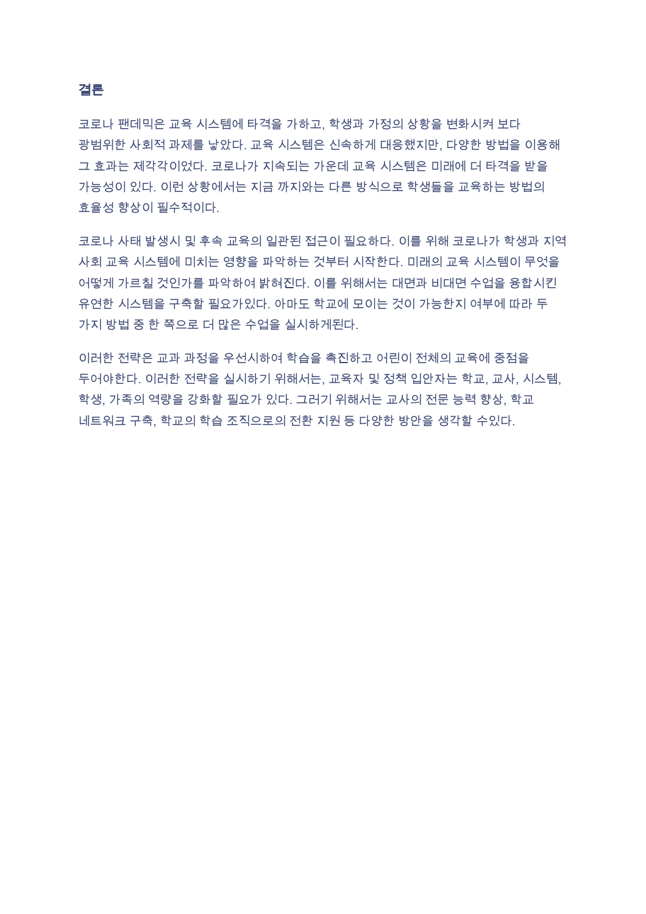## 결론

코로나 팬데믹은 교육 시스템에 타격을 가하고, 학생과 가정의 상황을 변화시켜 보다 광범위한 사회적 과제를 낳았다. 교육 시스템은 신속하게 대응했지만, 다양한 방법을 이용해 그 효과는 제각각이었다. 코로나가 지속되는 가운데 교육 시스템은 미래에 더 타격을 받을 가능성이 있다. 이런 상황에서는 지금 까지와는 다른 방식으로 학생들을 교육하는 방법의 효율성 향상이 필수적이다.

코로나 사태 발생시 및 후속 교육의 일관된 접근이 필요하다. 이를 위해 코로나가 학생과 지역사회 교육 시스템에 미치는 영향을 파악하는 것부터 시작한다. 미래의 교육 시스템이 무엇을 어떻게 가르칠 것인가를 파악하여 밝혀진다. 이를 위해서는 대면과 비대면 수업을 융합시킨 유연한 시스템을 구축할 필요가있다. 아마도 학교에 모이는 것이 가능한지 여부에 따라 두 가지 방법 중 한 쪽으로 더 많은 수업을 실시하게된다.

이러한 전략은 교과 과정을 우선시하여 학습을 촉진하고 어린이 전체의 교육에 중점을 두어야한다. 이러한 전략을 실시하기 위해서는, 교육자 및 정책 입안자는 학교, 교사, 시스템, 학생, 가족의 역량을 강화할 필요가 있다. 그러기 위해서는 교사의 전문 능력 향상, 학교 네트워크 구축, 학교의 학습 조직으로의 전환 지원 등 다양한 방안을 생각할 수있다.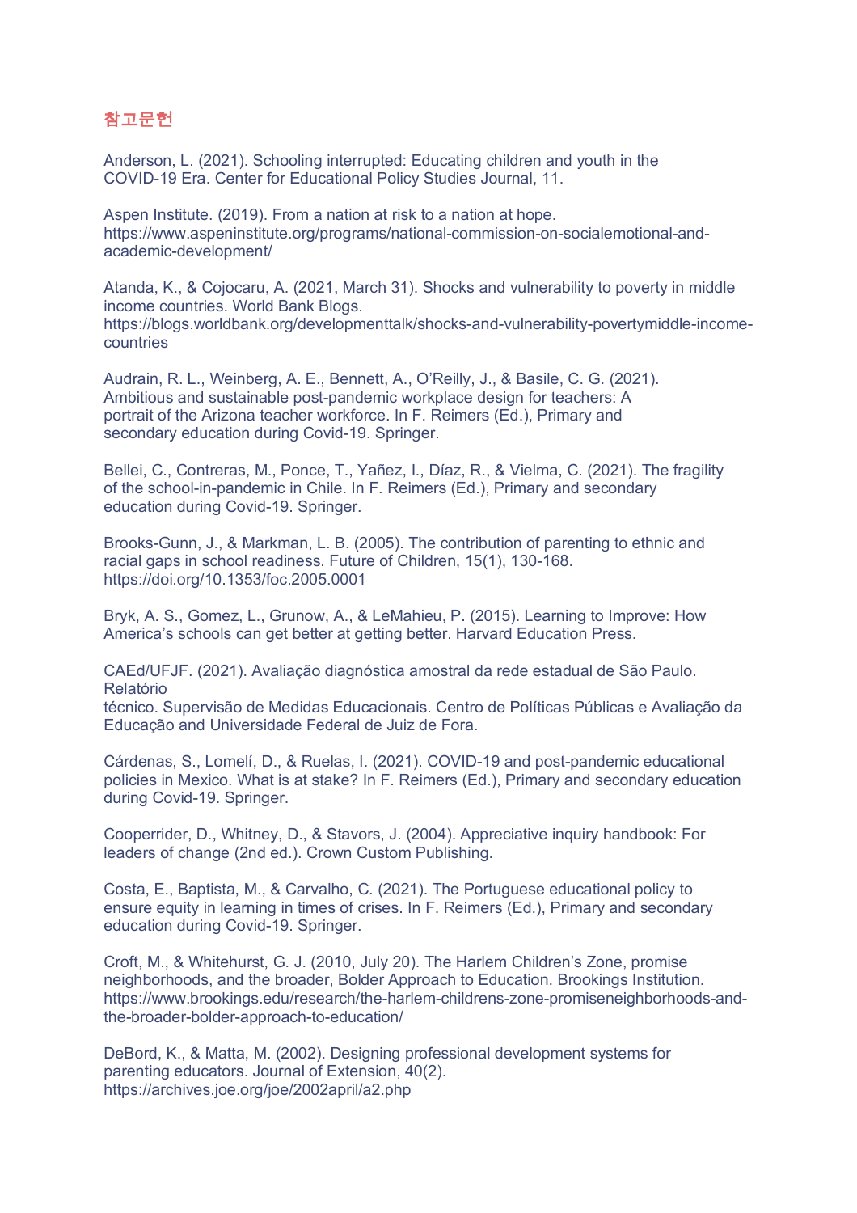## 참고문헌

Anderson, L. (2021). Schooling interrupted: Educating children and youth in the COVID-19 Era. Center for Educational Policy Studies Journal, 11.

Aspen Institute. (2019). From a nation at risk to a nation at hope. https://www.aspeninstitute.org/programs/national-commission-on-socialemotional-and-academic-development/

Atanda, K., & Cojocaru, A. (2021, March 31). Shocks and vulnerability to poverty in middle income countries. World Bank Blogs. https://blogs.worldbank.org/developmenttalk/shocks-and-vulnerability-povertymiddle-income-countries

Audrain, R. L., Weinberg, A. E., Bennett, A., O'Reilly, J., & Basile, C. G. (2021). Ambitious and sustainable post-pandemic workplace design for teachers: A portrait of the Arizona teacher workforce. In F. Reimers (Ed.), Primary and secondary education during Covid-19. Springer.

Bellei, C., Contreras, M., Ponce, T., Yañez, I., Díaz, R., & Vielma, C. (2021). The fragility of the school-in-pandemic in Chile. In F. Reimers (Ed.), Primary and secondary education during Covid-19. Springer.

Brooks-Gunn, J., & Markman, L. B. (2005). The contribution of parenting to ethnic and racial gaps in school readiness. Future of Children, 15(1), 130-168. https://doi.org/10.1353/foc.2005.0001

Bryk, A. S., Gomez, L., Grunow, A., & LeMahieu, P. (2015). Learning to Improve: How America's schools can get better at getting better. Harvard Education Press.

CAEd/UFJF. (2021). Avaliação diagnóstica amostral da rede estadual de São Paulo. Relatório técnico. Supervisão de Medidas Educacionais. Centro de Políticas Públicas e Avaliação da Educação and Universidade Federal de Juiz de Fora.

Cárdenas, S., Lomelí, D., & Ruelas, I. (2021). COVID-19 and post-pandemic educational policies in Mexico. What is at stake? In F. Reimers (Ed.), Primary and secondary education during Covid-19. Springer.

Cooperrider, D., Whitney, D., & Stavors, J. (2004). Appreciative inquiry handbook: For leaders of change (2nd ed.). Crown Custom Publishing.

Costa, E., Baptista, M., & Carvalho, C. (2021). The Portuguese educational policy to ensure equity in learning in times of crises. In F. Reimers (Ed.), Primary and secondary education during Covid-19. Springer.

Croft, M., & Whitehurst, G. J. (2010, July 20). The Harlem Children's Zone, promise neighborhoods, and the broader, Bolder Approach to Education. Brookings Institution. https://www.brookings.edu/research/the-harlem-childrens-zone-promiseneighborhoods-and-the-broader-bolder-approach-to-education/

DeBord, K., & Matta, M. (2002). Designing professional development systems for parenting educators. Journal of Extension, 40(2). https://archives.joe.org/joe/2002april/a2.php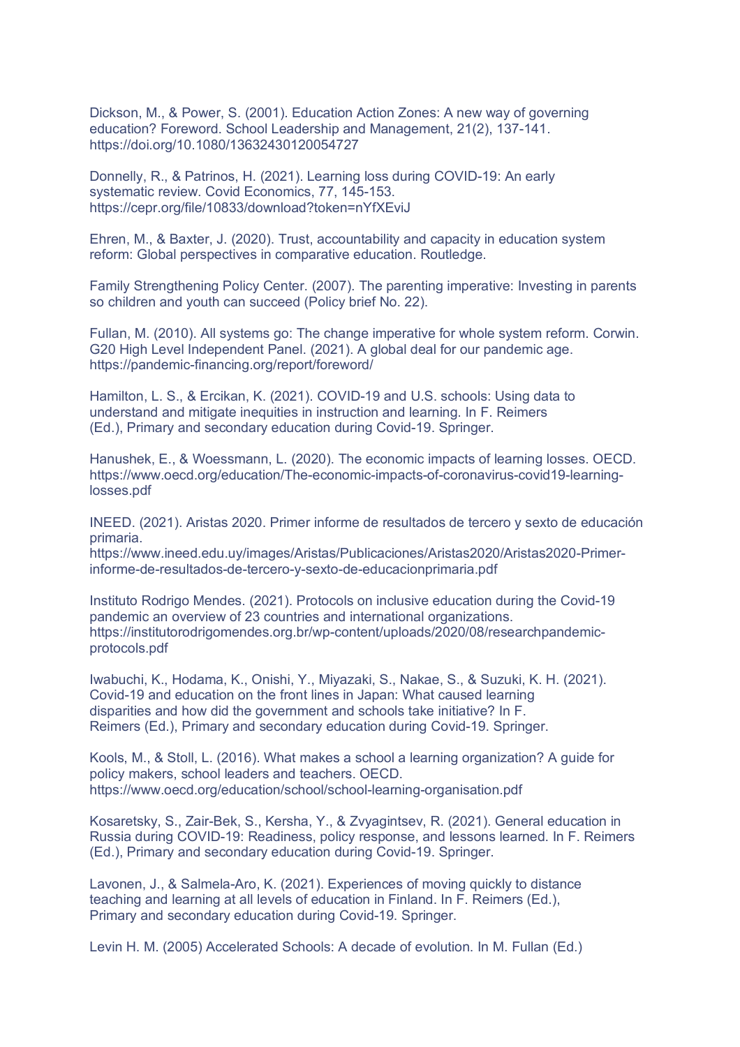Dickson, M., & Power, S. (2001). Education Action Zones: A new way of governing education? Foreword. School Leadership and Management, 21(2), 137-141. https://doi.org/10.1080/13632430120054727

Donnelly, R., & Patrinos, H. (2021). Learning loss during COVID-19: An early systematic review. Covid Economics, 77, 145-153. https://cepr.org/file/10833/download?token=nYfXEviJ

Ehren, M., & Baxter, J. (2020). Trust, accountability and capacity in education system reform: Global perspectives in comparative education. Routledge.

Family Strengthening Policy Center. (2007). The parenting imperative: Investing in parents so children and youth can succeed (Policy brief No. 22).

Fullan, M. (2010). All systems go: The change imperative for whole system reform. Corwin.
G20 High Level Independent Panel. (2021). A global deal for our pandemic age. https://pandemic-financing.org/report/foreword/

Hamilton, L. S., & Ercikan, K. (2021). COVID-19 and U.S. schools: Using data to understand and mitigate inequities in instruction and learning. In F. Reimers (Ed.), Primary and secondary education during Covid-19. Springer.

Hanushek, E., & Woessmann, L. (2020). The economic impacts of learning losses. OECD. https://www.oecd.org/education/The-economic-impacts-of-coronavirus-covid19-learning-losses.pdf

INEED. (2021). Aristas 2020. Primer informe de resultados de tercero y sexto de educación primaria. https://www.ineed.edu.uy/images/Aristas/Publicaciones/Aristas2020/Aristas2020-Primer-informe-de-resultados-de-tercero-y-sexto-de-educacionprimaria.pdf

Instituto Rodrigo Mendes. (2021). Protocols on inclusive education during the Covid-19 pandemic an overview of 23 countries and international organizations. https://institutorodrigomendes.org.br/wp-content/uploads/2020/08/researchpandemic-protocols.pdf

Iwabuchi, K., Hodama, K., Onishi, Y., Miyazaki, S., Nakae, S., & Suzuki, K. H. (2021). Covid-19 and education on the front lines in Japan: What caused learning disparities and how did the government and schools take initiative? In F. Reimers (Ed.), Primary and secondary education during Covid-19. Springer.

Kools, M., & Stoll, L. (2016). What makes a school a learning organization? A guide for policy makers, school leaders and teachers. OECD. https://www.oecd.org/education/school/school-learning-organisation.pdf

Kosaretsky, S., Zair-Bek, S., Kersha, Y., & Zvyagintsev, R. (2021). General education in Russia during COVID-19: Readiness, policy response, and lessons learned. In F. Reimers (Ed.), Primary and secondary education during Covid-19. Springer.

Lavonen, J., & Salmela-Aro, K. (2021). Experiences of moving quickly to distance teaching and learning at all levels of education in Finland. In F. Reimers (Ed.), Primary and secondary education during Covid-19. Springer.

Levin H. M. (2005) Accelerated Schools: A decade of evolution. In M. Fullan (Ed.)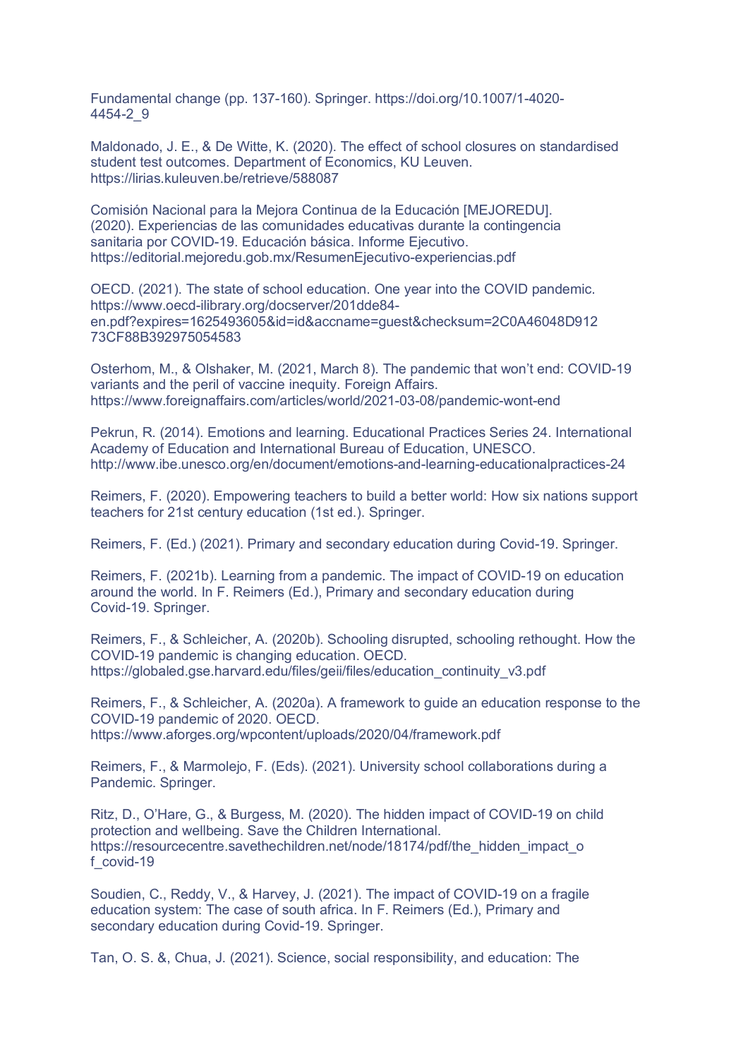Fundamental change (pp. 137-160). Springer. https://doi.org/10.1007/1-4020-4454-2_9

Maldonado, J. E., & De Witte, K. (2020). The effect of school closures on standardised student test outcomes. Department of Economics, KU Leuven. https://lirias.kuleuven.be/retrieve/588087

Comisión Nacional para la Mejora Continua de la Educación [MEJOREDU]. (2020). Experiencias de las comunidades educativas durante la contingencia sanitaria por COVID-19. Educación básica. Informe Ejecutivo. https://editorial.mejoredu.gob.mx/ResumenEjecutivo-experiencias.pdf

OECD. (2021). The state of school education. One year into the COVID pandemic. https://www.oecd-ilibrary.org/docserver/201dde84-en.pdf?expires=1625493605&id=id&accname=guest&checksum=2C0A46048D91273CF88B392975054583

Osterhom, M., & Olshaker, M. (2021, March 8). The pandemic that won't end: COVID-19 variants and the peril of vaccine inequity. Foreign Affairs. https://www.foreignaffairs.com/articles/world/2021-03-08/pandemic-wont-end

Pekrun, R. (2014). Emotions and learning. Educational Practices Series 24. International Academy of Education and International Bureau of Education, UNESCO. http://www.ibe.unesco.org/en/document/emotions-and-learning-educationalpractices-24

Reimers, F. (2020). Empowering teachers to build a better world: How six nations support teachers for 21st century education (1st ed.). Springer.

Reimers, F. (Ed.) (2021). Primary and secondary education during Covid-19. Springer.

Reimers, F. (2021b). Learning from a pandemic. The impact of COVID-19 on education around the world. In F. Reimers (Ed.), Primary and secondary education during Covid-19. Springer.

Reimers, F., & Schleicher, A. (2020b). Schooling disrupted, schooling rethought. How the COVID-19 pandemic is changing education. OECD. https://globaled.gse.harvard.edu/files/geii/files/education_continuity_v3.pdf

Reimers, F., & Schleicher, A. (2020a). A framework to guide an education response to the COVID-19 pandemic of 2020. OECD. https://www.aforges.org/wpcontent/uploads/2020/04/framework.pdf

Reimers, F., & Marmolejo, F. (Eds). (2021). University school collaborations during a Pandemic. Springer.

Ritz, D., O'Hare, G., & Burgess, M. (2020). The hidden impact of COVID-19 on child protection and wellbeing. Save the Children International. https://resourcentre.savethechildren.net/node/18174/pdf/the_hidden_impact_of_covid-19

Soudien, C., Reddy, V., & Harvey, J. (2021). The impact of COVID-19 on a fragile education system: The case of south africa. In F. Reimers (Ed.), Primary and secondary education during Covid-19. Springer.

Tan, O. S. &, Chua, J. (2021). Science, social responsibility, and education: The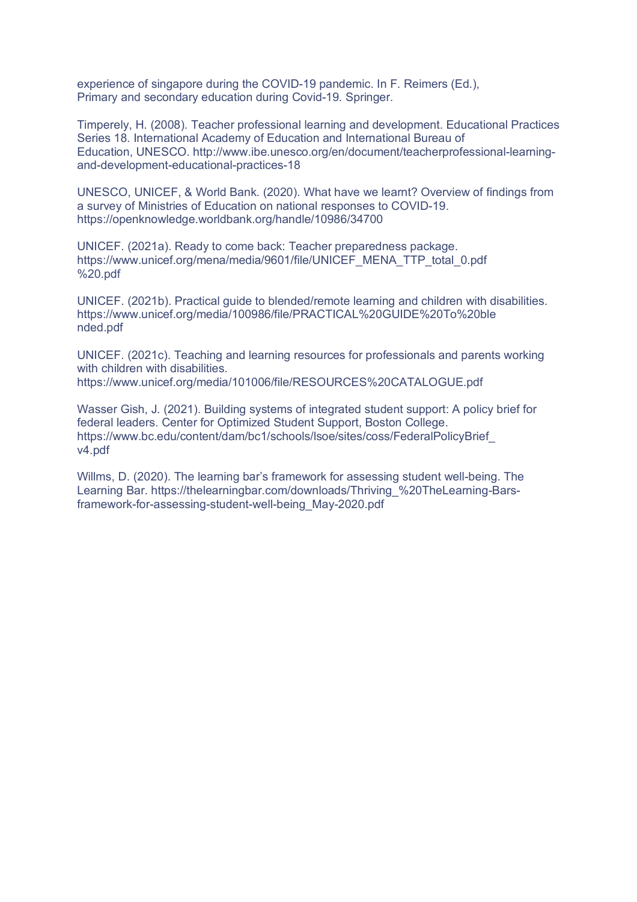experience of singapore during the COVID-19 pandemic. In F. Reimers (Ed.), Primary and secondary education during Covid-19. Springer.

Timperely, H. (2008). Teacher professional learning and development. Educational Practices Series 18. International Academy of Education and International Bureau of Education, UNESCO. http://www.ibe.unesco.org/en/document/teacherprofessional-learning-and-development-educational-practices-18

UNESCO, UNICEF, & World Bank. (2020). What have we learnt? Overview of findings from a survey of Ministries of Education on national responses to COVID-19. https://openknowledge.worldbank.org/handle/10986/34700

UNICEF. (2021a). Ready to come back: Teacher preparedness package. https://www.unicef.org/mena/media/9601/file/UNICEF_MENA_TTP_total_0.pdf%20.pdf

UNICEF. (2021b). Practical guide to blended/remote learning and children with disabilities. https://www.unicef.org/media/100986/file/PRACTICAL%20GUIDE%20To%20blended.pdf

UNICEF. (2021c). Teaching and learning resources for professionals and parents working with children with disabilities. https://www.unicef.org/media/101006/file/RESOURCES%20CATALOGUE.pdf

Wasser Gish, J. (2021). Building systems of integrated student support: A policy brief for federal leaders. Center for Optimized Student Support, Boston College. https://www.bc.edu/content/dam/bc1/schools/lsoe/sites/coss/FederalPolicyBrief_v4.pdf

Willms, D. (2020). The learning bar's framework for assessing student well-being. The Learning Bar. https://thelearningbar.com/downloads/Thriving_%20TheLearning-Bars-framework-for-assessing-student-well-being_May-2020.pdf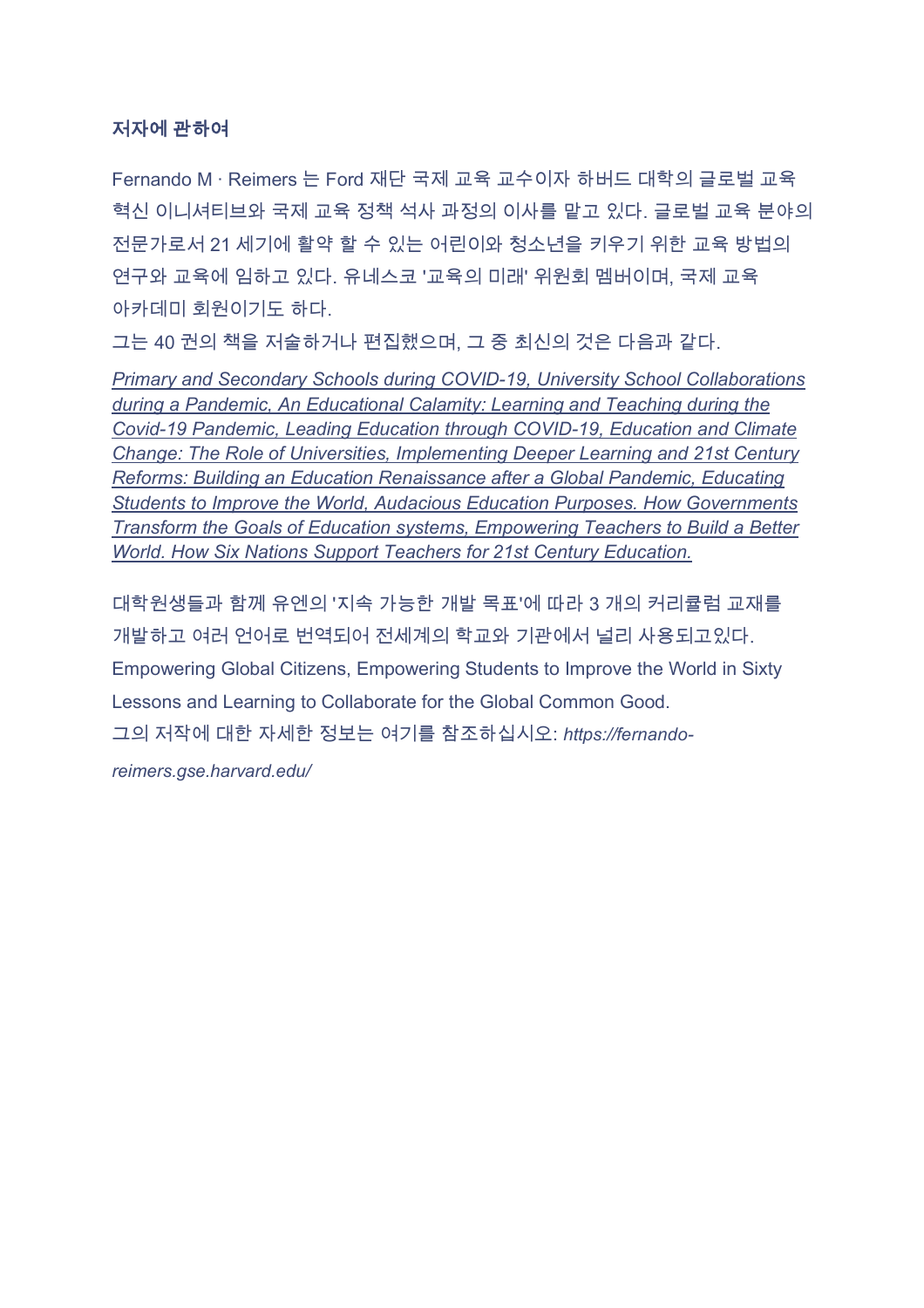**저자에 관하여**

Fernando M · Reimers 는 Ford 재단 국제 교육 교수이자 하버드 대학의 글로벌 교육 혁신 이니셔티브와 국제 교육 정책 석사 과정의 이사를 맡고 있다. 글로벌 교육 분야의 전문가로서 21 세기에 활약 할 수 있는 어린이와 청소년을 키우기 위한 교육 방법의 연구와 교육에 임하고 있다. 유네스코 '교육의 미래' 위원회 멤버이며, 국제 교육 아카데미 회원이기도 하다.

그는 40 권의 책을 저술하거나 편집했으며, 그 중 최신의 것은 다음과 같다.

*Primary and Secondary Schools during COVID-19, University School Collaborations during a Pandemic, An Educational Calamity: Learning and Teaching during the Covid-19 Pandemic, Leading Education through COVID-19, Education and Climate Change: The Role of Universities, Implementing Deeper Learning and 21st Century Reforms: Building an Education Renaissance after a Global Pandemic, Educating Students to Improve the World, Audacious Education Purposes. How Governments Transform the Goals of Education systems, Empowering Teachers to Build a Better World. How Six Nations Support Teachers for 21st Century Education.*

대학원생들과 함께 유엔의 '지속 가능한 개발 목표'에 따라 3 개의 커리큘럼 교재를 개발하고 여러 언어로 번역되어 전세계의 학교와 기관에서 널리 사용되고있다.
Empowering Global Citizens, Empowering Students to Improve the World in Sixty Lessons and Learning to Collaborate for the Global Common Good.
그의 저작에 대한 자세한 정보는 여기를 참조하십시오: *https://fernando-reimers.gse.harvard.edu/*